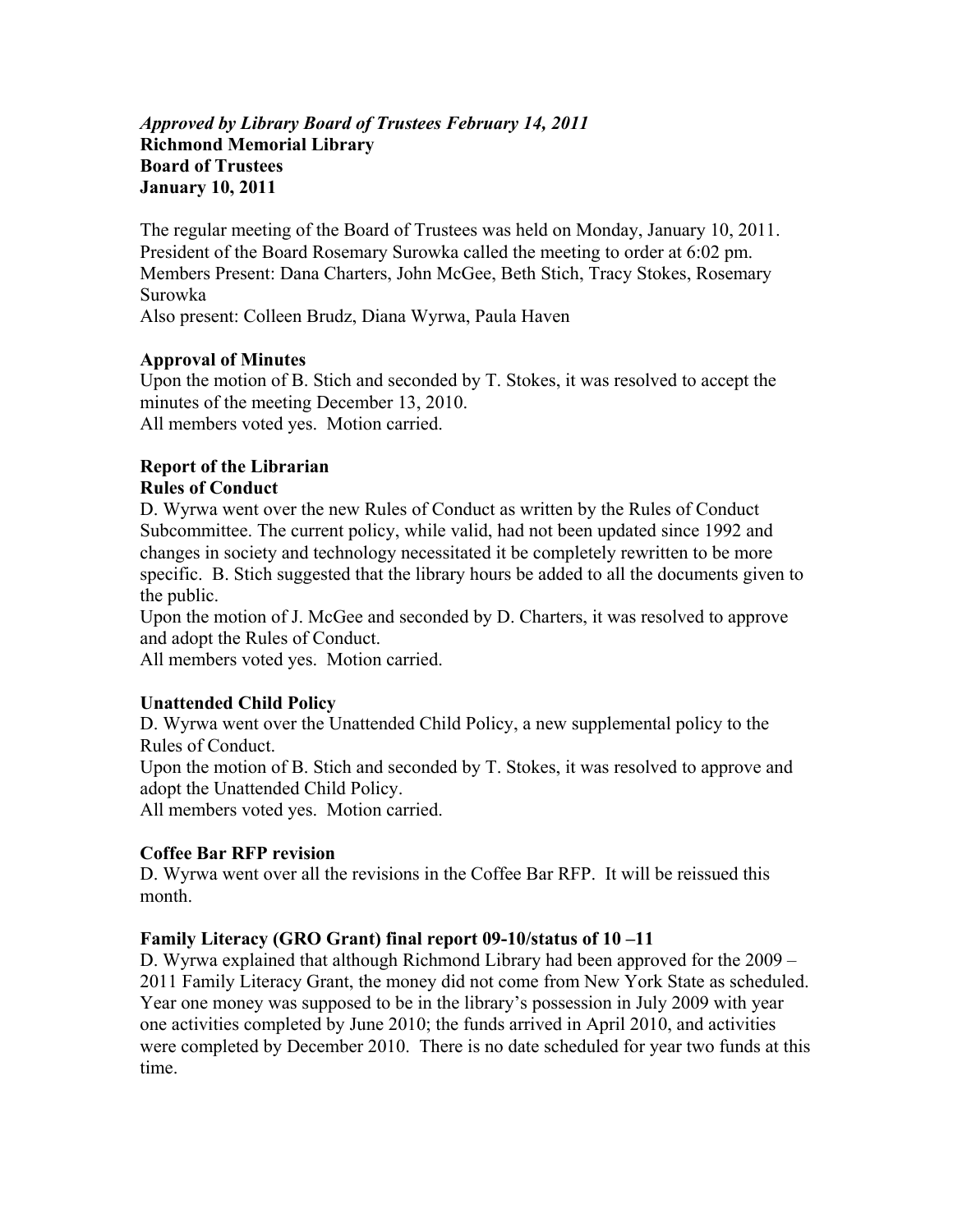***Approved by Library Board of Trustees February 14, 2011***
**Richmond Memorial Library**
**Board of Trustees**
**January 10, 2011**

The regular meeting of the Board of Trustees was held on Monday, January 10, 2011. President of the Board Rosemary Surowka called the meeting to order at 6:02 pm.
Members Present: Dana Charters, John McGee, Beth Stich, Tracy Stokes, Rosemary Surowka
Also present: Colleen Brudz, Diana Wyrwa, Paula Haven

**Approval of Minutes**
Upon the motion of B. Stich and seconded by T. Stokes, it was resolved to accept the minutes of the meeting December 13, 2010.
All members voted yes. Motion carried.

**Report of the Librarian**
**Rules of Conduct**
D. Wyrwa went over the new Rules of Conduct as written by the Rules of Conduct Subcommittee. The current policy, while valid, had not been updated since 1992 and changes in society and technology necessitated it be completely rewritten to be more specific. B. Stich suggested that the library hours be added to all the documents given to the public.
Upon the motion of J. McGee and seconded by D. Charters, it was resolved to approve and adopt the Rules of Conduct.
All members voted yes. Motion carried.

**Unattended Child Policy**
D. Wyrwa went over the Unattended Child Policy, a new supplemental policy to the Rules of Conduct.
Upon the motion of B. Stich and seconded by T. Stokes, it was resolved to approve and adopt the Unattended Child Policy.
All members voted yes. Motion carried.

**Coffee Bar RFP revision**
D. Wyrwa went over all the revisions in the Coffee Bar RFP. It will be reissued this month.

**Family Literacy (GRO Grant) final report 09-10/status of 10 –11**
D. Wyrwa explained that although Richmond Library had been approved for the 2009 – 2011 Family Literacy Grant, the money did not come from New York State as scheduled. Year one money was supposed to be in the library's possession in July 2009 with year one activities completed by June 2010; the funds arrived in April 2010, and activities were completed by December 2010. There is no date scheduled for year two funds at this time.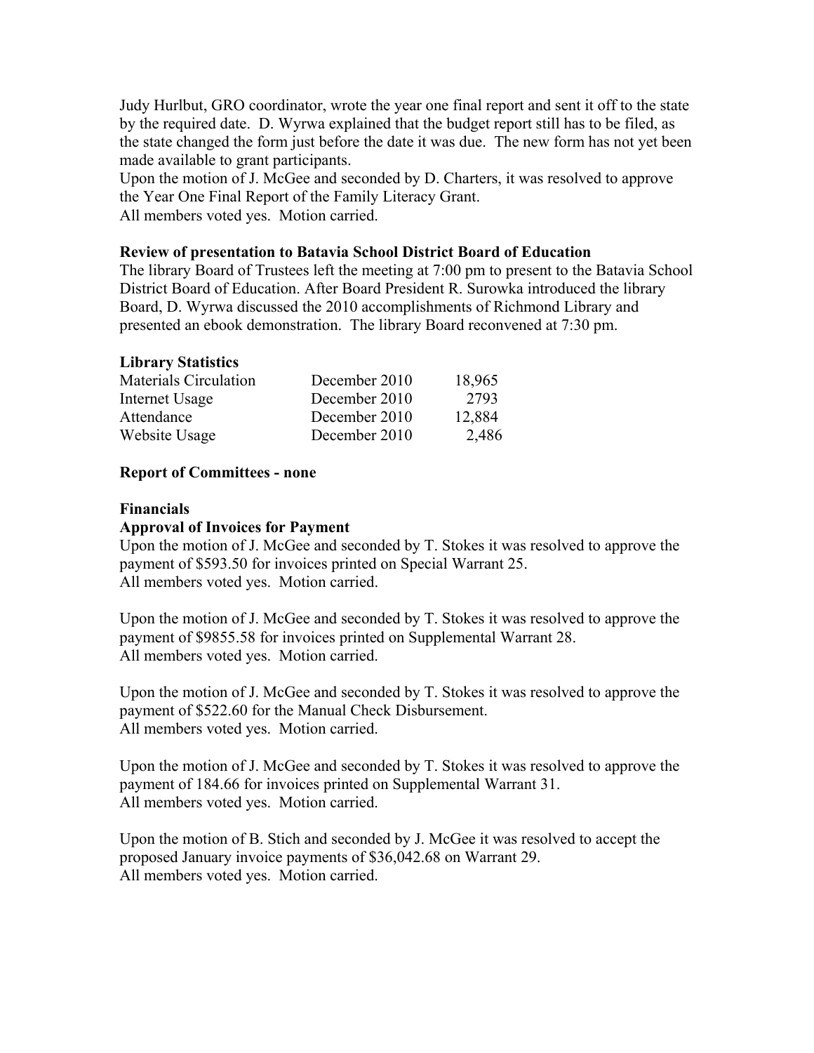Judy Hurlbut, GRO coordinator, wrote the year one final report and sent it off to the state by the required date. D. Wyrwa explained that the budget report still has to be filed, as the state changed the form just before the date it was due. The new form has not yet been made available to grant participants.
Upon the motion of J. McGee and seconded by D. Charters, it was resolved to approve the Year One Final Report of the Family Literacy Grant.
All members voted yes. Motion carried.

**Review of presentation to Batavia School District Board of Education**
The library Board of Trustees left the meeting at 7:00 pm to present to the Batavia School District Board of Education. After Board President R. Surowka introduced the library Board, D. Wyrwa discussed the 2010 accomplishments of Richmond Library and presented an ebook demonstration. The library Board reconvened at 7:30 pm.

**Library Statistics**

| | | |
|---|---|---|
| Materials Circulation | December 2010 | 18,965 |
| Internet Usage | December 2010 | 2793 |
| Attendance | December 2010 | 12,884 |
| Website Usage | December 2010 | 2,486 |

**Report of Committees - none**

**Financials**
**Approval of Invoices for Payment**
Upon the motion of J. McGee and seconded by T. Stokes it was resolved to approve the payment of $593.50 for invoices printed on Special Warrant 25.
All members voted yes. Motion carried.

Upon the motion of J. McGee and seconded by T. Stokes it was resolved to approve the payment of $9855.58 for invoices printed on Supplemental Warrant 28.
All members voted yes. Motion carried.

Upon the motion of J. McGee and seconded by T. Stokes it was resolved to approve the payment of $522.60 for the Manual Check Disbursement.
All members voted yes. Motion carried.

Upon the motion of J. McGee and seconded by T. Stokes it was resolved to approve the payment of 184.66 for invoices printed on Supplemental Warrant 31.
All members voted yes. Motion carried.

Upon the motion of B. Stich and seconded by J. McGee it was resolved to accept the proposed January invoice payments of $36,042.68 on Warrant 29.
All members voted yes. Motion carried.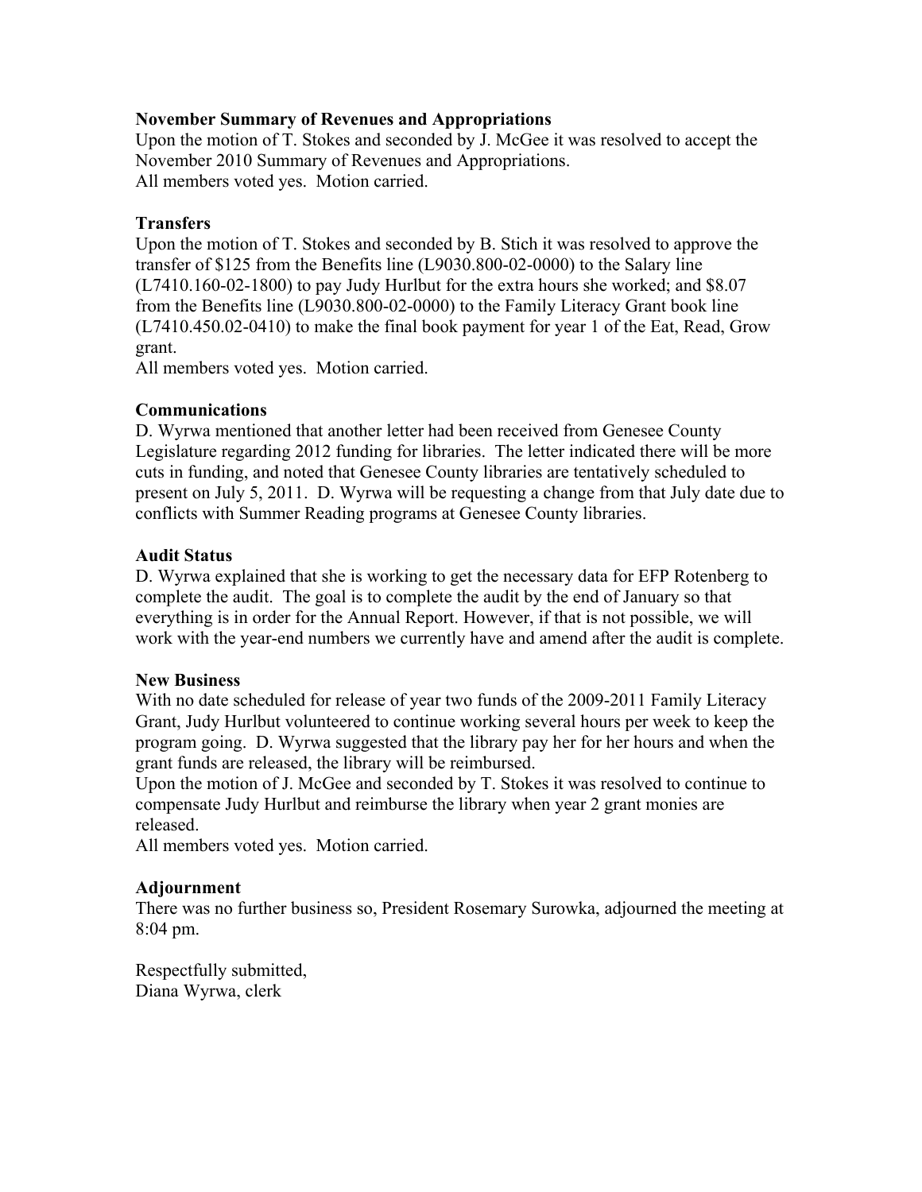**November Summary of Revenues and Appropriations**

Upon the motion of T. Stokes and seconded by J. McGee it was resolved to accept the November 2010 Summary of Revenues and Appropriations.
All members voted yes. Motion carried.

**Transfers**

Upon the motion of T. Stokes and seconded by B. Stich it was resolved to approve the transfer of $125 from the Benefits line (L9030.800-02-0000) to the Salary line (L7410.160-02-1800) to pay Judy Hurlbut for the extra hours she worked; and $8.07 from the Benefits line (L9030.800-02-0000) to the Family Literacy Grant book line (L7410.450.02-0410) to make the final book payment for year 1 of the Eat, Read, Grow grant.
All members voted yes. Motion carried.

**Communications**

D. Wyrwa mentioned that another letter had been received from Genesee County Legislature regarding 2012 funding for libraries. The letter indicated there will be more cuts in funding, and noted that Genesee County libraries are tentatively scheduled to present on July 5, 2011. D. Wyrwa will be requesting a change from that July date due to conflicts with Summer Reading programs at Genesee County libraries.

**Audit Status**

D. Wyrwa explained that she is working to get the necessary data for EFP Rotenberg to complete the audit. The goal is to complete the audit by the end of January so that everything is in order for the Annual Report. However, if that is not possible, we will work with the year-end numbers we currently have and amend after the audit is complete.

**New Business**

With no date scheduled for release of year two funds of the 2009-2011 Family Literacy Grant, Judy Hurlbut volunteered to continue working several hours per week to keep the program going. D. Wyrwa suggested that the library pay her for her hours and when the grant funds are released, the library will be reimbursed.
Upon the motion of J. McGee and seconded by T. Stokes it was resolved to continue to compensate Judy Hurlbut and reimburse the library when year 2 grant monies are released.
All members voted yes. Motion carried.

**Adjournment**

There was no further business so, President Rosemary Surowka, adjourned the meeting at 8:04 pm.

Respectfully submitted,
Diana Wyrwa, clerk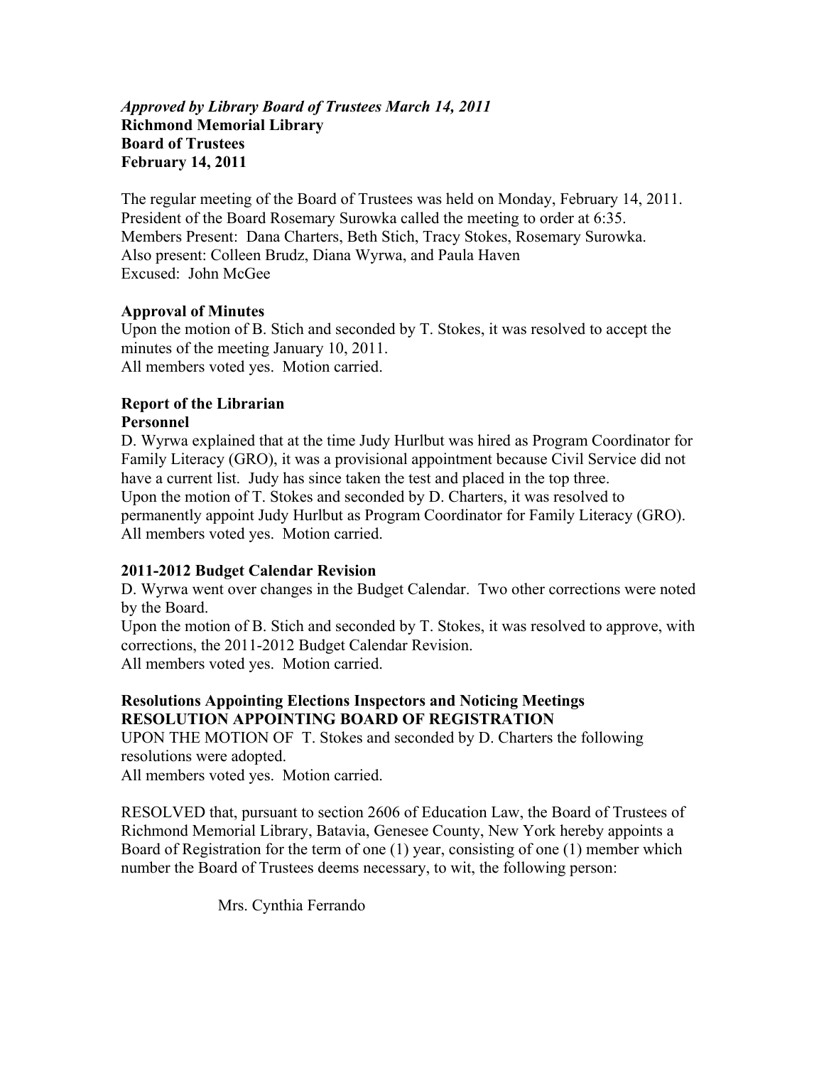***Approved by Library Board of Trustees March 14, 2011***
**Richmond Memorial Library**
**Board of Trustees**
**February 14, 2011**

The regular meeting of the Board of Trustees was held on Monday, February 14, 2011. President of the Board Rosemary Surowka called the meeting to order at 6:35.
Members Present: Dana Charters, Beth Stich, Tracy Stokes, Rosemary Surowka.
Also present: Colleen Brudz, Diana Wyrwa, and Paula Haven
Excused: John McGee

**Approval of Minutes**

Upon the motion of B. Stich and seconded by T. Stokes, it was resolved to accept the minutes of the meeting January 10, 2011.
All members voted yes. Motion carried.

**Report of the Librarian**

**Personnel**

D. Wyrwa explained that at the time Judy Hurlbut was hired as Program Coordinator for Family Literacy (GRO), it was a provisional appointment because Civil Service did not have a current list. Judy has since taken the test and placed in the top three.
Upon the motion of T. Stokes and seconded by D. Charters, it was resolved to permanently appoint Judy Hurlbut as Program Coordinator for Family Literacy (GRO).
All members voted yes. Motion carried.

**2011-2012 Budget Calendar Revision**

D. Wyrwa went over changes in the Budget Calendar. Two other corrections were noted by the Board.
Upon the motion of B. Stich and seconded by T. Stokes, it was resolved to approve, with corrections, the 2011-2012 Budget Calendar Revision.
All members voted yes. Motion carried.

**Resolutions Appointing Elections Inspectors and Noticing Meetings**
**RESOLUTION APPOINTING BOARD OF REGISTRATION**

UPON THE MOTION OF T. Stokes and seconded by D. Charters the following resolutions were adopted.
All members voted yes. Motion carried.

RESOLVED that, pursuant to section 2606 of Education Law, the Board of Trustees of Richmond Memorial Library, Batavia, Genesee County, New York hereby appoints a Board of Registration for the term of one (1) year, consisting of one (1) member which number the Board of Trustees deems necessary, to wit, the following person:

Mrs. Cynthia Ferrando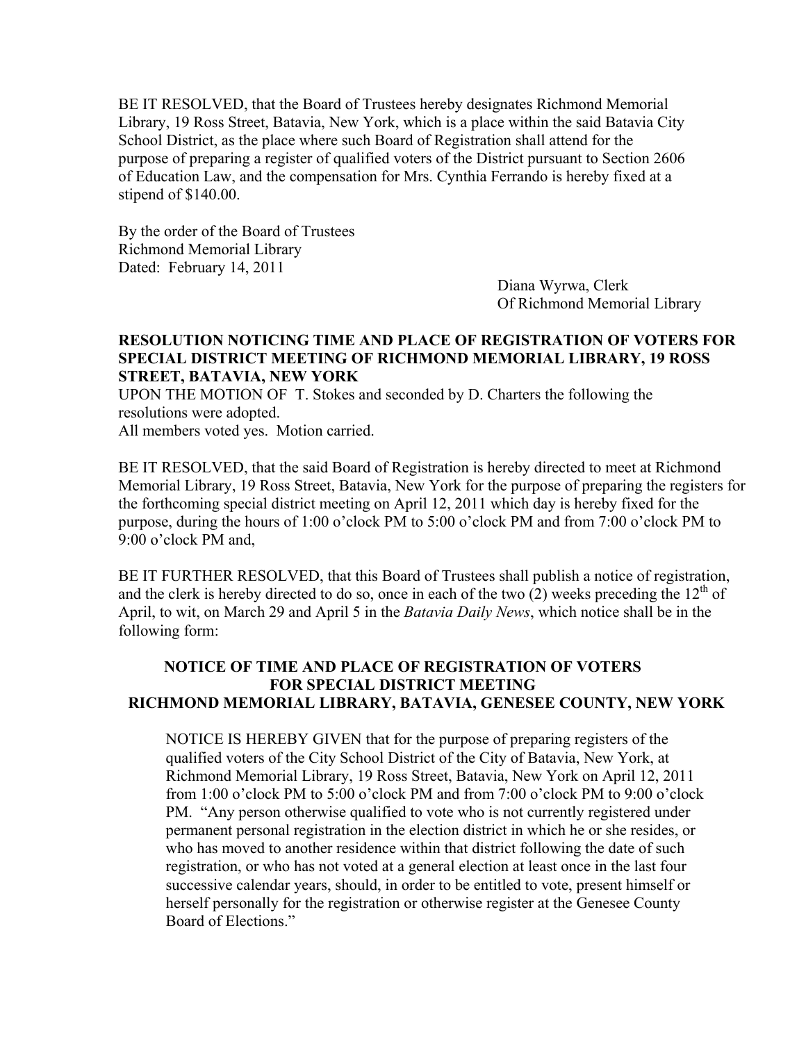BE IT RESOLVED, that the Board of Trustees hereby designates Richmond Memorial Library, 19 Ross Street, Batavia, New York, which is a place within the said Batavia City School District, as the place where such Board of Registration shall attend for the purpose of preparing a register of qualified voters of the District pursuant to Section 2606 of Education Law, and the compensation for Mrs. Cynthia Ferrando is hereby fixed at a stipend of $140.00.

By the order of the Board of Trustees
Richmond Memorial Library
Dated: February 14, 2011

Diana Wyrwa, Clerk
Of Richmond Memorial Library

**RESOLUTION NOTICING TIME AND PLACE OF REGISTRATION OF VOTERS FOR SPECIAL DISTRICT MEETING OF RICHMOND MEMORIAL LIBRARY, 19 ROSS STREET, BATAVIA, NEW YORK**

UPON THE MOTION OF T. Stokes and seconded by D. Charters the following the resolutions were adopted.
All members voted yes. Motion carried.

BE IT RESOLVED, that the said Board of Registration is hereby directed to meet at Richmond Memorial Library, 19 Ross Street, Batavia, New York for the purpose of preparing the registers for the forthcoming special district meeting on April 12, 2011 which day is hereby fixed for the purpose, during the hours of 1:00 o'clock PM to 5:00 o'clock PM and from 7:00 o'clock PM to 9:00 o'clock PM and,

BE IT FURTHER RESOLVED, that this Board of Trustees shall publish a notice of registration, and the clerk is hereby directed to do so, once in each of the two (2) weeks preceding the 12th of April, to wit, on March 29 and April 5 in the *Batavia Daily News*, which notice shall be in the following form:

**NOTICE OF TIME AND PLACE OF REGISTRATION OF VOTERS FOR SPECIAL DISTRICT MEETING RICHMOND MEMORIAL LIBRARY, BATAVIA, GENESEE COUNTY, NEW YORK**

> NOTICE IS HEREBY GIVEN that for the purpose of preparing registers of the qualified voters of the City School District of the City of Batavia, New York, at Richmond Memorial Library, 19 Ross Street, Batavia, New York on April 12, 2011 from 1:00 o'clock PM to 5:00 o'clock PM and from 7:00 o'clock PM to 9:00 o'clock PM. "Any person otherwise qualified to vote who is not currently registered under permanent personal registration in the election district in which he or she resides, or who has moved to another residence within that district following the date of such registration, or who has not voted at a general election at least once in the last four successive calendar years, should, in order to be entitled to vote, present himself or herself personally for the registration or otherwise register at the Genesee County Board of Elections."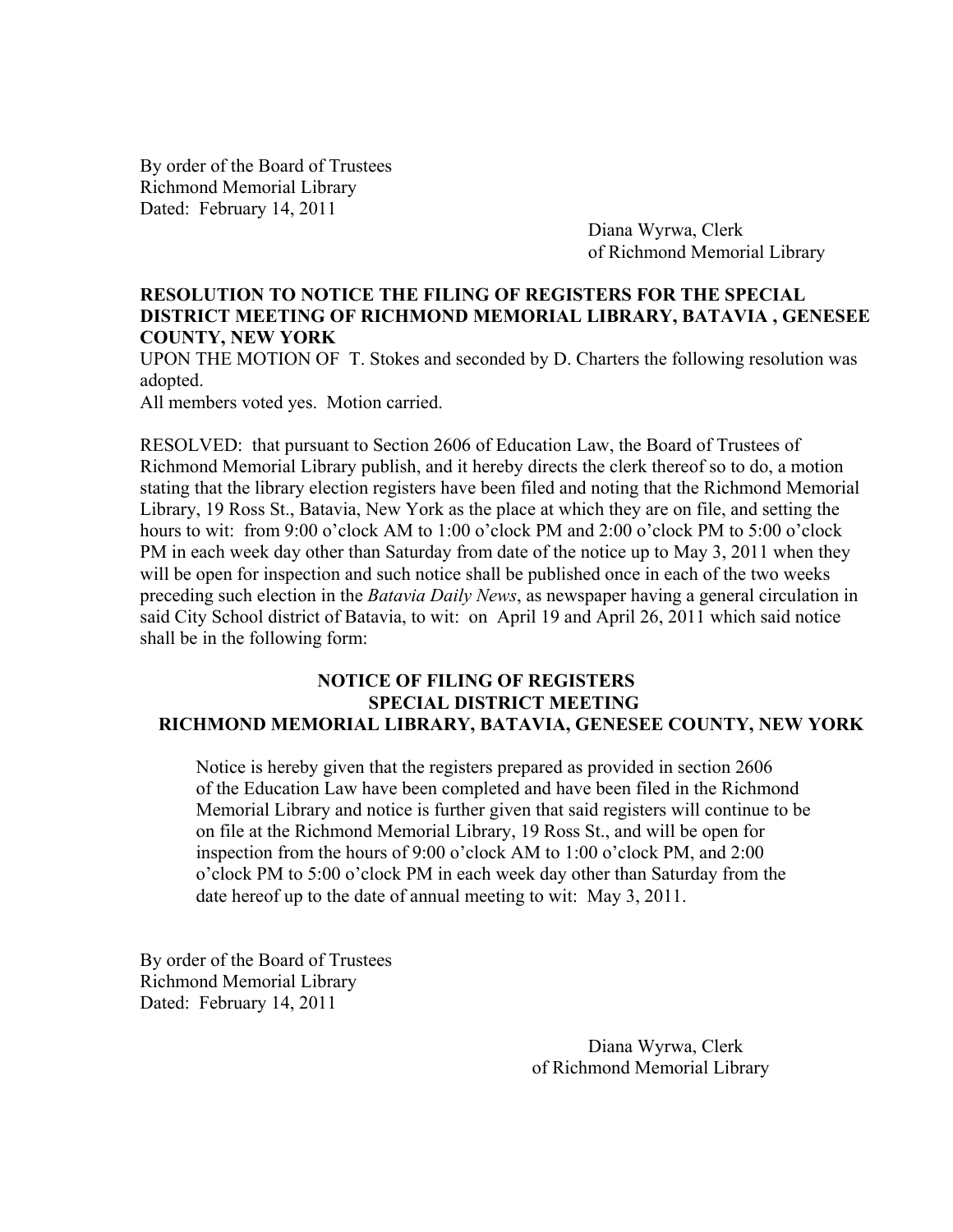By order of the Board of Trustees
Richmond Memorial Library
Dated: February 14, 2011

Diana Wyrwa, Clerk
of Richmond Memorial Library

**RESOLUTION TO NOTICE THE FILING OF REGISTERS FOR THE SPECIAL DISTRICT MEETING OF RICHMOND MEMORIAL LIBRARY, BATAVIA , GENESEE COUNTY, NEW YORK**

UPON THE MOTION OF T. Stokes and seconded by D. Charters the following resolution was adopted.
All members voted yes. Motion carried.

RESOLVED: that pursuant to Section 2606 of Education Law, the Board of Trustees of Richmond Memorial Library publish, and it hereby directs the clerk thereof so to do, a motion stating that the library election registers have been filed and noting that the Richmond Memorial Library, 19 Ross St., Batavia, New York as the place at which they are on file, and setting the hours to wit: from 9:00 o'clock AM to 1:00 o'clock PM and 2:00 o'clock PM to 5:00 o'clock PM in each week day other than Saturday from date of the notice up to May 3, 2011 when they will be open for inspection and such notice shall be published once in each of the two weeks preceding such election in the *Batavia Daily News*, as newspaper having a general circulation in said City School district of Batavia, to wit: on April 19 and April 26, 2011 which said notice shall be in the following form:

**NOTICE OF FILING OF REGISTERS**
**SPECIAL DISTRICT MEETING**
**RICHMOND MEMORIAL LIBRARY, BATAVIA, GENESEE COUNTY, NEW YORK**

> Notice is hereby given that the registers prepared as provided in section 2606 of the Education Law have been completed and have been filed in the Richmond Memorial Library and notice is further given that said registers will continue to be on file at the Richmond Memorial Library, 19 Ross St., and will be open for inspection from the hours of 9:00 o'clock AM to 1:00 o'clock PM, and 2:00 o'clock PM to 5:00 o'clock PM in each week day other than Saturday from the date hereof up to the date of annual meeting to wit: May 3, 2011.

By order of the Board of Trustees
Richmond Memorial Library
Dated: February 14, 2011

Diana Wyrwa, Clerk
of Richmond Memorial Library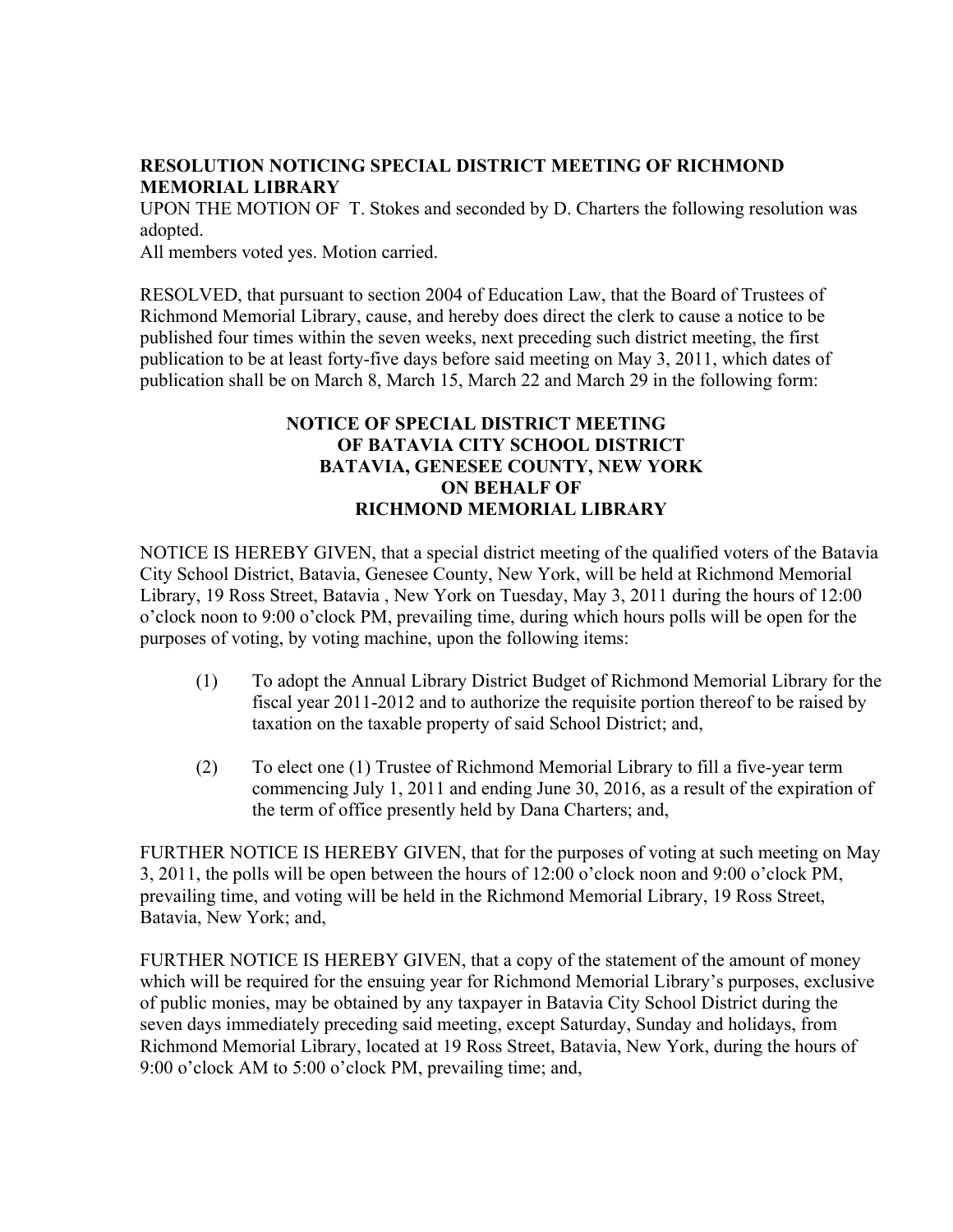**RESOLUTION NOTICING SPECIAL DISTRICT MEETING OF RICHMOND MEMORIAL LIBRARY**

UPON THE MOTION OF T. Stokes and seconded by D. Charters the following resolution was adopted.

All members voted yes. Motion carried.

RESOLVED, that pursuant to section 2004 of Education Law, that the Board of Trustees of Richmond Memorial Library, cause, and hereby does direct the clerk to cause a notice to be published four times within the seven weeks, next preceding such district meeting, the first publication to be at least forty-five days before said meeting on May 3, 2011, which dates of publication shall be on March 8, March 15, March 22 and March 29 in the following form:

**NOTICE OF SPECIAL DISTRICT MEETING**
**OF BATAVIA CITY SCHOOL DISTRICT**
**BATAVIA, GENESEE COUNTY, NEW YORK**
**ON BEHALF OF**
**RICHMOND MEMORIAL LIBRARY**

NOTICE IS HEREBY GIVEN, that a special district meeting of the qualified voters of the Batavia City School District, Batavia, Genesee County, New York, will be held at Richmond Memorial Library, 19 Ross Street, Batavia , New York on Tuesday, May 3, 2011 during the hours of 12:00 o'clock noon to 9:00 o'clock PM, prevailing time, during which hours polls will be open for the purposes of voting, by voting machine, upon the following items:

(1) To adopt the Annual Library District Budget of Richmond Memorial Library for the fiscal year 2011-2012 and to authorize the requisite portion thereof to be raised by taxation on the taxable property of said School District; and,

(2) To elect one (1) Trustee of Richmond Memorial Library to fill a five-year term commencing July 1, 2011 and ending June 30, 2016, as a result of the expiration of the term of office presently held by Dana Charters; and,

FURTHER NOTICE IS HEREBY GIVEN, that for the purposes of voting at such meeting on May 3, 2011, the polls will be open between the hours of 12:00 o'clock noon and 9:00 o'clock PM, prevailing time, and voting will be held in the Richmond Memorial Library, 19 Ross Street, Batavia, New York; and,

FURTHER NOTICE IS HEREBY GIVEN, that a copy of the statement of the amount of money which will be required for the ensuing year for Richmond Memorial Library's purposes, exclusive of public monies, may be obtained by any taxpayer in Batavia City School District during the seven days immediately preceding said meeting, except Saturday, Sunday and holidays, from Richmond Memorial Library, located at 19 Ross Street, Batavia, New York, during the hours of 9:00 o'clock AM to 5:00 o'clock PM, prevailing time; and,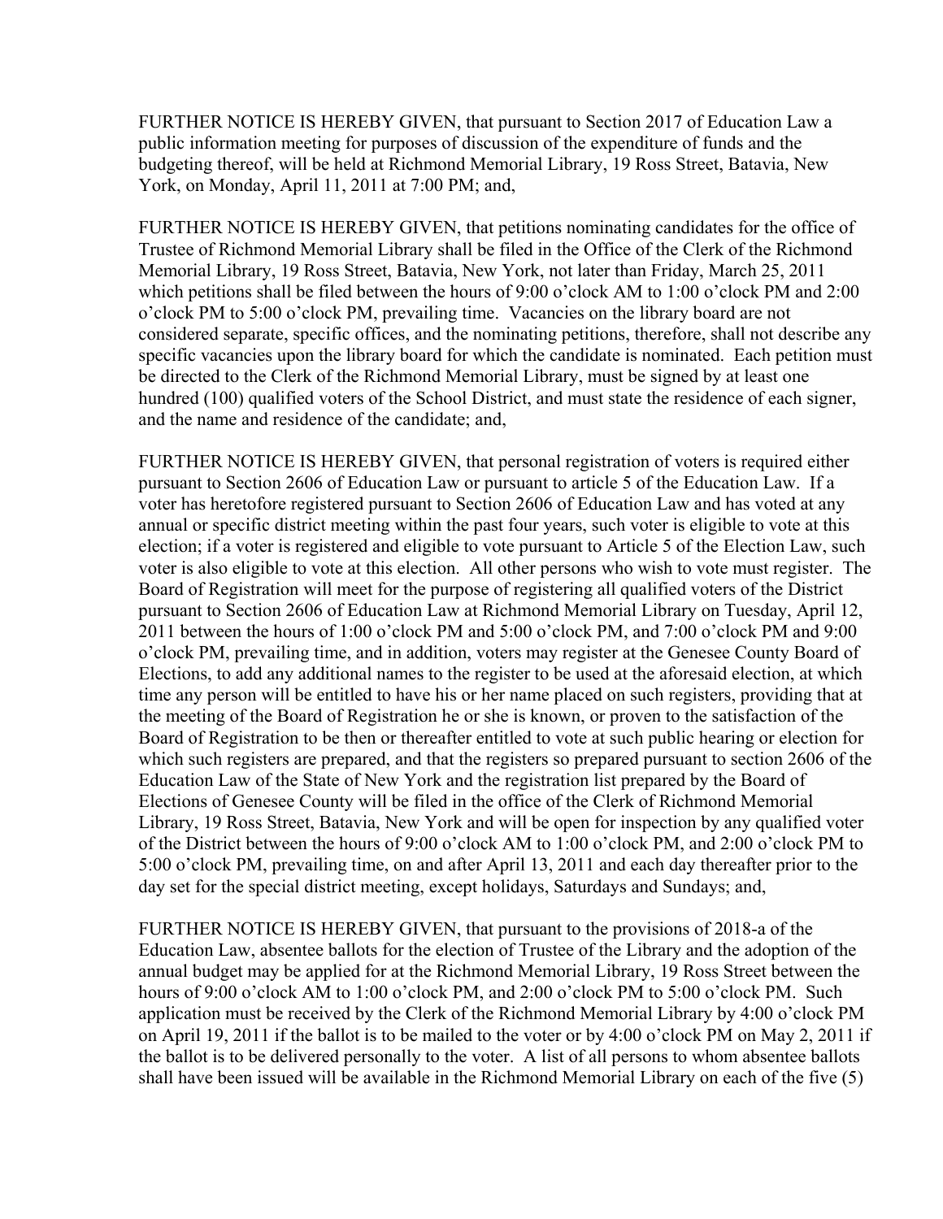FURTHER NOTICE IS HEREBY GIVEN, that pursuant to Section 2017 of Education Law a public information meeting for purposes of discussion of the expenditure of funds and the budgeting thereof, will be held at Richmond Memorial Library, 19 Ross Street, Batavia, New York, on Monday, April 11, 2011 at 7:00 PM; and,

FURTHER NOTICE IS HEREBY GIVEN, that petitions nominating candidates for the office of Trustee of Richmond Memorial Library shall be filed in the Office of the Clerk of the Richmond Memorial Library, 19 Ross Street, Batavia, New York, not later than Friday, March 25, 2011 which petitions shall be filed between the hours of 9:00 o'clock AM to 1:00 o'clock PM and 2:00 o'clock PM to 5:00 o'clock PM, prevailing time. Vacancies on the library board are not considered separate, specific offices, and the nominating petitions, therefore, shall not describe any specific vacancies upon the library board for which the candidate is nominated. Each petition must be directed to the Clerk of the Richmond Memorial Library, must be signed by at least one hundred (100) qualified voters of the School District, and must state the residence of each signer, and the name and residence of the candidate; and,

FURTHER NOTICE IS HEREBY GIVEN, that personal registration of voters is required either pursuant to Section 2606 of Education Law or pursuant to article 5 of the Education Law. If a voter has heretofore registered pursuant to Section 2606 of Education Law and has voted at any annual or specific district meeting within the past four years, such voter is eligible to vote at this election; if a voter is registered and eligible to vote pursuant to Article 5 of the Election Law, such voter is also eligible to vote at this election. All other persons who wish to vote must register. The Board of Registration will meet for the purpose of registering all qualified voters of the District pursuant to Section 2606 of Education Law at Richmond Memorial Library on Tuesday, April 12, 2011 between the hours of 1:00 o'clock PM and 5:00 o'clock PM, and 7:00 o'clock PM and 9:00 o'clock PM, prevailing time, and in addition, voters may register at the Genesee County Board of Elections, to add any additional names to the register to be used at the aforesaid election, at which time any person will be entitled to have his or her name placed on such registers, providing that at the meeting of the Board of Registration he or she is known, or proven to the satisfaction of the Board of Registration to be then or thereafter entitled to vote at such public hearing or election for which such registers are prepared, and that the registers so prepared pursuant to section 2606 of the Education Law of the State of New York and the registration list prepared by the Board of Elections of Genesee County will be filed in the office of the Clerk of Richmond Memorial Library, 19 Ross Street, Batavia, New York and will be open for inspection by any qualified voter of the District between the hours of 9:00 o'clock AM to 1:00 o'clock PM, and 2:00 o'clock PM to 5:00 o'clock PM, prevailing time, on and after April 13, 2011 and each day thereafter prior to the day set for the special district meeting, except holidays, Saturdays and Sundays; and,

FURTHER NOTICE IS HEREBY GIVEN, that pursuant to the provisions of 2018-a of the Education Law, absentee ballots for the election of Trustee of the Library and the adoption of the annual budget may be applied for at the Richmond Memorial Library, 19 Ross Street between the hours of 9:00 o'clock AM to 1:00 o'clock PM, and 2:00 o'clock PM to 5:00 o'clock PM. Such application must be received by the Clerk of the Richmond Memorial Library by 4:00 o'clock PM on April 19, 2011 if the ballot is to be mailed to the voter or by 4:00 o'clock PM on May 2, 2011 if the ballot is to be delivered personally to the voter. A list of all persons to whom absentee ballots shall have been issued will be available in the Richmond Memorial Library on each of the five (5)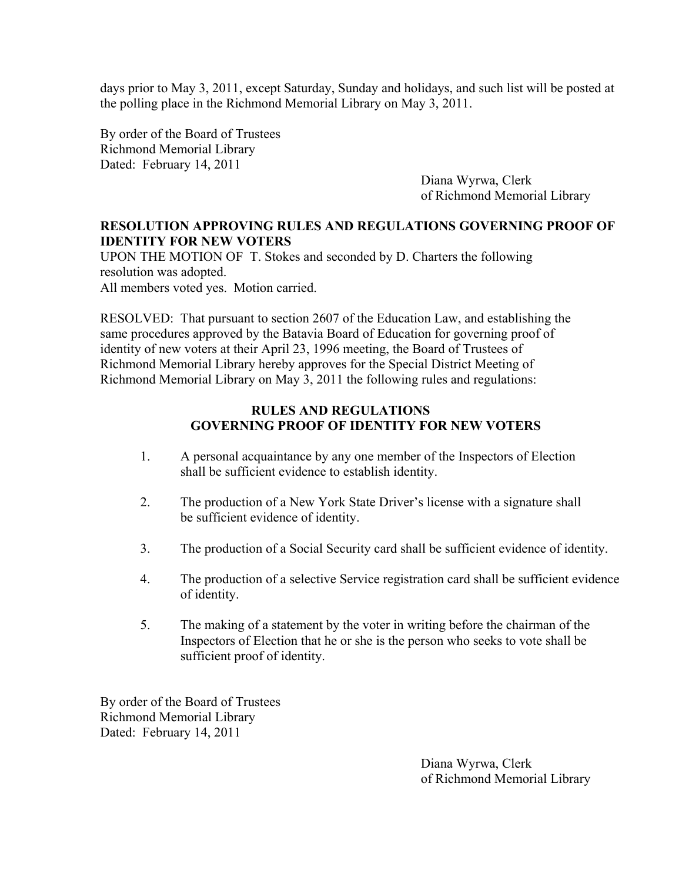days prior to May 3, 2011, except Saturday, Sunday and holidays, and such list will be posted at the polling place in the Richmond Memorial Library on May 3, 2011.

By order of the Board of Trustees
Richmond Memorial Library
Dated: February 14, 2011

Diana Wyrwa, Clerk
of Richmond Memorial Library

**RESOLUTION APPROVING RULES AND REGULATIONS GOVERNING PROOF OF IDENTITY FOR NEW VOTERS**

UPON THE MOTION OF T. Stokes and seconded by D. Charters the following resolution was adopted.
All members voted yes. Motion carried.

RESOLVED: That pursuant to section 2607 of the Education Law, and establishing the same procedures approved by the Batavia Board of Education for governing proof of identity of new voters at their April 23, 1996 meeting, the Board of Trustees of Richmond Memorial Library hereby approves for the Special District Meeting of Richmond Memorial Library on May 3, 2011 the following rules and regulations:

**RULES AND REGULATIONS**
**GOVERNING PROOF OF IDENTITY FOR NEW VOTERS**

1. A personal acquaintance by any one member of the Inspectors of Election shall be sufficient evidence to establish identity.

2. The production of a New York State Driver's license with a signature shall be sufficient evidence of identity.

3. The production of a Social Security card shall be sufficient evidence of identity.

4. The production of a selective Service registration card shall be sufficient evidence of identity.

5. The making of a statement by the voter in writing before the chairman of the Inspectors of Election that he or she is the person who seeks to vote shall be sufficient proof of identity.

By order of the Board of Trustees
Richmond Memorial Library
Dated: February 14, 2011

Diana Wyrwa, Clerk
of Richmond Memorial Library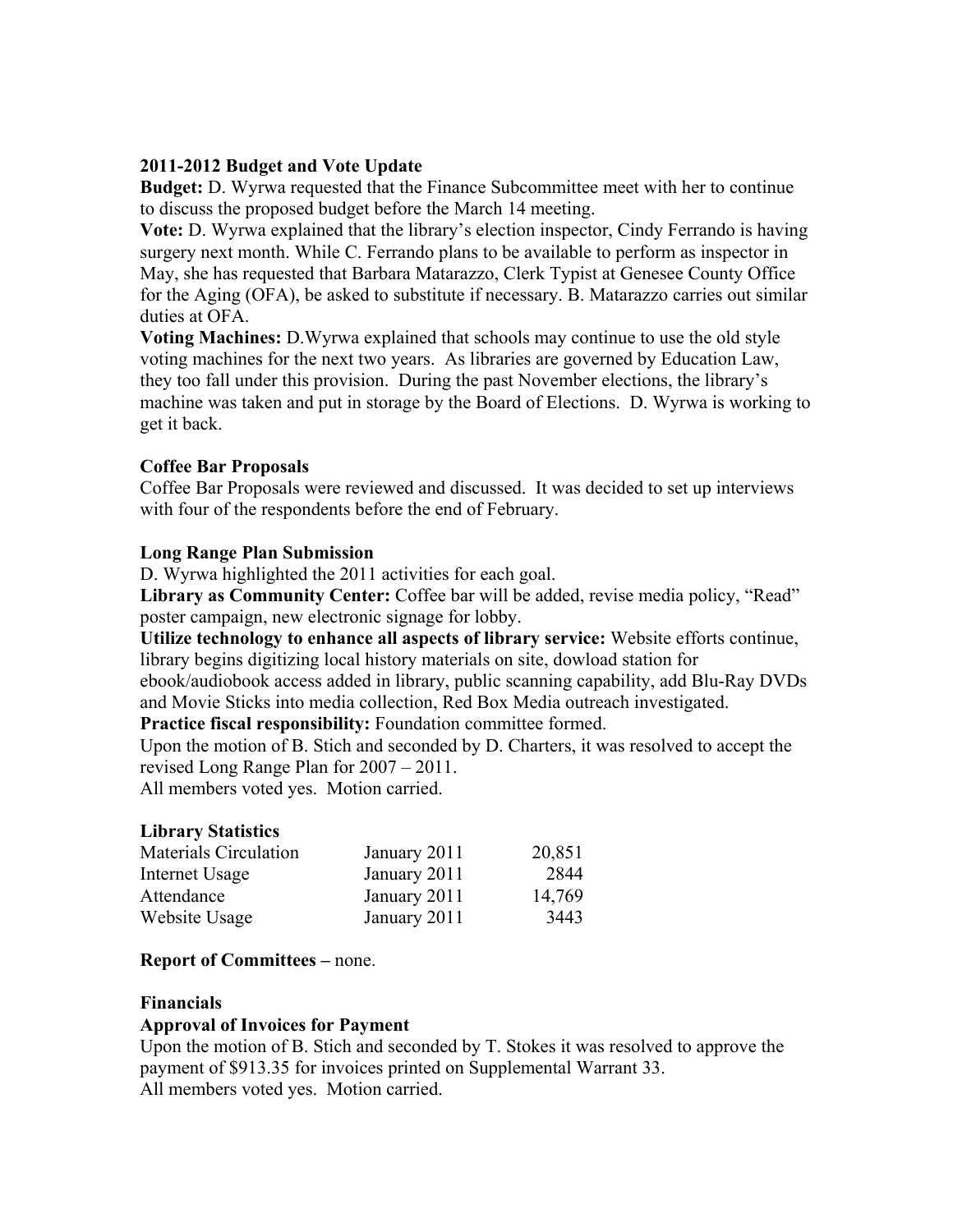**2011-2012 Budget and Vote Update**

**Budget:** D. Wyrwa requested that the Finance Subcommittee meet with her to continue to discuss the proposed budget before the March 14 meeting.

**Vote:** D. Wyrwa explained that the library's election inspector, Cindy Ferrando is having surgery next month. While C. Ferrando plans to be available to perform as inspector in May, she has requested that Barbara Matarazzo, Clerk Typist at Genesee County Office for the Aging (OFA), be asked to substitute if necessary. B. Matarazzo carries out similar duties at OFA.

**Voting Machines:** D.Wyrwa explained that schools may continue to use the old style voting machines for the next two years. As libraries are governed by Education Law, they too fall under this provision. During the past November elections, the library's machine was taken and put in storage by the Board of Elections. D. Wyrwa is working to get it back.

**Coffee Bar Proposals**

Coffee Bar Proposals were reviewed and discussed. It was decided to set up interviews with four of the respondents before the end of February.

**Long Range Plan Submission**

D. Wyrwa highlighted the 2011 activities for each goal.

**Library as Community Center:** Coffee bar will be added, revise media policy, "Read" poster campaign, new electronic signage for lobby.

**Utilize technology to enhance all aspects of library service:** Website efforts continue, library begins digitizing local history materials on site, dowload station for ebook/audiobook access added in library, public scanning capability, add Blu-Ray DVDs and Movie Sticks into media collection, Red Box Media outreach investigated.

**Practice fiscal responsibility:** Foundation committee formed.

Upon the motion of B. Stich and seconded by D. Charters, it was resolved to accept the revised Long Range Plan for 2007 – 2011.

All members voted yes. Motion carried.

**Library Statistics**

| | | |
|---|---|---|
| Materials Circulation | January 2011 | 20,851 |
| Internet Usage | January 2011 | 2844 |
| Attendance | January 2011 | 14,769 |
| Website Usage | January 2011 | 3443 |

**Report of Committees –** none.

**Financials**

**Approval of Invoices for Payment**

Upon the motion of B. Stich and seconded by T. Stokes it was resolved to approve the payment of $913.35 for invoices printed on Supplemental Warrant 33.

All members voted yes. Motion carried.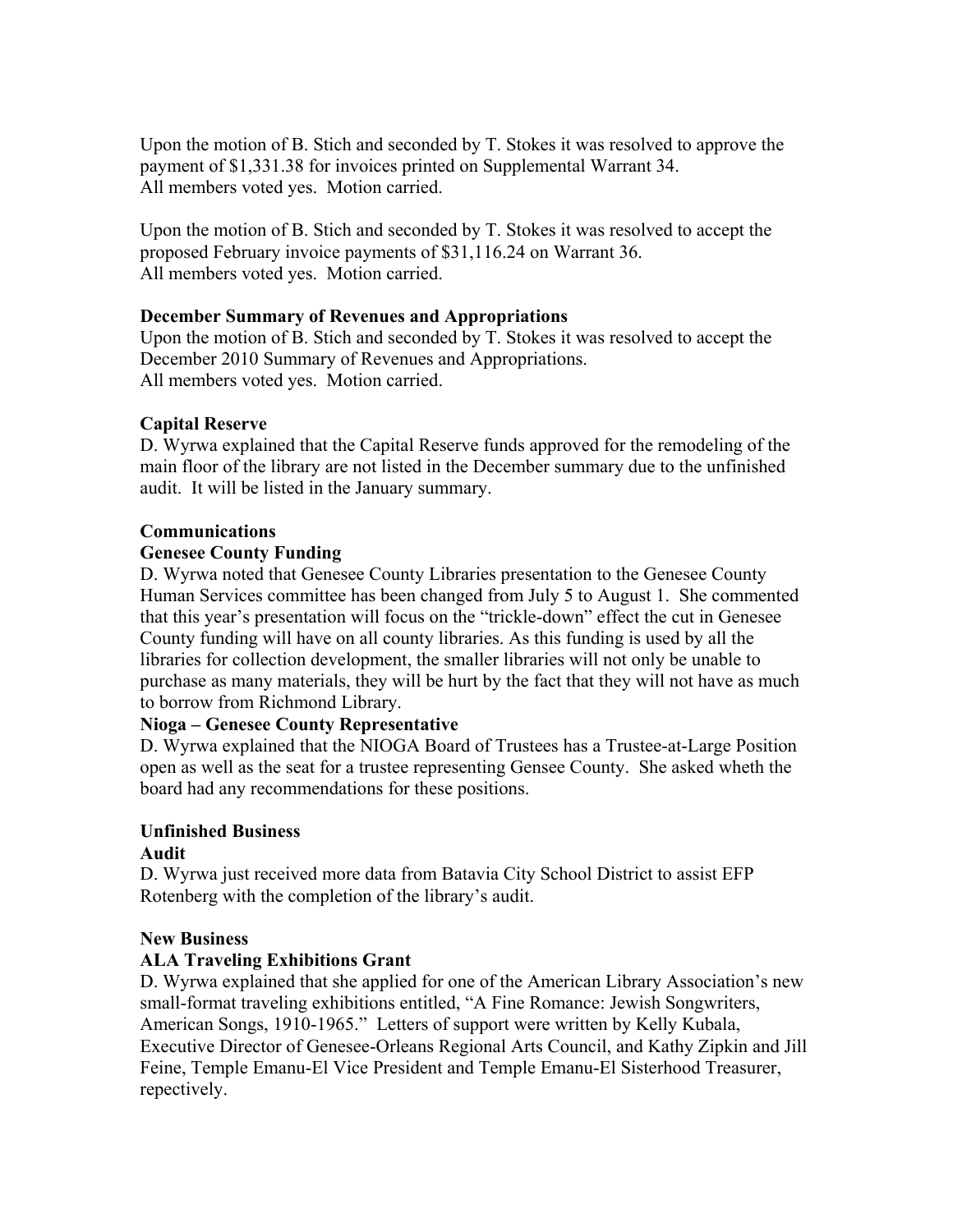Upon the motion of B. Stich and seconded by T. Stokes it was resolved to approve the payment of $1,331.38 for invoices printed on Supplemental Warrant 34.
All members voted yes. Motion carried.

Upon the motion of B. Stich and seconded by T. Stokes it was resolved to accept the proposed February invoice payments of $31,116.24 on Warrant 36.
All members voted yes. Motion carried.

**December Summary of Revenues and Appropriations**
Upon the motion of B. Stich and seconded by T. Stokes it was resolved to accept the December 2010 Summary of Revenues and Appropriations.
All members voted yes. Motion carried.

**Capital Reserve**
D. Wyrwa explained that the Capital Reserve funds approved for the remodeling of the main floor of the library are not listed in the December summary due to the unfinished audit. It will be listed in the January summary.

**Communications**
**Genesee County Funding**
D. Wyrwa noted that Genesee County Libraries presentation to the Genesee County Human Services committee has been changed from July 5 to August 1. She commented that this year's presentation will focus on the "trickle-down" effect the cut in Genesee County funding will have on all county libraries. As this funding is used by all the libraries for collection development, the smaller libraries will not only be unable to purchase as many materials, they will be hurt by the fact that they will not have as much to borrow from Richmond Library.
**Nioga – Genesee County Representative**
D. Wyrwa explained that the NIOGA Board of Trustees has a Trustee-at-Large Position open as well as the seat for a trustee representing Gensee County. She asked wheth the board had any recommendations for these positions.

**Unfinished Business**
**Audit**
D. Wyrwa just received more data from Batavia City School District to assist EFP Rotenberg with the completion of the library's audit.

**New Business**
**ALA Traveling Exhibitions Grant**
D. Wyrwa explained that she applied for one of the American Library Association's new small-format traveling exhibitions entitled, "A Fine Romance: Jewish Songwriters, American Songs, 1910-1965." Letters of support were written by Kelly Kubala, Executive Director of Genesee-Orleans Regional Arts Council, and Kathy Zipkin and Jill Feine, Temple Emanu-El Vice President and Temple Emanu-El Sisterhood Treasurer, repectively.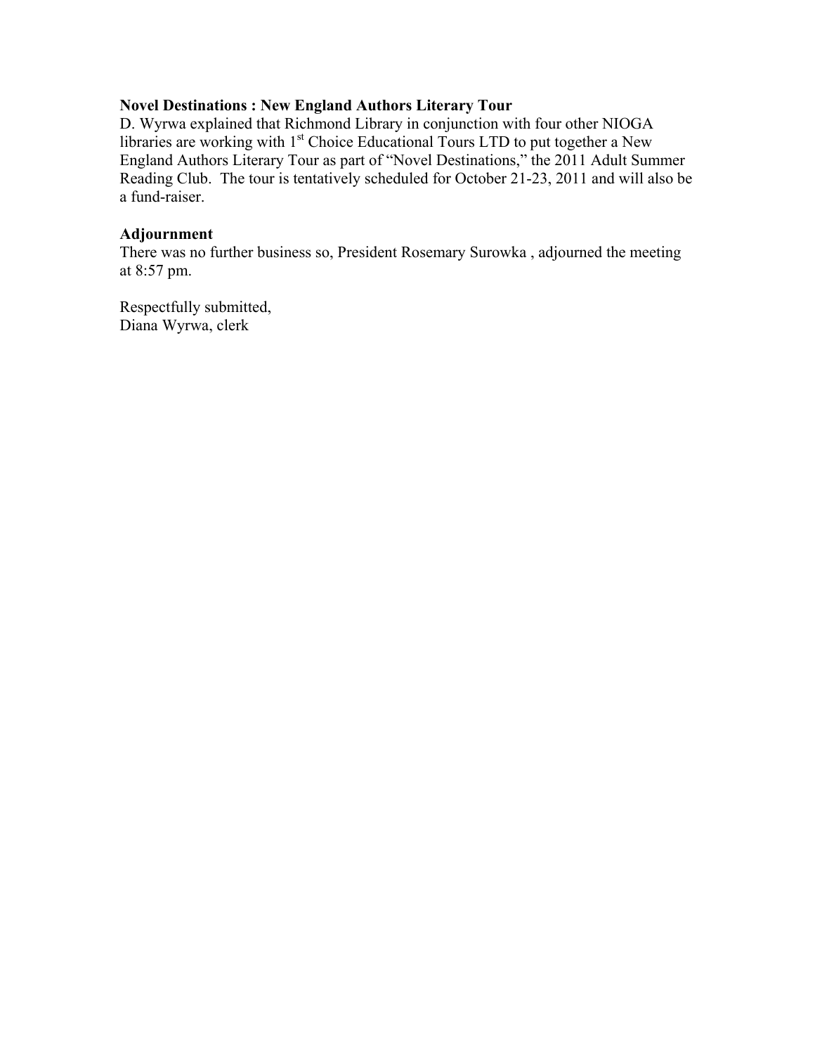**Novel Destinations : New England Authors Literary Tour**

D. Wyrwa explained that Richmond Library in conjunction with four other NIOGA libraries are working with 1st Choice Educational Tours LTD to put together a New England Authors Literary Tour as part of "Novel Destinations," the 2011 Adult Summer Reading Club. The tour is tentatively scheduled for October 21-23, 2011 and will also be a fund-raiser.

**Adjournment**

There was no further business so, President Rosemary Surowka , adjourned the meeting at 8:57 pm.

Respectfully submitted,
Diana Wyrwa, clerk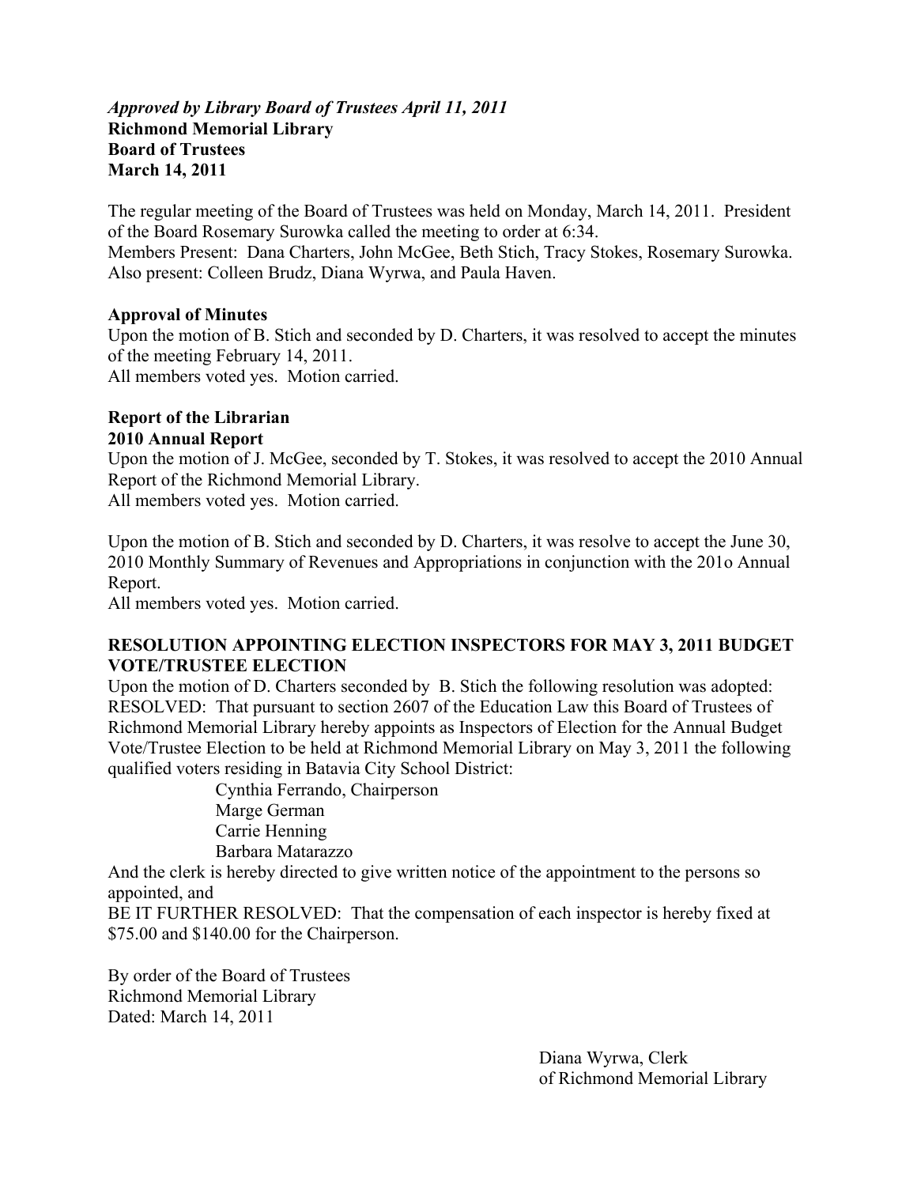***Approved by Library Board of Trustees April 11, 2011***
**Richmond Memorial Library**
**Board of Trustees**
**March 14, 2011**

The regular meeting of the Board of Trustees was held on Monday, March 14, 2011. President of the Board Rosemary Surowka called the meeting to order at 6:34.
Members Present: Dana Charters, John McGee, Beth Stich, Tracy Stokes, Rosemary Surowka.
Also present: Colleen Brudz, Diana Wyrwa, and Paula Haven.

**Approval of Minutes**
Upon the motion of B. Stich and seconded by D. Charters, it was resolved to accept the minutes of the meeting February 14, 2011.
All members voted yes. Motion carried.

**Report of the Librarian**
**2010 Annual Report**
Upon the motion of J. McGee, seconded by T. Stokes, it was resolved to accept the 2010 Annual Report of the Richmond Memorial Library.
All members voted yes. Motion carried.

Upon the motion of B. Stich and seconded by D. Charters, it was resolve to accept the June 30, 2010 Monthly Summary of Revenues and Appropriations in conjunction with the 201o Annual Report.
All members voted yes. Motion carried.

**RESOLUTION APPOINTING ELECTION INSPECTORS FOR MAY 3, 2011 BUDGET VOTE/TRUSTEE ELECTION**
Upon the motion of D. Charters seconded by B. Stich the following resolution was adopted:
RESOLVED: That pursuant to section 2607 of the Education Law this Board of Trustees of Richmond Memorial Library hereby appoints as Inspectors of Election for the Annual Budget Vote/Trustee Election to be held at Richmond Memorial Library on May 3, 2011 the following qualified voters residing in Batavia City School District:

Cynthia Ferrando, Chairperson
Marge German
Carrie Henning
Barbara Matarazzo

And the clerk is hereby directed to give written notice of the appointment to the persons so appointed, and
BE IT FURTHER RESOLVED: That the compensation of each inspector is hereby fixed at $75.00 and $140.00 for the Chairperson.

By order of the Board of Trustees
Richmond Memorial Library
Dated: March 14, 2011

Diana Wyrwa, Clerk
of Richmond Memorial Library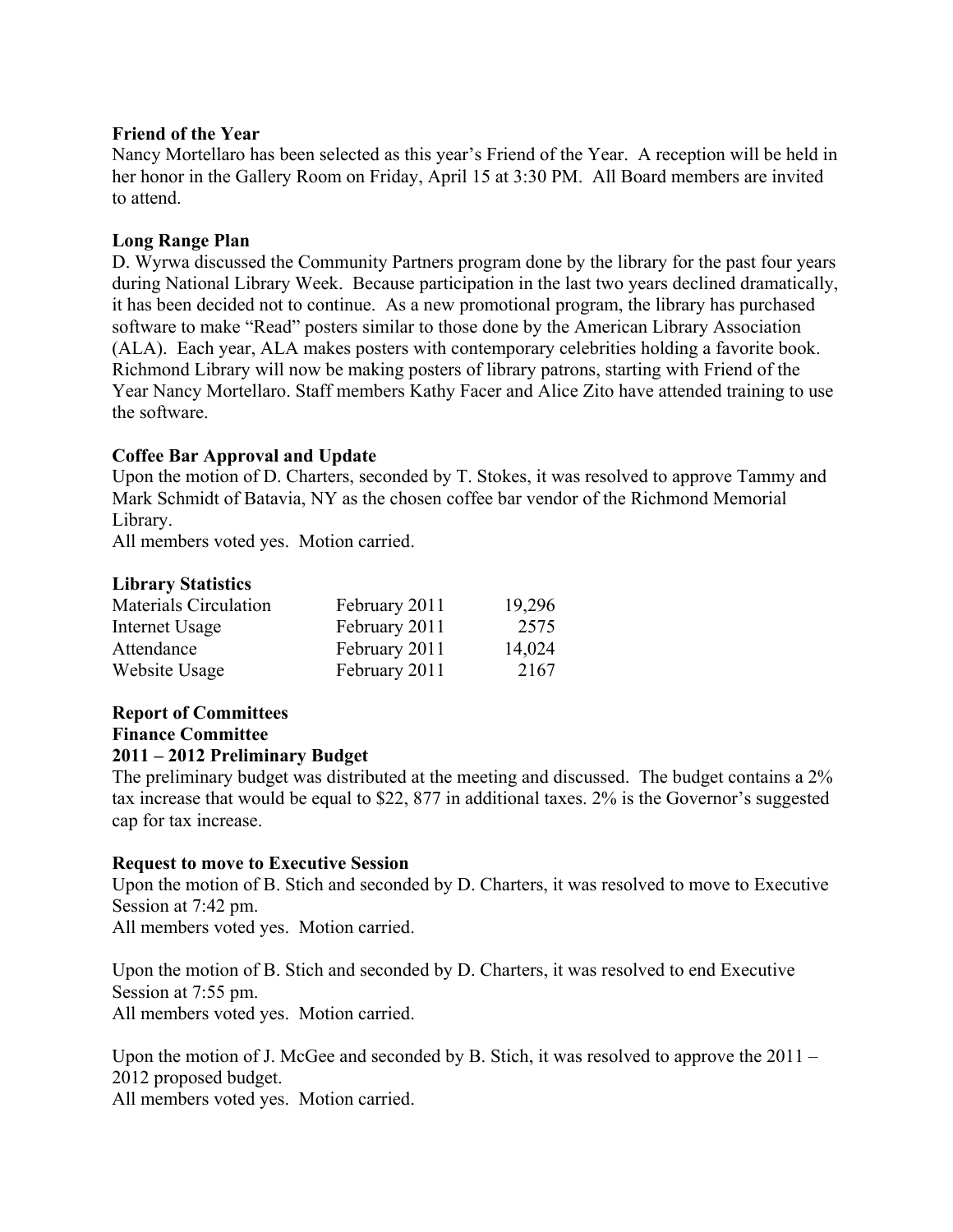**Friend of the Year**
Nancy Mortellaro has been selected as this year's Friend of the Year. A reception will be held in her honor in the Gallery Room on Friday, April 15 at 3:30 PM. All Board members are invited to attend.

**Long Range Plan**
D. Wyrwa discussed the Community Partners program done by the library for the past four years during National Library Week. Because participation in the last two years declined dramatically, it has been decided not to continue. As a new promotional program, the library has purchased software to make "Read" posters similar to those done by the American Library Association (ALA). Each year, ALA makes posters with contemporary celebrities holding a favorite book. Richmond Library will now be making posters of library patrons, starting with Friend of the Year Nancy Mortellaro. Staff members Kathy Facer and Alice Zito have attended training to use the software.

**Coffee Bar Approval and Update**
Upon the motion of D. Charters, seconded by T. Stokes, it was resolved to approve Tammy and Mark Schmidt of Batavia, NY as the chosen coffee bar vendor of the Richmond Memorial Library.
All members voted yes. Motion carried.

**Library Statistics**

| | | |
|---|---|---|
| Materials Circulation | February 2011 | 19,296 |
| Internet Usage | February 2011 | 2575 |
| Attendance | February 2011 | 14,024 |
| Website Usage | February 2011 | 2167 |

**Report of Committees**
**Finance Committee**
**2011 – 2012 Preliminary Budget**
The preliminary budget was distributed at the meeting and discussed. The budget contains a 2% tax increase that would be equal to $22, 877 in additional taxes. 2% is the Governor's suggested cap for tax increase.

**Request to move to Executive Session**
Upon the motion of B. Stich and seconded by D. Charters, it was resolved to move to Executive Session at 7:42 pm.
All members voted yes. Motion carried.

Upon the motion of B. Stich and seconded by D. Charters, it was resolved to end Executive Session at 7:55 pm.
All members voted yes. Motion carried.

Upon the motion of J. McGee and seconded by B. Stich, it was resolved to approve the 2011 – 2012 proposed budget.
All members voted yes. Motion carried.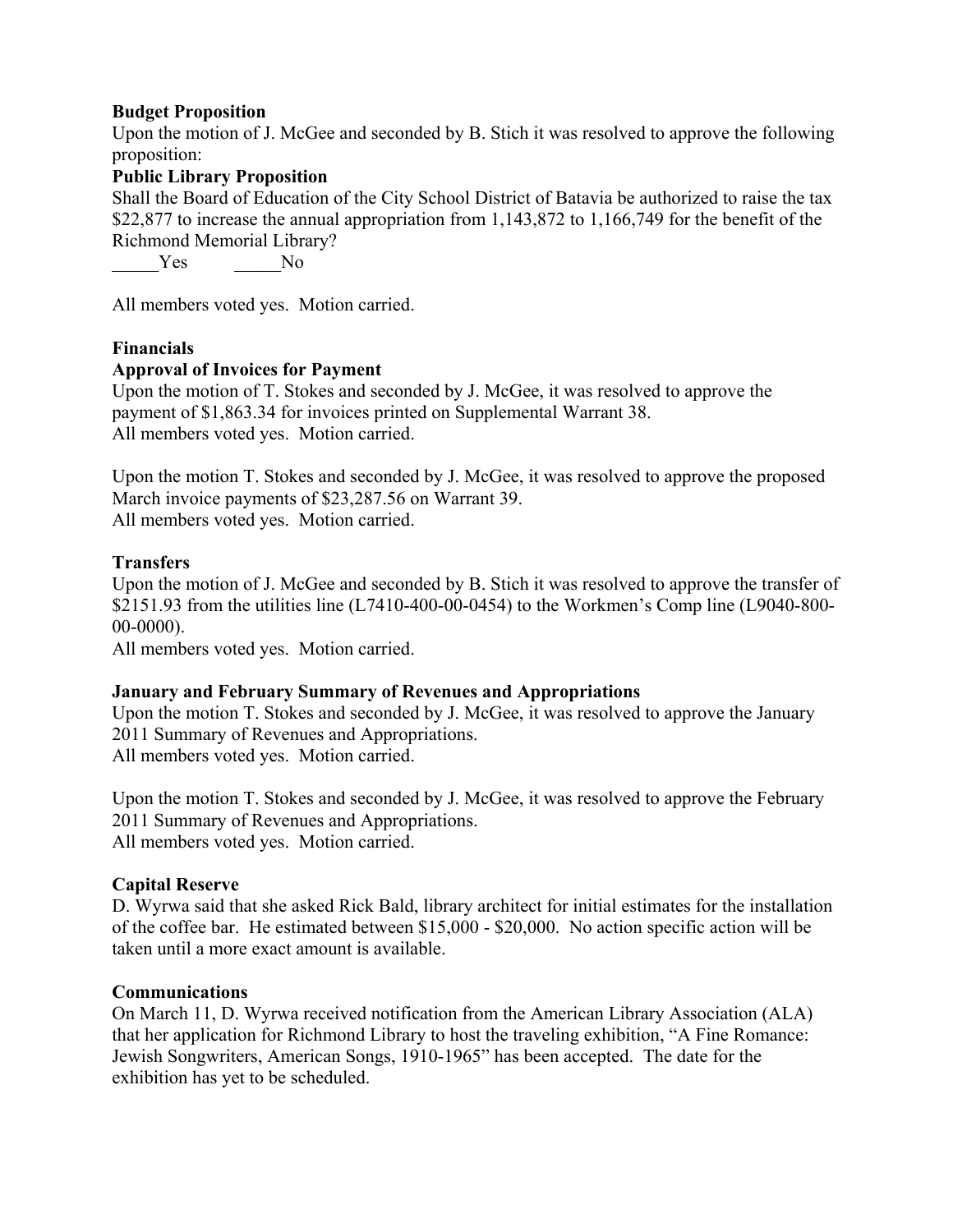**Budget Proposition**

Upon the motion of J. McGee and seconded by B. Stich it was resolved to approve the following proposition:

**Public Library Proposition**

Shall the Board of Education of the City School District of Batavia be authorized to raise the tax $22,877 to increase the annual appropriation from 1,143,872 to 1,166,749 for the benefit of the Richmond Memorial Library?

_____Yes _____No

All members voted yes. Motion carried.

**Financials**

**Approval of Invoices for Payment**

Upon the motion of T. Stokes and seconded by J. McGee, it was resolved to approve the payment of $1,863.34 for invoices printed on Supplemental Warrant 38.
All members voted yes. Motion carried.

Upon the motion T. Stokes and seconded by J. McGee, it was resolved to approve the proposed March invoice payments of $23,287.56 on Warrant 39.
All members voted yes. Motion carried.

**Transfers**

Upon the motion of J. McGee and seconded by B. Stich it was resolved to approve the transfer of $2151.93 from the utilities line (L7410-400-00-0454) to the Workmen's Comp line (L9040-800-00-0000).
All members voted yes. Motion carried.

**January and February Summary of Revenues and Appropriations**

Upon the motion T. Stokes and seconded by J. McGee, it was resolved to approve the January 2011 Summary of Revenues and Appropriations.
All members voted yes. Motion carried.

Upon the motion T. Stokes and seconded by J. McGee, it was resolved to approve the February 2011 Summary of Revenues and Appropriations.
All members voted yes. Motion carried.

**Capital Reserve**

D. Wyrwa said that she asked Rick Bald, library architect for initial estimates for the installation of the coffee bar. He estimated between $15,000 - $20,000. No action specific action will be taken until a more exact amount is available.

**Communications**

On March 11, D. Wyrwa received notification from the American Library Association (ALA) that her application for Richmond Library to host the traveling exhibition, "A Fine Romance: Jewish Songwriters, American Songs, 1910-1965" has been accepted. The date for the exhibition has yet to be scheduled.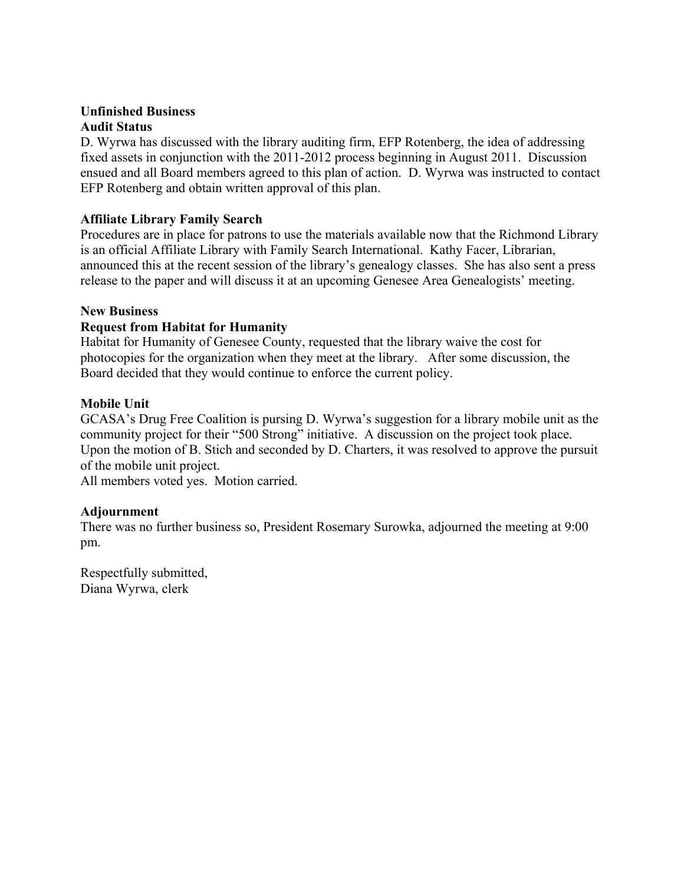**Unfinished Business**
**Audit Status**

D. Wyrwa has discussed with the library auditing firm, EFP Rotenberg, the idea of addressing fixed assets in conjunction with the 2011-2012 process beginning in August 2011. Discussion ensued and all Board members agreed to this plan of action. D. Wyrwa was instructed to contact EFP Rotenberg and obtain written approval of this plan.

**Affiliate Library Family Search**

Procedures are in place for patrons to use the materials available now that the Richmond Library is an official Affiliate Library with Family Search International. Kathy Facer, Librarian, announced this at the recent session of the library's genealogy classes. She has also sent a press release to the paper and will discuss it at an upcoming Genesee Area Genealogists' meeting.

**New Business**
**Request from Habitat for Humanity**

Habitat for Humanity of Genesee County, requested that the library waive the cost for photocopies for the organization when they meet at the library. After some discussion, the Board decided that they would continue to enforce the current policy.

**Mobile Unit**

GCASA's Drug Free Coalition is pursing D. Wyrwa's suggestion for a library mobile unit as the community project for their "500 Strong" initiative. A discussion on the project took place. Upon the motion of B. Stich and seconded by D. Charters, it was resolved to approve the pursuit of the mobile unit project.
All members voted yes. Motion carried.

**Adjournment**

There was no further business so, President Rosemary Surowka, adjourned the meeting at 9:00 pm.

Respectfully submitted,
Diana Wyrwa, clerk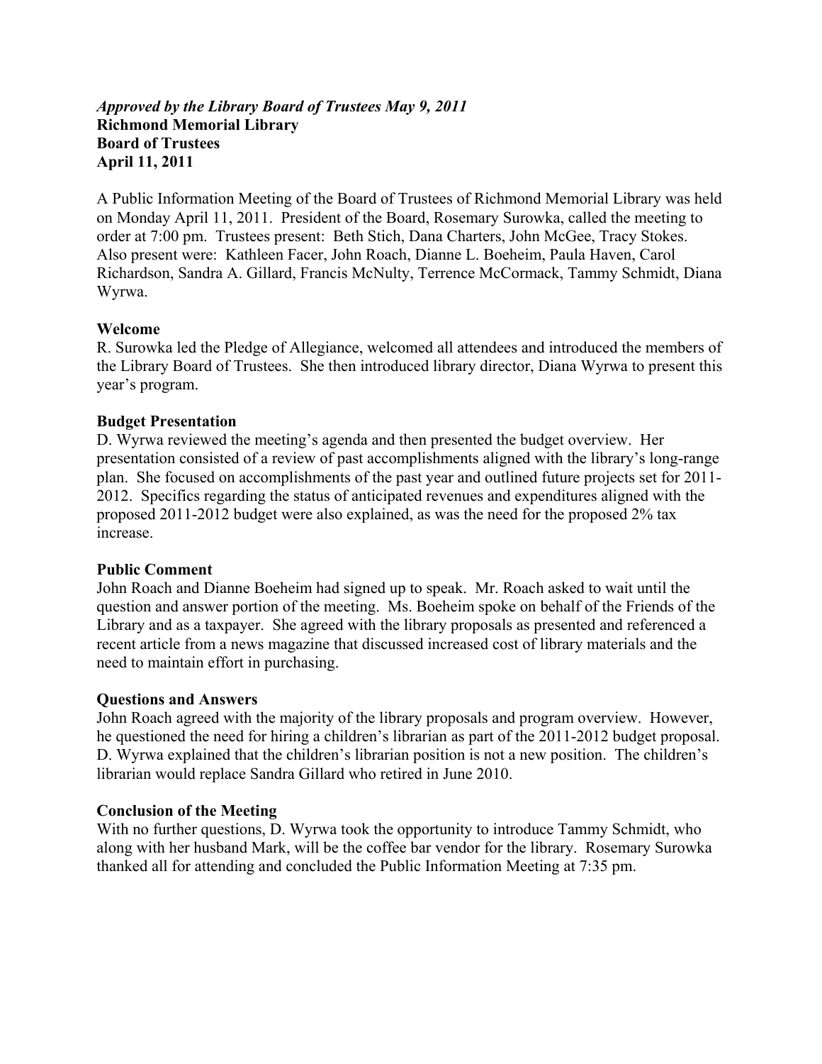***Approved by the Library Board of Trustees May 9, 2011***
**Richmond Memorial Library**
**Board of Trustees**
**April 11, 2011**

A Public Information Meeting of the Board of Trustees of Richmond Memorial Library was held on Monday April 11, 2011. President of the Board, Rosemary Surowka, called the meeting to order at 7:00 pm. Trustees present: Beth Stich, Dana Charters, John McGee, Tracy Stokes. Also present were: Kathleen Facer, John Roach, Dianne L. Boeheim, Paula Haven, Carol Richardson, Sandra A. Gillard, Francis McNulty, Terrence McCormack, Tammy Schmidt, Diana Wyrwa.

**Welcome**

R. Surowka led the Pledge of Allegiance, welcomed all attendees and introduced the members of the Library Board of Trustees. She then introduced library director, Diana Wyrwa to present this year's program.

**Budget Presentation**

D. Wyrwa reviewed the meeting's agenda and then presented the budget overview. Her presentation consisted of a review of past accomplishments aligned with the library's long-range plan. She focused on accomplishments of the past year and outlined future projects set for 2011-2012. Specifics regarding the status of anticipated revenues and expenditures aligned with the proposed 2011-2012 budget were also explained, as was the need for the proposed 2% tax increase.

**Public Comment**

John Roach and Dianne Boeheim had signed up to speak. Mr. Roach asked to wait until the question and answer portion of the meeting. Ms. Boeheim spoke on behalf of the Friends of the Library and as a taxpayer. She agreed with the library proposals as presented and referenced a recent article from a news magazine that discussed increased cost of library materials and the need to maintain effort in purchasing.

**Questions and Answers**

John Roach agreed with the majority of the library proposals and program overview. However, he questioned the need for hiring a children's librarian as part of the 2011-2012 budget proposal. D. Wyrwa explained that the children's librarian position is not a new position. The children's librarian would replace Sandra Gillard who retired in June 2010.

**Conclusion of the Meeting**

With no further questions, D. Wyrwa took the opportunity to introduce Tammy Schmidt, who along with her husband Mark, will be the coffee bar vendor for the library. Rosemary Surowka thanked all for attending and concluded the Public Information Meeting at 7:35 pm.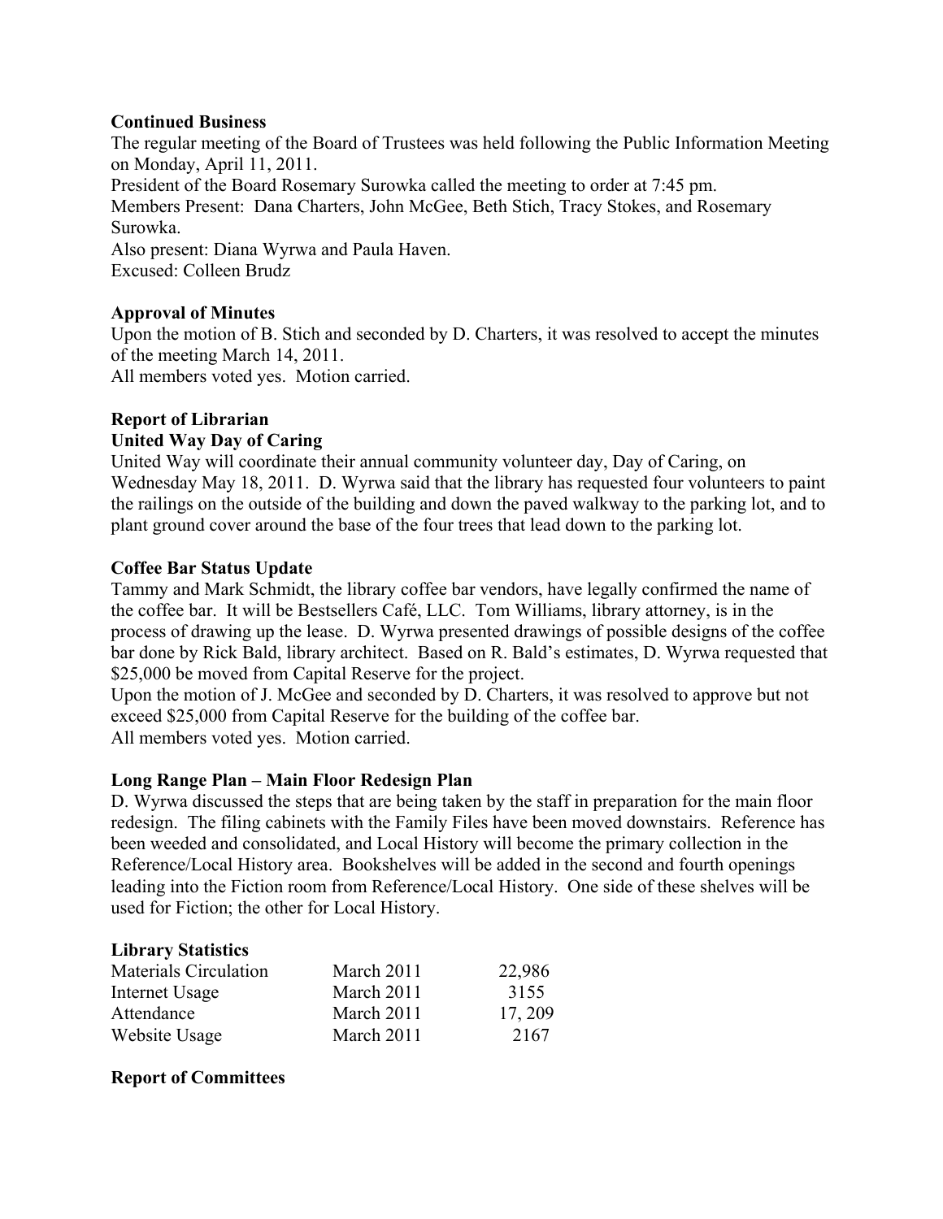**Continued Business**

The regular meeting of the Board of Trustees was held following the Public Information Meeting on Monday, April 11, 2011.

President of the Board Rosemary Surowka called the meeting to order at 7:45 pm.

Members Present: Dana Charters, John McGee, Beth Stich, Tracy Stokes, and Rosemary Surowka.

Also present: Diana Wyrwa and Paula Haven.

Excused: Colleen Brudz

**Approval of Minutes**

Upon the motion of B. Stich and seconded by D. Charters, it was resolved to accept the minutes of the meeting March 14, 2011.

All members voted yes. Motion carried.

**Report of Librarian**

**United Way Day of Caring**

United Way will coordinate their annual community volunteer day, Day of Caring, on Wednesday May 18, 2011. D. Wyrwa said that the library has requested four volunteers to paint the railings on the outside of the building and down the paved walkway to the parking lot, and to plant ground cover around the base of the four trees that lead down to the parking lot.

**Coffee Bar Status Update**

Tammy and Mark Schmidt, the library coffee bar vendors, have legally confirmed the name of the coffee bar. It will be Bestsellers Café, LLC. Tom Williams, library attorney, is in the process of drawing up the lease. D. Wyrwa presented drawings of possible designs of the coffee bar done by Rick Bald, library architect. Based on R. Bald's estimates, D. Wyrwa requested that $25,000 be moved from Capital Reserve for the project.

Upon the motion of J. McGee and seconded by D. Charters, it was resolved to approve but not exceed $25,000 from Capital Reserve for the building of the coffee bar.

All members voted yes. Motion carried.

**Long Range Plan – Main Floor Redesign Plan**

D. Wyrwa discussed the steps that are being taken by the staff in preparation for the main floor redesign. The filing cabinets with the Family Files have been moved downstairs. Reference has been weeded and consolidated, and Local History will become the primary collection in the Reference/Local History area. Bookshelves will be added in the second and fourth openings leading into the Fiction room from Reference/Local History. One side of these shelves will be used for Fiction; the other for Local History.

**Library Statistics**

| | | |
|---|---|---|
| Materials Circulation | March 2011 | 22,986 |
| Internet Usage | March 2011 | 3155 |
| Attendance | March 2011 | 17, 209 |
| Website Usage | March 2011 | 2167 |

**Report of Committees**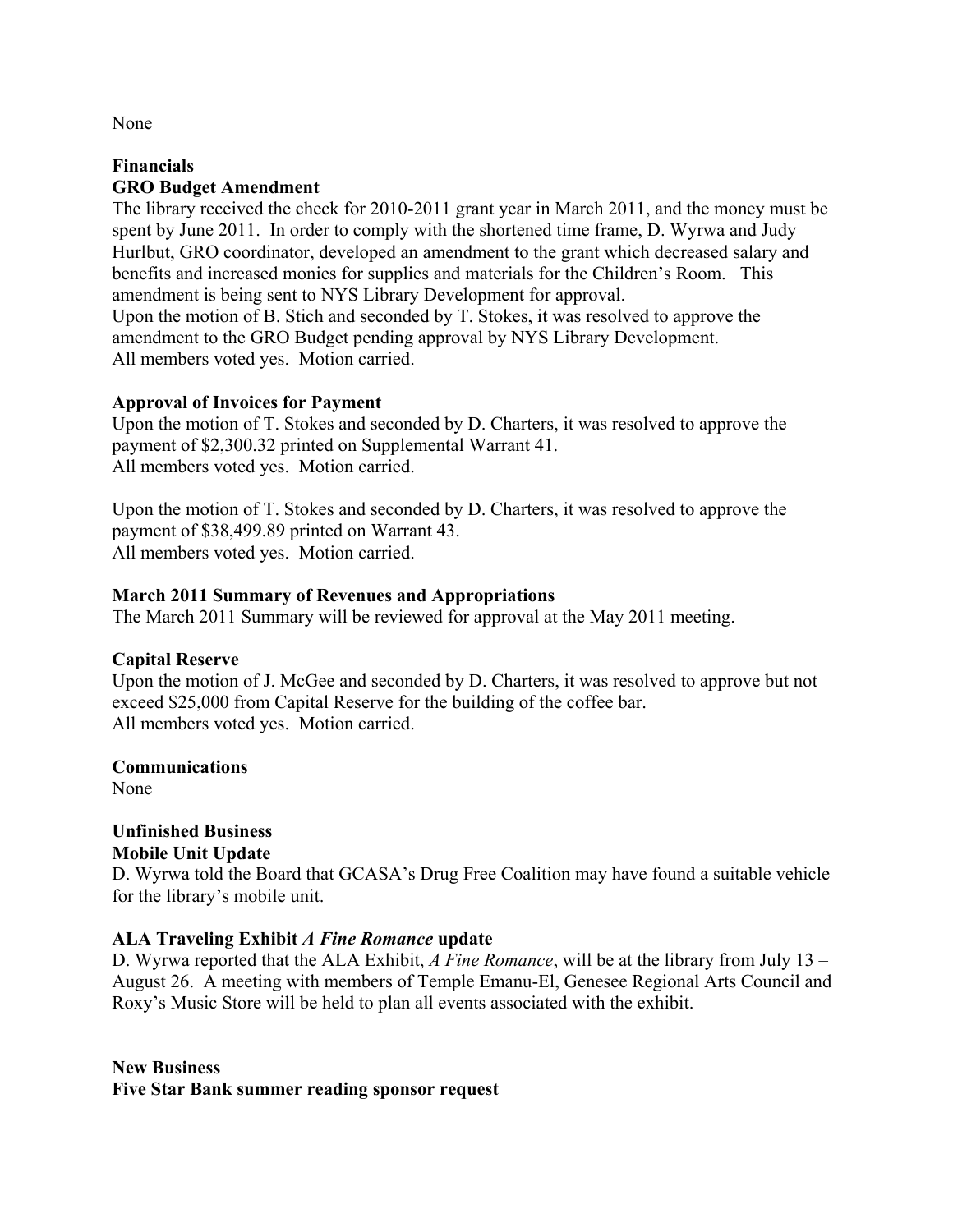None

**Financials**

**GRO Budget Amendment**

The library received the check for 2010-2011 grant year in March 2011, and the money must be spent by June 2011. In order to comply with the shortened time frame, D. Wyrwa and Judy Hurlbut, GRO coordinator, developed an amendment to the grant which decreased salary and benefits and increased monies for supplies and materials for the Children's Room. This amendment is being sent to NYS Library Development for approval.
Upon the motion of B. Stich and seconded by T. Stokes, it was resolved to approve the amendment to the GRO Budget pending approval by NYS Library Development.
All members voted yes. Motion carried.

**Approval of Invoices for Payment**

Upon the motion of T. Stokes and seconded by D. Charters, it was resolved to approve the payment of $2,300.32 printed on Supplemental Warrant 41.
All members voted yes. Motion carried.

Upon the motion of T. Stokes and seconded by D. Charters, it was resolved to approve the payment of $38,499.89 printed on Warrant 43.
All members voted yes. Motion carried.

**March 2011 Summary of Revenues and Appropriations**

The March 2011 Summary will be reviewed for approval at the May 2011 meeting.

**Capital Reserve**

Upon the motion of J. McGee and seconded by D. Charters, it was resolved to approve but not exceed $25,000 from Capital Reserve for the building of the coffee bar.
All members voted yes. Motion carried.

**Communications**

None

**Unfinished Business**

**Mobile Unit Update**

D. Wyrwa told the Board that GCASA's Drug Free Coalition may have found a suitable vehicle for the library's mobile unit.

**ALA Traveling Exhibit *A Fine Romance* update**

D. Wyrwa reported that the ALA Exhibit, *A Fine Romance*, will be at the library from July 13 – August 26. A meeting with members of Temple Emanu-El, Genesee Regional Arts Council and Roxy's Music Store will be held to plan all events associated with the exhibit.

**New Business**

**Five Star Bank summer reading sponsor request**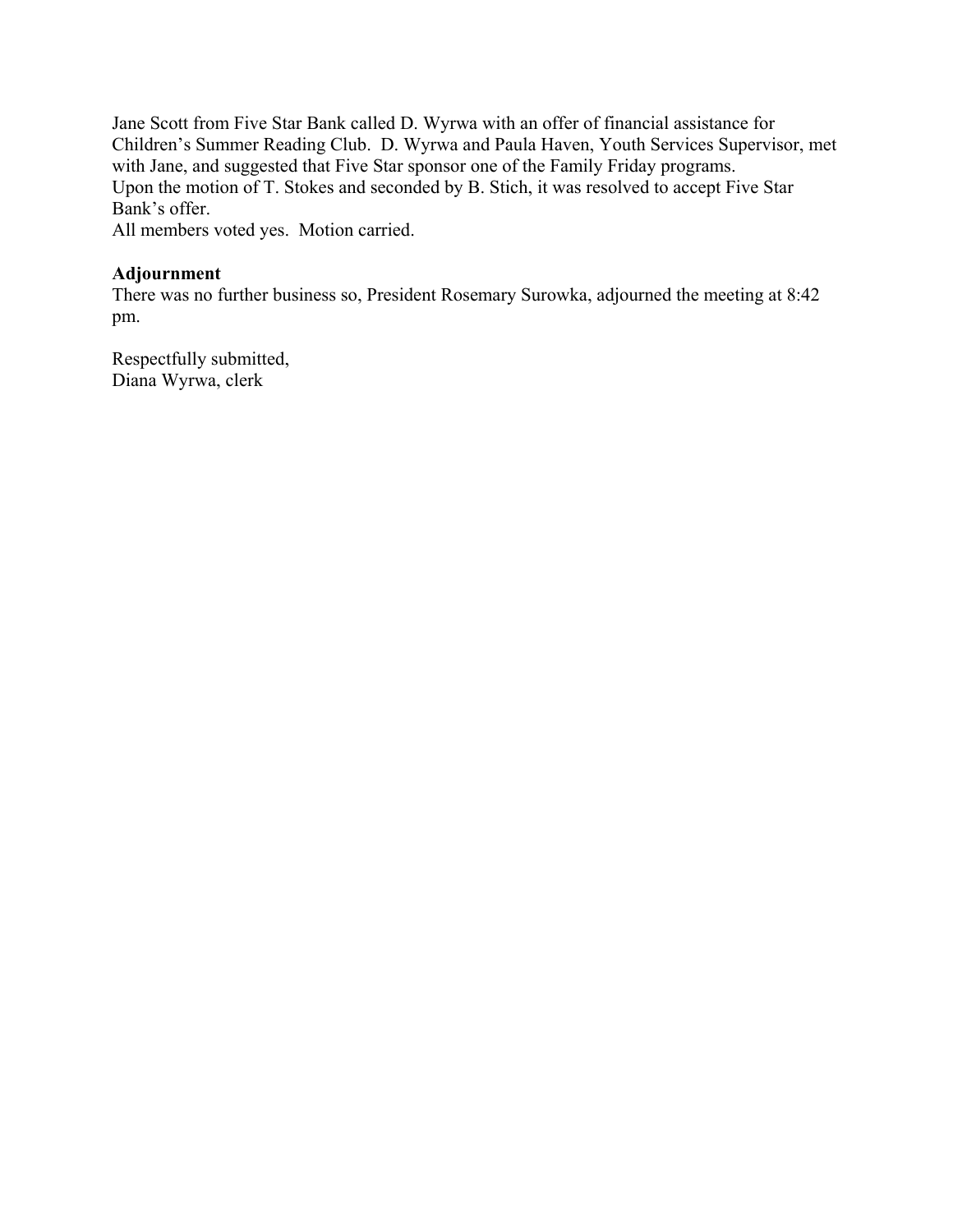Jane Scott from Five Star Bank called D. Wyrwa with an offer of financial assistance for Children's Summer Reading Club. D. Wyrwa and Paula Haven, Youth Services Supervisor, met with Jane, and suggested that Five Star sponsor one of the Family Friday programs.
Upon the motion of T. Stokes and seconded by B. Stich, it was resolved to accept Five Star Bank's offer.
All members voted yes. Motion carried.

**Adjournment**
There was no further business so, President Rosemary Surowka, adjourned the meeting at 8:42 pm.

Respectfully submitted,
Diana Wyrwa, clerk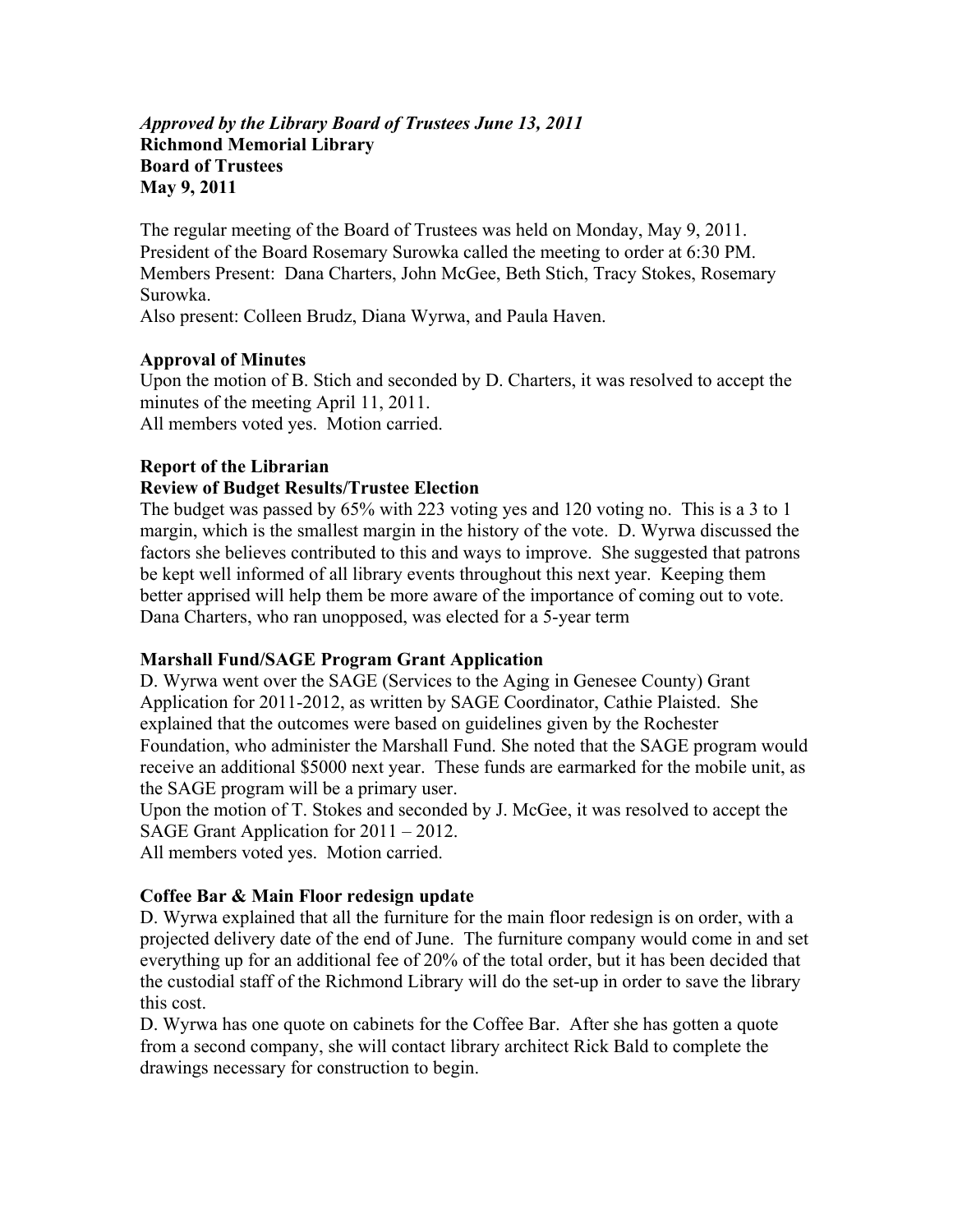*Approved by the Library Board of Trustees June 13, 2011*
**Richmond Memorial Library**
**Board of Trustees**
**May 9, 2011**

The regular meeting of the Board of Trustees was held on Monday, May 9, 2011. President of the Board Rosemary Surowka called the meeting to order at 6:30 PM. Members Present: Dana Charters, John McGee, Beth Stich, Tracy Stokes, Rosemary Surowka.
Also present: Colleen Brudz, Diana Wyrwa, and Paula Haven.

**Approval of Minutes**
Upon the motion of B. Stich and seconded by D. Charters, it was resolved to accept the minutes of the meeting April 11, 2011.
All members voted yes. Motion carried.

**Report of the Librarian**
**Review of Budget Results/Trustee Election**
The budget was passed by 65% with 223 voting yes and 120 voting no. This is a 3 to 1 margin, which is the smallest margin in the history of the vote. D. Wyrwa discussed the factors she believes contributed to this and ways to improve. She suggested that patrons be kept well informed of all library events throughout this next year. Keeping them better apprised will help them be more aware of the importance of coming out to vote. Dana Charters, who ran unopposed, was elected for a 5-year term

**Marshall Fund/SAGE Program Grant Application**
D. Wyrwa went over the SAGE (Services to the Aging in Genesee County) Grant Application for 2011-2012, as written by SAGE Coordinator, Cathie Plaisted. She explained that the outcomes were based on guidelines given by the Rochester Foundation, who administer the Marshall Fund. She noted that the SAGE program would receive an additional $5000 next year. These funds are earmarked for the mobile unit, as the SAGE program will be a primary user.
Upon the motion of T. Stokes and seconded by J. McGee, it was resolved to accept the SAGE Grant Application for 2011 – 2012.
All members voted yes. Motion carried.

**Coffee Bar & Main Floor redesign update**
D. Wyrwa explained that all the furniture for the main floor redesign is on order, with a projected delivery date of the end of June. The furniture company would come in and set everything up for an additional fee of 20% of the total order, but it has been decided that the custodial staff of the Richmond Library will do the set-up in order to save the library this cost.
D. Wyrwa has one quote on cabinets for the Coffee Bar. After she has gotten a quote from a second company, she will contact library architect Rick Bald to complete the drawings necessary for construction to begin.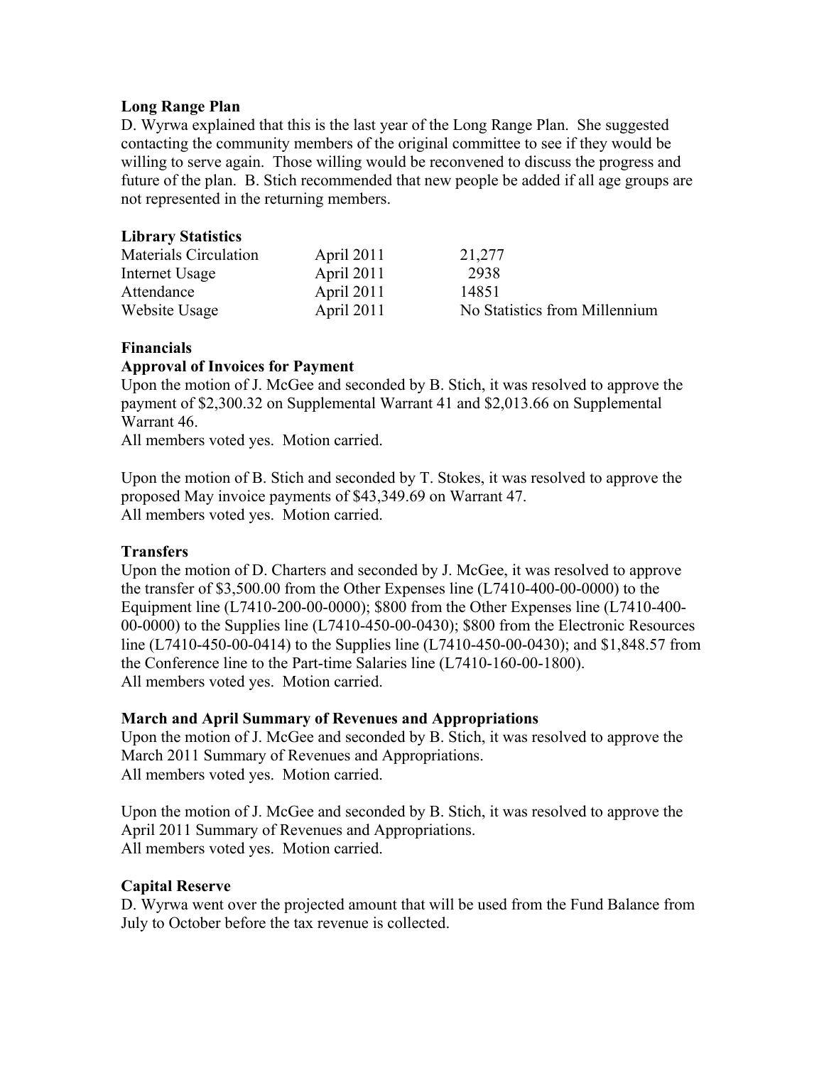**Long Range Plan**

D. Wyrwa explained that this is the last year of the Long Range Plan. She suggested contacting the community members of the original committee to see if they would be willing to serve again. Those willing would be reconvened to discuss the progress and future of the plan. B. Stich recommended that new people be added if all age groups are not represented in the returning members.

**Library Statistics**

| | | |
|---|---|---|
| Materials Circulation | April 2011 | 21,277 |
| Internet Usage | April 2011 | 2938 |
| Attendance | April 2011 | 14851 |
| Website Usage | April 2011 | No Statistics from Millennium |

**Financials**

**Approval of Invoices for Payment**

Upon the motion of J. McGee and seconded by B. Stich, it was resolved to approve the payment of $2,300.32 on Supplemental Warrant 41 and $2,013.66 on Supplemental Warrant 46.
All members voted yes. Motion carried.

Upon the motion of B. Stich and seconded by T. Stokes, it was resolved to approve the proposed May invoice payments of $43,349.69 on Warrant 47.
All members voted yes. Motion carried.

**Transfers**

Upon the motion of D. Charters and seconded by J. McGee, it was resolved to approve the transfer of $3,500.00 from the Other Expenses line (L7410-400-00-0000) to the Equipment line (L7410-200-00-0000); $800 from the Other Expenses line (L7410-400-00-0000) to the Supplies line (L7410-450-00-0430); $800 from the Electronic Resources line (L7410-450-00-0414) to the Supplies line (L7410-450-00-0430); and $1,848.57 from the Conference line to the Part-time Salaries line (L7410-160-00-1800).
All members voted yes. Motion carried.

**March and April Summary of Revenues and Appropriations**

Upon the motion of J. McGee and seconded by B. Stich, it was resolved to approve the March 2011 Summary of Revenues and Appropriations.
All members voted yes. Motion carried.

Upon the motion of J. McGee and seconded by B. Stich, it was resolved to approve the April 2011 Summary of Revenues and Appropriations.
All members voted yes. Motion carried.

**Capital Reserve**

D. Wyrwa went over the projected amount that will be used from the Fund Balance from July to October before the tax revenue is collected.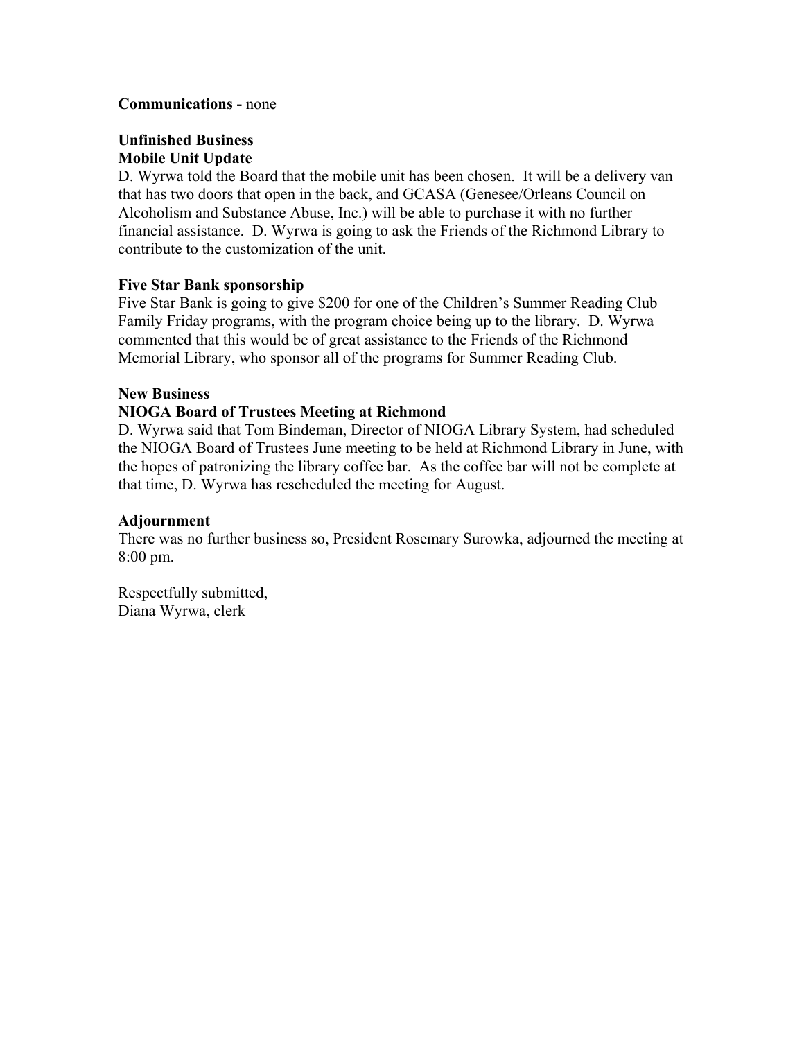**Communications -** none

**Unfinished Business**

**Mobile Unit Update**

D. Wyrwa told the Board that the mobile unit has been chosen. It will be a delivery van that has two doors that open in the back, and GCASA (Genesee/Orleans Council on Alcoholism and Substance Abuse, Inc.) will be able to purchase it with no further financial assistance. D. Wyrwa is going to ask the Friends of the Richmond Library to contribute to the customization of the unit.

**Five Star Bank sponsorship**

Five Star Bank is going to give $200 for one of the Children's Summer Reading Club Family Friday programs, with the program choice being up to the library. D. Wyrwa commented that this would be of great assistance to the Friends of the Richmond Memorial Library, who sponsor all of the programs for Summer Reading Club.

**New Business**

**NIOGA Board of Trustees Meeting at Richmond**

D. Wyrwa said that Tom Bindeman, Director of NIOGA Library System, had scheduled the NIOGA Board of Trustees June meeting to be held at Richmond Library in June, with the hopes of patronizing the library coffee bar. As the coffee bar will not be complete at that time, D. Wyrwa has rescheduled the meeting for August.

**Adjournment**

There was no further business so, President Rosemary Surowka, adjourned the meeting at 8:00 pm.

Respectfully submitted,
Diana Wyrwa, clerk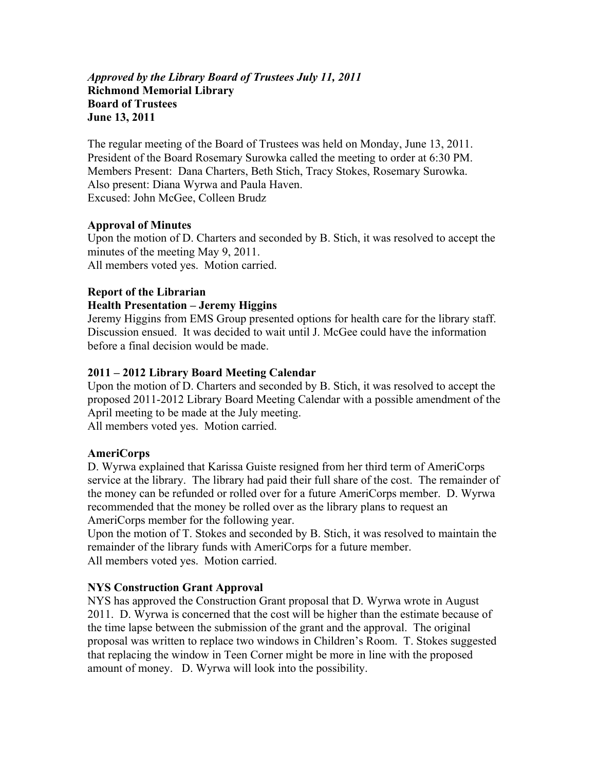***Approved by the Library Board of Trustees July 11, 2011***
**Richmond Memorial Library**
**Board of Trustees**
**June 13, 2011**

The regular meeting of the Board of Trustees was held on Monday, June 13, 2011. President of the Board Rosemary Surowka called the meeting to order at 6:30 PM. Members Present: Dana Charters, Beth Stich, Tracy Stokes, Rosemary Surowka. Also present: Diana Wyrwa and Paula Haven. Excused: John McGee, Colleen Brudz

**Approval of Minutes**

Upon the motion of D. Charters and seconded by B. Stich, it was resolved to accept the minutes of the meeting May 9, 2011.
All members voted yes. Motion carried.

**Report of the Librarian**

**Health Presentation – Jeremy Higgins**

Jeremy Higgins from EMS Group presented options for health care for the library staff. Discussion ensued. It was decided to wait until J. McGee could have the information before a final decision would be made.

**2011 – 2012 Library Board Meeting Calendar**

Upon the motion of D. Charters and seconded by B. Stich, it was resolved to accept the proposed 2011-2012 Library Board Meeting Calendar with a possible amendment of the April meeting to be made at the July meeting.
All members voted yes. Motion carried.

**AmeriCorps**

D. Wyrwa explained that Karissa Guiste resigned from her third term of AmeriCorps service at the library. The library had paid their full share of the cost. The remainder of the money can be refunded or rolled over for a future AmeriCorps member. D. Wyrwa recommended that the money be rolled over as the library plans to request an AmeriCorps member for the following year.
Upon the motion of T. Stokes and seconded by B. Stich, it was resolved to maintain the remainder of the library funds with AmeriCorps for a future member.
All members voted yes. Motion carried.

**NYS Construction Grant Approval**

NYS has approved the Construction Grant proposal that D. Wyrwa wrote in August 2011. D. Wyrwa is concerned that the cost will be higher than the estimate because of the time lapse between the submission of the grant and the approval. The original proposal was written to replace two windows in Children's Room. T. Stokes suggested that replacing the window in Teen Corner might be more in line with the proposed amount of money. D. Wyrwa will look into the possibility.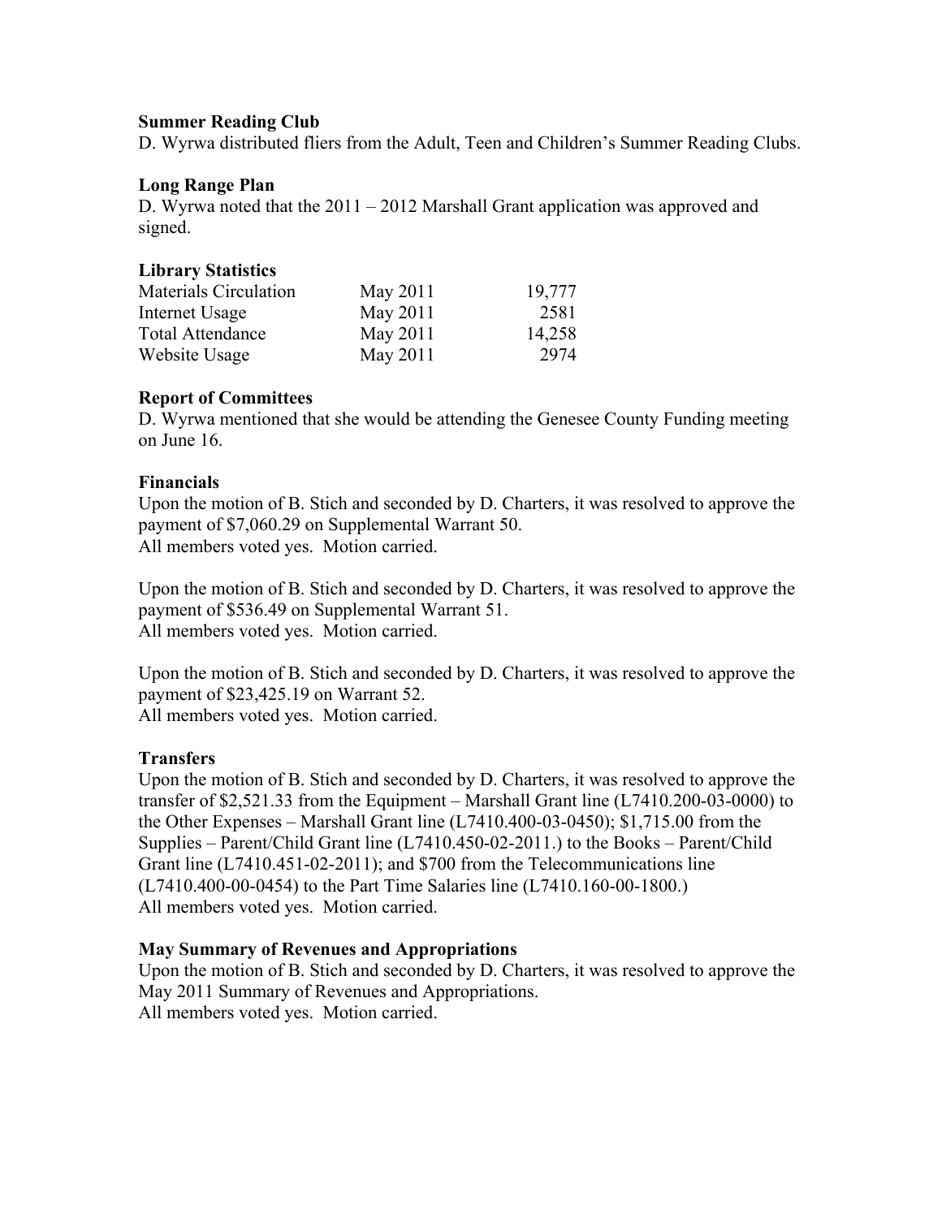**Summer Reading Club**
D. Wyrwa distributed fliers from the Adult, Teen and Children's Summer Reading Clubs.

**Long Range Plan**
D. Wyrwa noted that the 2011 – 2012 Marshall Grant application was approved and signed.

**Library Statistics**

| | | |
|---|---|---:|
| Materials Circulation | May 2011 | 19,777 |
| Internet Usage | May 2011 | 2581 |
| Total Attendance | May 2011 | 14,258 |
| Website Usage | May 2011 | 2974 |

**Report of Committees**
D. Wyrwa mentioned that she would be attending the Genesee County Funding meeting on June 16.

**Financials**
Upon the motion of B. Stich and seconded by D. Charters, it was resolved to approve the payment of $7,060.29 on Supplemental Warrant 50.
All members voted yes. Motion carried.

Upon the motion of B. Stich and seconded by D. Charters, it was resolved to approve the payment of $536.49 on Supplemental Warrant 51.
All members voted yes. Motion carried.

Upon the motion of B. Stich and seconded by D. Charters, it was resolved to approve the payment of $23,425.19 on Warrant 52.
All members voted yes. Motion carried.

**Transfers**
Upon the motion of B. Stich and seconded by D. Charters, it was resolved to approve the transfer of $2,521.33 from the Equipment – Marshall Grant line (L7410.200-03-0000) to the Other Expenses – Marshall Grant line (L7410.400-03-0450); $1,715.00 from the Supplies – Parent/Child Grant line (L7410.450-02-2011.) to the Books – Parent/Child Grant line (L7410.451-02-2011); and $700 from the Telecommunications line (L7410.400-00-0454) to the Part Time Salaries line (L7410.160-00-1800.)
All members voted yes. Motion carried.

**May Summary of Revenues and Appropriations**
Upon the motion of B. Stich and seconded by D. Charters, it was resolved to approve the May 2011 Summary of Revenues and Appropriations.
All members voted yes. Motion carried.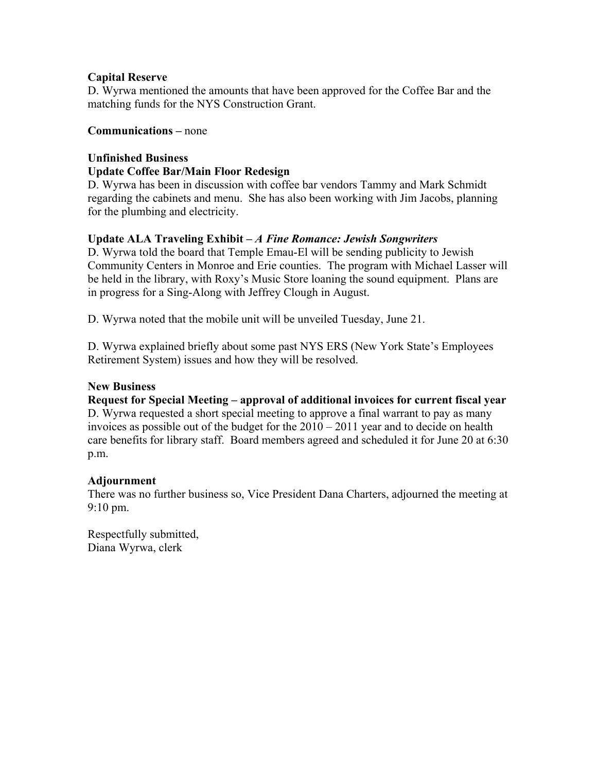**Capital Reserve**
D. Wyrwa mentioned the amounts that have been approved for the Coffee Bar and the matching funds for the NYS Construction Grant.

**Communications –** none

**Unfinished Business**
**Update Coffee Bar/Main Floor Redesign**
D. Wyrwa has been in discussion with coffee bar vendors Tammy and Mark Schmidt regarding the cabinets and menu. She has also been working with Jim Jacobs, planning for the plumbing and electricity.

**Update ALA Traveling Exhibit –** ***A Fine Romance: Jewish Songwriters***
D. Wyrwa told the board that Temple Emau-El will be sending publicity to Jewish Community Centers in Monroe and Erie counties. The program with Michael Lasser will be held in the library, with Roxy's Music Store loaning the sound equipment. Plans are in progress for a Sing-Along with Jeffrey Clough in August.

D. Wyrwa noted that the mobile unit will be unveiled Tuesday, June 21.

D. Wyrwa explained briefly about some past NYS ERS (New York State's Employees Retirement System) issues and how they will be resolved.

**New Business**
**Request for Special Meeting – approval of additional invoices for current fiscal year**
D. Wyrwa requested a short special meeting to approve a final warrant to pay as many invoices as possible out of the budget for the 2010 – 2011 year and to decide on health care benefits for library staff. Board members agreed and scheduled it for June 20 at 6:30 p.m.

**Adjournment**
There was no further business so, Vice President Dana Charters, adjourned the meeting at 9:10 pm.

Respectfully submitted,
Diana Wyrwa, clerk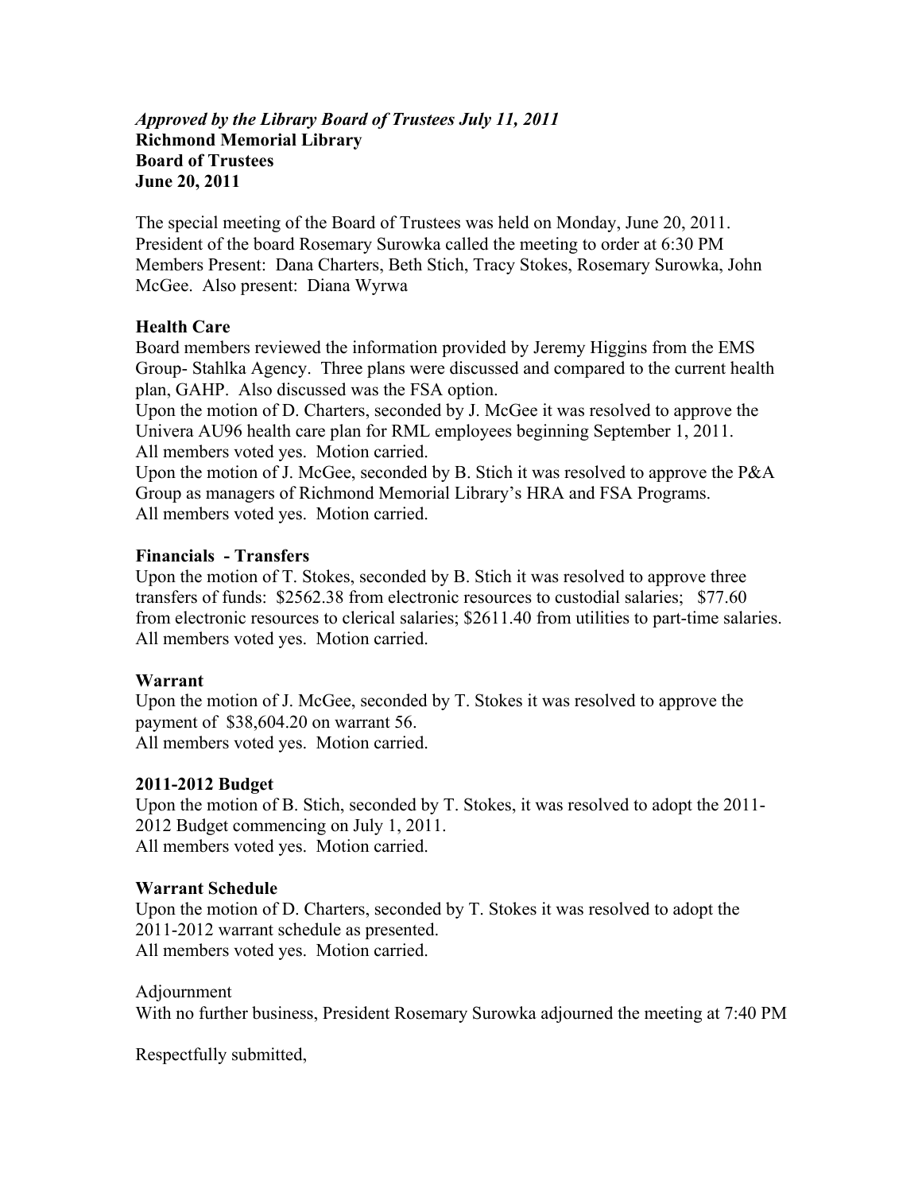***Approved by the Library Board of Trustees July 11, 2011***
**Richmond Memorial Library**
**Board of Trustees**
**June 20, 2011**

The special meeting of the Board of Trustees was held on Monday, June 20, 2011. President of the board Rosemary Surowka called the meeting to order at 6:30 PM Members Present: Dana Charters, Beth Stich, Tracy Stokes, Rosemary Surowka, John McGee. Also present: Diana Wyrwa

**Health Care**

Board members reviewed the information provided by Jeremy Higgins from the EMS Group- Stahlka Agency. Three plans were discussed and compared to the current health plan, GAHP. Also discussed was the FSA option.

Upon the motion of D. Charters, seconded by J. McGee it was resolved to approve the Univera AU96 health care plan for RML employees beginning September 1, 2011.
All members voted yes. Motion carried.

Upon the motion of J. McGee, seconded by B. Stich it was resolved to approve the P&A Group as managers of Richmond Memorial Library's HRA and FSA Programs.
All members voted yes. Motion carried.

**Financials - Transfers**

Upon the motion of T. Stokes, seconded by B. Stich it was resolved to approve three transfers of funds: $2562.38 from electronic resources to custodial salaries; $77.60 from electronic resources to clerical salaries; $2611.40 from utilities to part-time salaries.
All members voted yes. Motion carried.

**Warrant**

Upon the motion of J. McGee, seconded by T. Stokes it was resolved to approve the payment of $38,604.20 on warrant 56.
All members voted yes. Motion carried.

**2011-2012 Budget**

Upon the motion of B. Stich, seconded by T. Stokes, it was resolved to adopt the 2011-2012 Budget commencing on July 1, 2011.
All members voted yes. Motion carried.

**Warrant Schedule**

Upon the motion of D. Charters, seconded by T. Stokes it was resolved to adopt the 2011-2012 warrant schedule as presented.
All members voted yes. Motion carried.

Adjournment

With no further business, President Rosemary Surowka adjourned the meeting at 7:40 PM

Respectfully submitted,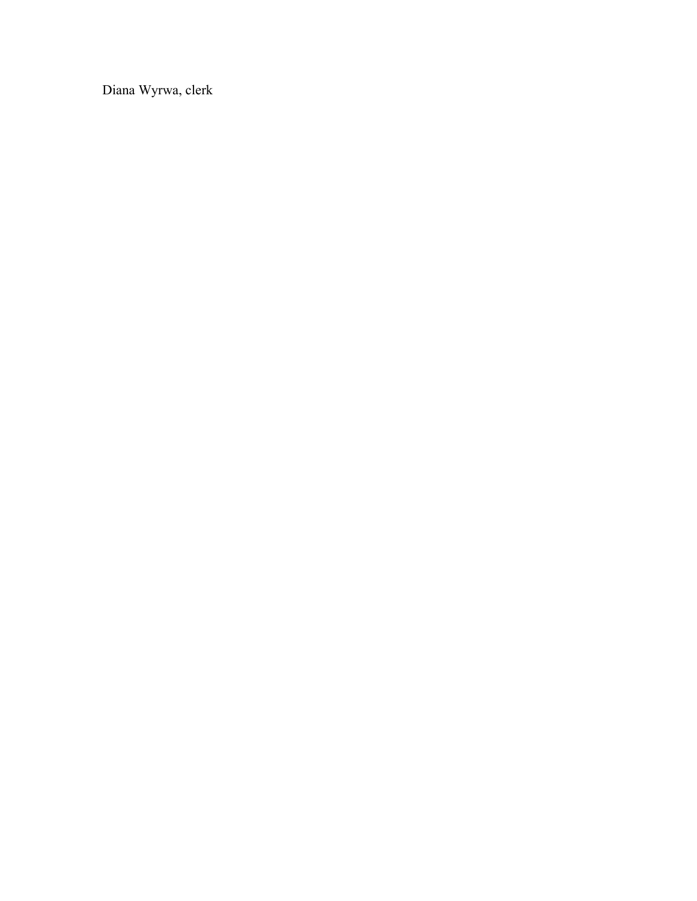Diana Wyrwa, clerk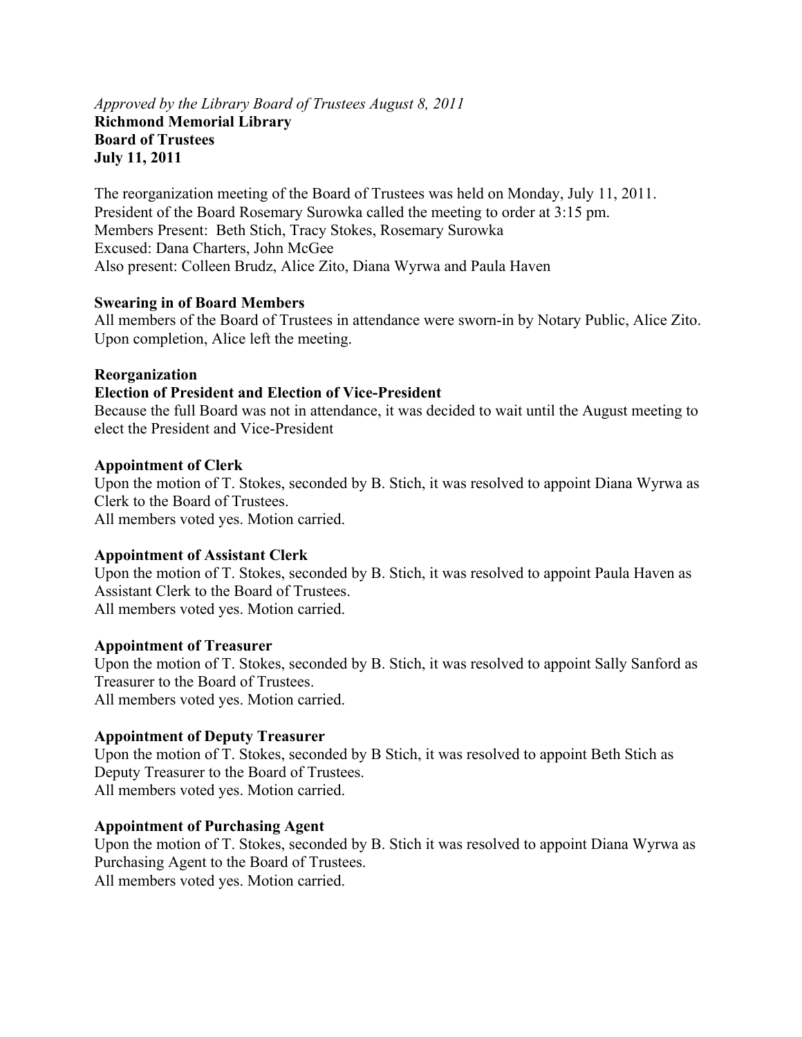*Approved by the Library Board of Trustees August 8, 2011*
**Richmond Memorial Library**
**Board of Trustees**
**July 11, 2011**

The reorganization meeting of the Board of Trustees was held on Monday, July 11, 2011. President of the Board Rosemary Surowka called the meeting to order at 3:15 pm.
Members Present: Beth Stich, Tracy Stokes, Rosemary Surowka
Excused: Dana Charters, John McGee
Also present: Colleen Brudz, Alice Zito, Diana Wyrwa and Paula Haven

**Swearing in of Board Members**
All members of the Board of Trustees in attendance were sworn-in by Notary Public, Alice Zito. Upon completion, Alice left the meeting.

**Reorganization**
**Election of President and Election of Vice-President**
Because the full Board was not in attendance, it was decided to wait until the August meeting to elect the President and Vice-President

**Appointment of Clerk**
Upon the motion of T. Stokes, seconded by B. Stich, it was resolved to appoint Diana Wyrwa as Clerk to the Board of Trustees.
All members voted yes. Motion carried.

**Appointment of Assistant Clerk**
Upon the motion of T. Stokes, seconded by B. Stich, it was resolved to appoint Paula Haven as Assistant Clerk to the Board of Trustees.
All members voted yes. Motion carried.

**Appointment of Treasurer**
Upon the motion of T. Stokes, seconded by B. Stich, it was resolved to appoint Sally Sanford as Treasurer to the Board of Trustees.
All members voted yes. Motion carried.

**Appointment of Deputy Treasurer**
Upon the motion of T. Stokes, seconded by B Stich, it was resolved to appoint Beth Stich as Deputy Treasurer to the Board of Trustees.
All members voted yes. Motion carried.

**Appointment of Purchasing Agent**
Upon the motion of T. Stokes, seconded by B. Stich it was resolved to appoint Diana Wyrwa as Purchasing Agent to the Board of Trustees.
All members voted yes. Motion carried.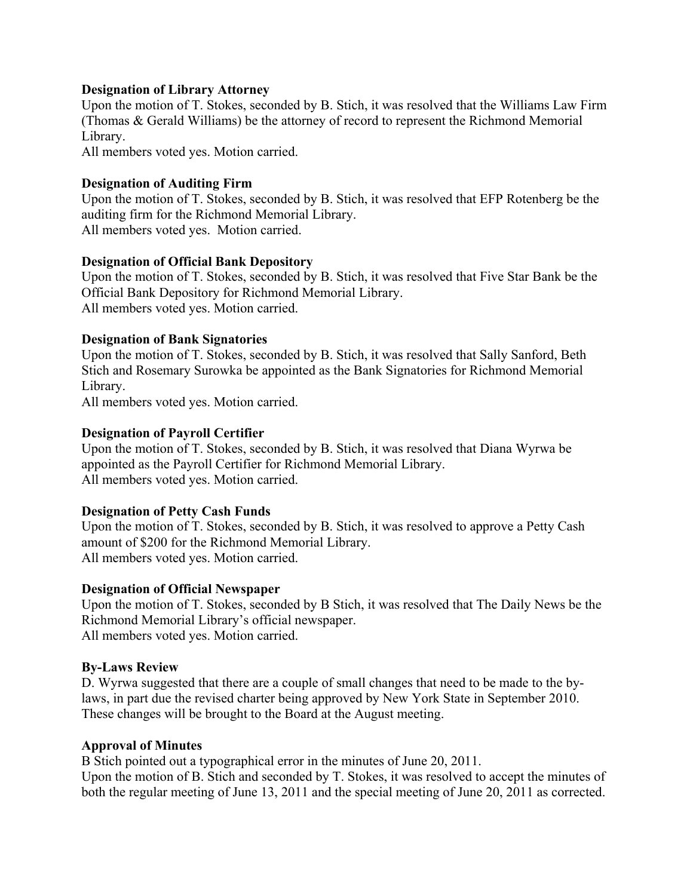**Designation of Library Attorney**

Upon the motion of T. Stokes, seconded by B. Stich, it was resolved that the Williams Law Firm (Thomas & Gerald Williams) be the attorney of record to represent the Richmond Memorial Library.
All members voted yes. Motion carried.

**Designation of Auditing Firm**

Upon the motion of T. Stokes, seconded by B. Stich, it was resolved that EFP Rotenberg be the auditing firm for the Richmond Memorial Library.
All members voted yes. Motion carried.

**Designation of Official Bank Depository**

Upon the motion of T. Stokes, seconded by B. Stich, it was resolved that Five Star Bank be the Official Bank Depository for Richmond Memorial Library.
All members voted yes. Motion carried.

**Designation of Bank Signatories**

Upon the motion of T. Stokes, seconded by B. Stich, it was resolved that Sally Sanford, Beth Stich and Rosemary Surowka be appointed as the Bank Signatories for Richmond Memorial Library.
All members voted yes. Motion carried.

**Designation of Payroll Certifier**

Upon the motion of T. Stokes, seconded by B. Stich, it was resolved that Diana Wyrwa be appointed as the Payroll Certifier for Richmond Memorial Library.
All members voted yes. Motion carried.

**Designation of Petty Cash Funds**

Upon the motion of T. Stokes, seconded by B. Stich, it was resolved to approve a Petty Cash amount of $200 for the Richmond Memorial Library.
All members voted yes. Motion carried.

**Designation of Official Newspaper**

Upon the motion of T. Stokes, seconded by B Stich, it was resolved that The Daily News be the Richmond Memorial Library's official newspaper.
All members voted yes. Motion carried.

**By-Laws Review**

D. Wyrwa suggested that there are a couple of small changes that need to be made to the by-laws, in part due the revised charter being approved by New York State in September 2010. These changes will be brought to the Board at the August meeting.

**Approval of Minutes**

B Stich pointed out a typographical error in the minutes of June 20, 2011.
Upon the motion of B. Stich and seconded by T. Stokes, it was resolved to accept the minutes of both the regular meeting of June 13, 2011 and the special meeting of June 20, 2011 as corrected.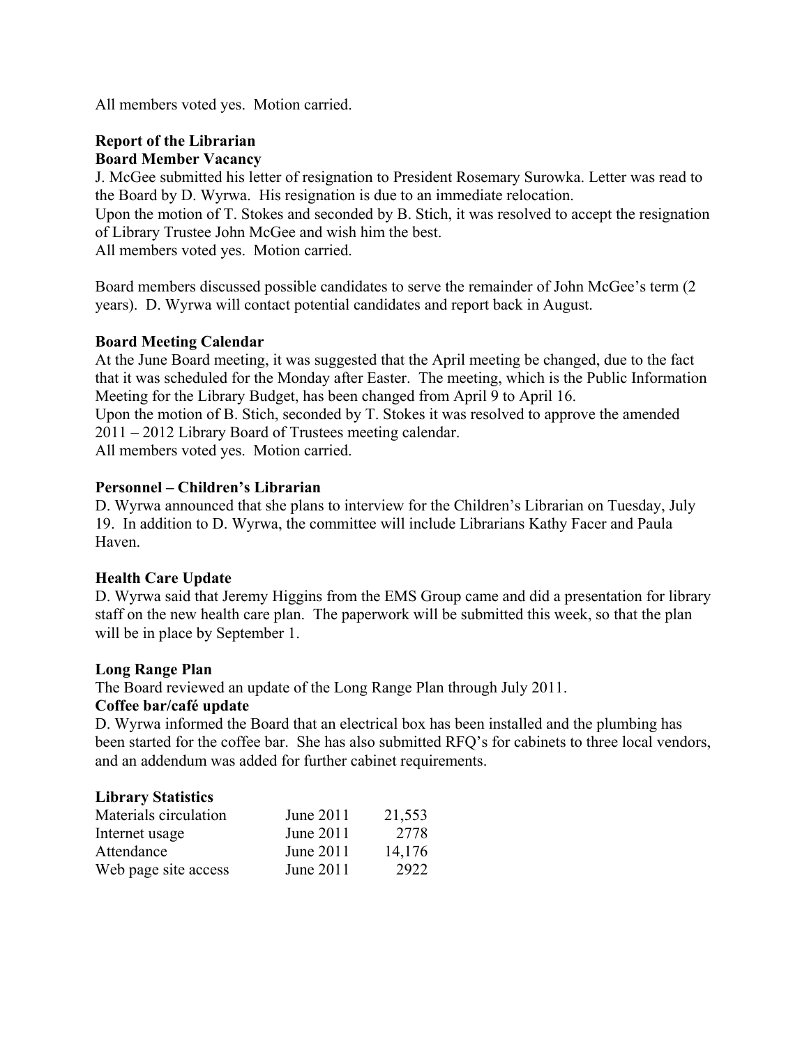All members voted yes. Motion carried.

**Report of the Librarian**
**Board Member Vacancy**

J. McGee submitted his letter of resignation to President Rosemary Surowka. Letter was read to the Board by D. Wyrwa. His resignation is due to an immediate relocation.
Upon the motion of T. Stokes and seconded by B. Stich, it was resolved to accept the resignation of Library Trustee John McGee and wish him the best.
All members voted yes. Motion carried.

Board members discussed possible candidates to serve the remainder of John McGee's term (2 years). D. Wyrwa will contact potential candidates and report back in August.

**Board Meeting Calendar**

At the June Board meeting, it was suggested that the April meeting be changed, due to the fact that it was scheduled for the Monday after Easter. The meeting, which is the Public Information Meeting for the Library Budget, has been changed from April 9 to April 16.
Upon the motion of B. Stich, seconded by T. Stokes it was resolved to approve the amended 2011 – 2012 Library Board of Trustees meeting calendar.
All members voted yes. Motion carried.

**Personnel – Children's Librarian**

D. Wyrwa announced that she plans to interview for the Children's Librarian on Tuesday, July 19. In addition to D. Wyrwa, the committee will include Librarians Kathy Facer and Paula Haven.

**Health Care Update**

D. Wyrwa said that Jeremy Higgins from the EMS Group came and did a presentation for library staff on the new health care plan. The paperwork will be submitted this week, so that the plan will be in place by September 1.

**Long Range Plan**

The Board reviewed an update of the Long Range Plan through July 2011.

**Coffee bar/café update**

D. Wyrwa informed the Board that an electrical box has been installed and the plumbing has been started for the coffee bar. She has also submitted RFQ's for cabinets to three local vendors, and an addendum was added for further cabinet requirements.

**Library Statistics**

| | | |
|---|---|---|
| Materials circulation | June 2011 | 21,553 |
| Internet usage | June 2011 | 2778 |
| Attendance | June 2011 | 14,176 |
| Web page site access | June 2011 | 2922 |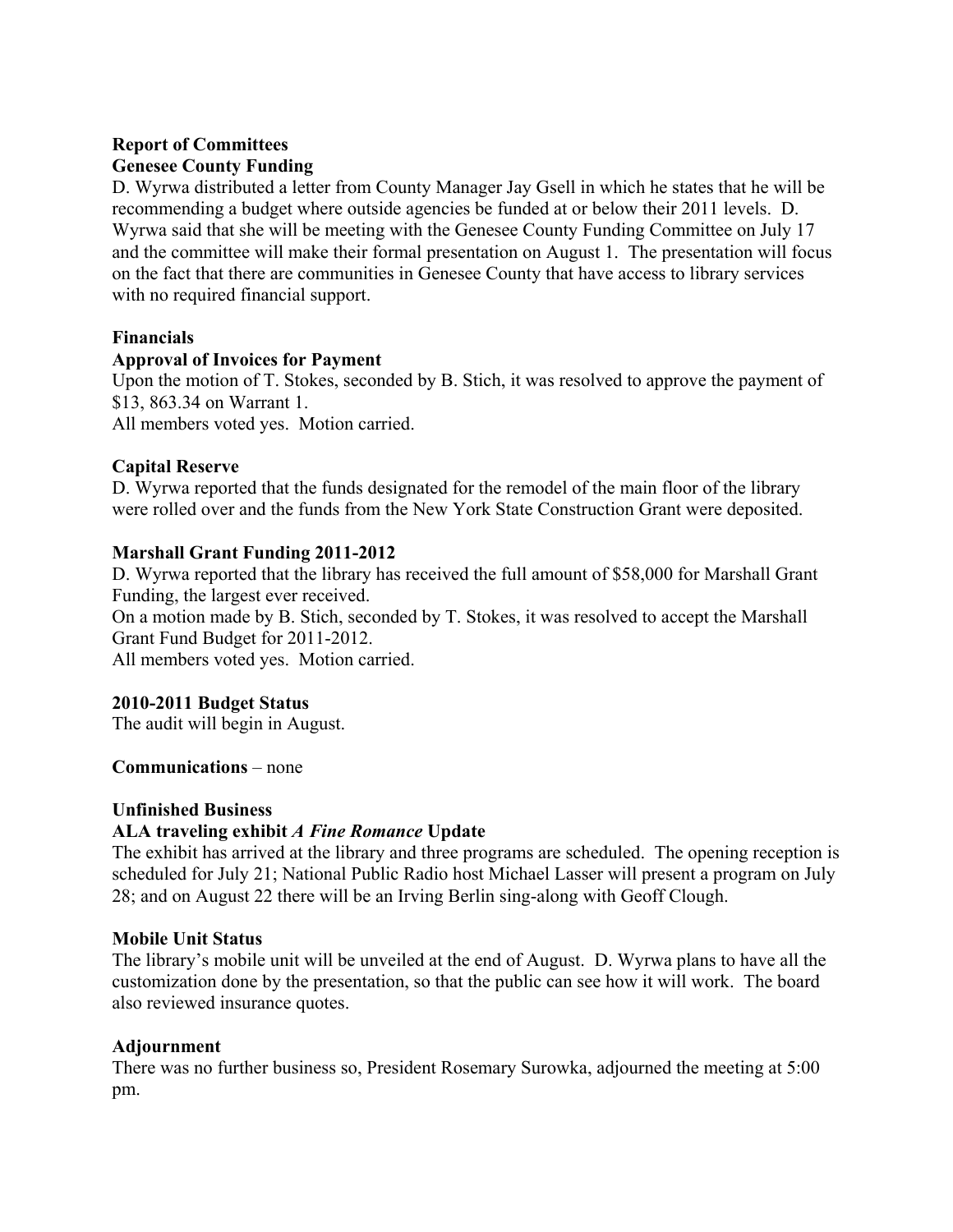**Report of Committees**

**Genesee County Funding**

D. Wyrwa distributed a letter from County Manager Jay Gsell in which he states that he will be recommending a budget where outside agencies be funded at or below their 2011 levels. D. Wyrwa said that she will be meeting with the Genesee County Funding Committee on July 17 and the committee will make their formal presentation on August 1. The presentation will focus on the fact that there are communities in Genesee County that have access to library services with no required financial support.

**Financials**

**Approval of Invoices for Payment**

Upon the motion of T. Stokes, seconded by B. Stich, it was resolved to approve the payment of $13, 863.34 on Warrant 1.
All members voted yes. Motion carried.

**Capital Reserve**

D. Wyrwa reported that the funds designated for the remodel of the main floor of the library were rolled over and the funds from the New York State Construction Grant were deposited.

**Marshall Grant Funding 2011-2012**

D. Wyrwa reported that the library has received the full amount of $58,000 for Marshall Grant Funding, the largest ever received.
On a motion made by B. Stich, seconded by T. Stokes, it was resolved to accept the Marshall Grant Fund Budget for 2011-2012.
All members voted yes. Motion carried.

**2010-2011 Budget Status**

The audit will begin in August.

**Communications** – none

**Unfinished Business**

**ALA traveling exhibit *A Fine Romance* Update**

The exhibit has arrived at the library and three programs are scheduled. The opening reception is scheduled for July 21; National Public Radio host Michael Lasser will present a program on July 28; and on August 22 there will be an Irving Berlin sing-along with Geoff Clough.

**Mobile Unit Status**

The library's mobile unit will be unveiled at the end of August. D. Wyrwa plans to have all the customization done by the presentation, so that the public can see how it will work. The board also reviewed insurance quotes.

**Adjournment**

There was no further business so, President Rosemary Surowka, adjourned the meeting at 5:00 pm.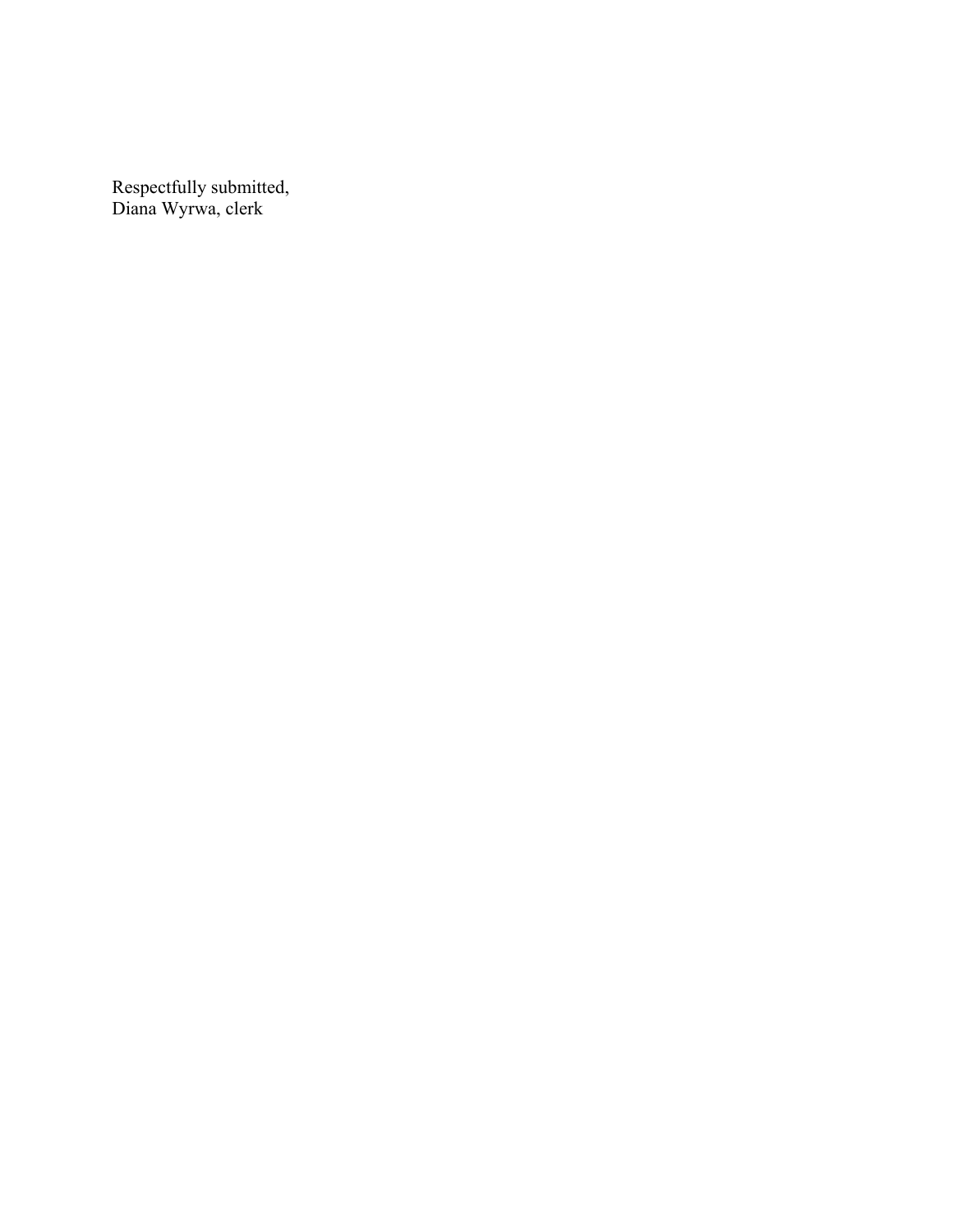Respectfully submitted,
Diana Wyrwa, clerk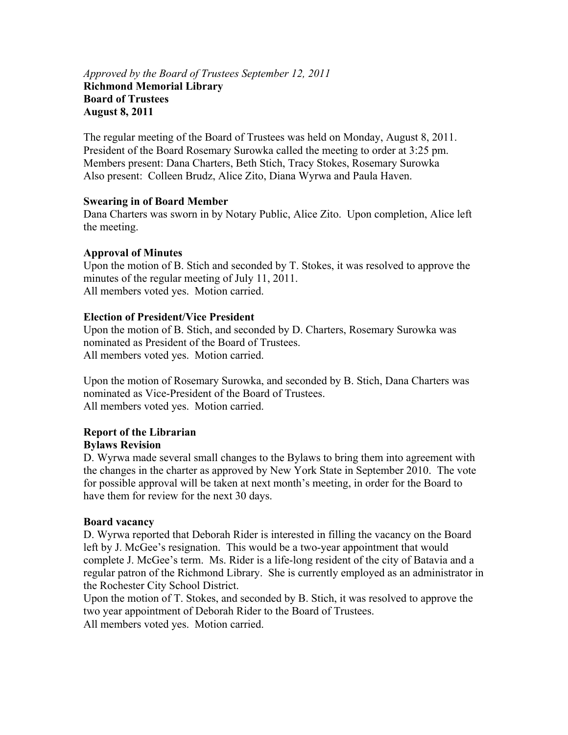*Approved by the Board of Trustees September 12, 2011*
**Richmond Memorial Library**
**Board of Trustees**
**August 8, 2011**

The regular meeting of the Board of Trustees was held on Monday, August 8, 2011. President of the Board Rosemary Surowka called the meeting to order at 3:25 pm. Members present: Dana Charters, Beth Stich, Tracy Stokes, Rosemary Surowka
Also present: Colleen Brudz, Alice Zito, Diana Wyrwa and Paula Haven.

**Swearing in of Board Member**
Dana Charters was sworn in by Notary Public, Alice Zito. Upon completion, Alice left the meeting.

**Approval of Minutes**
Upon the motion of B. Stich and seconded by T. Stokes, it was resolved to approve the minutes of the regular meeting of July 11, 2011.
All members voted yes. Motion carried.

**Election of President/Vice President**
Upon the motion of B. Stich, and seconded by D. Charters, Rosemary Surowka was nominated as President of the Board of Trustees.
All members voted yes. Motion carried.

Upon the motion of Rosemary Surowka, and seconded by B. Stich, Dana Charters was nominated as Vice-President of the Board of Trustees.
All members voted yes. Motion carried.

**Report of the Librarian**
**Bylaws Revision**
D. Wyrwa made several small changes to the Bylaws to bring them into agreement with the changes in the charter as approved by New York State in September 2010. The vote for possible approval will be taken at next month's meeting, in order for the Board to have them for review for the next 30 days.

**Board vacancy**
D. Wyrwa reported that Deborah Rider is interested in filling the vacancy on the Board left by J. McGee's resignation. This would be a two-year appointment that would complete J. McGee's term. Ms. Rider is a life-long resident of the city of Batavia and a regular patron of the Richmond Library. She is currently employed as an administrator in the Rochester City School District.
Upon the motion of T. Stokes, and seconded by B. Stich, it was resolved to approve the two year appointment of Deborah Rider to the Board of Trustees.
All members voted yes. Motion carried.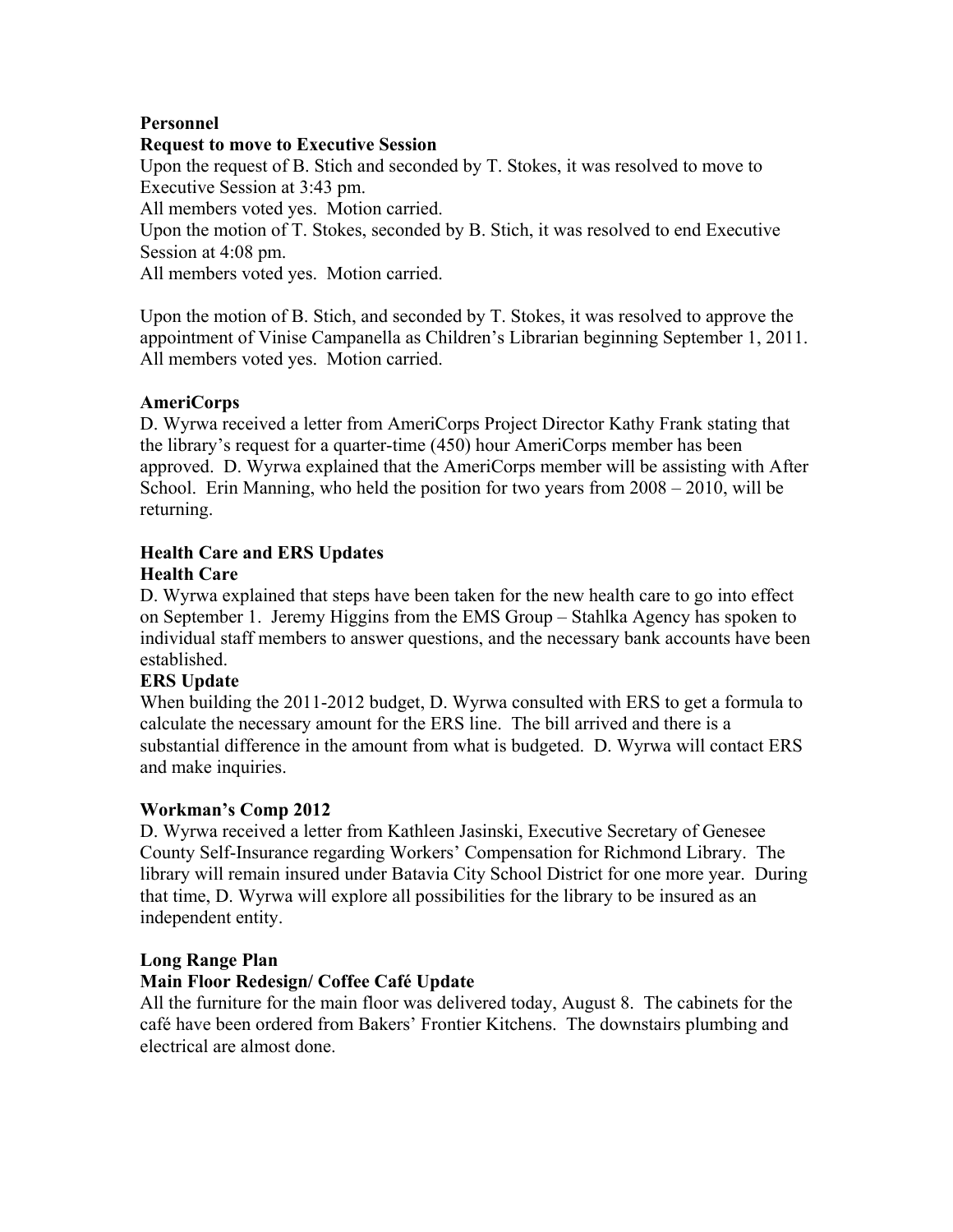**Personnel**

**Request to move to Executive Session**

Upon the request of B. Stich and seconded by T. Stokes, it was resolved to move to Executive Session at 3:43 pm.
All members voted yes. Motion carried.
Upon the motion of T. Stokes, seconded by B. Stich, it was resolved to end Executive Session at 4:08 pm.
All members voted yes. Motion carried.

Upon the motion of B. Stich, and seconded by T. Stokes, it was resolved to approve the appointment of Vinise Campanella as Children's Librarian beginning September 1, 2011.
All members voted yes. Motion carried.

**AmeriCorps**

D. Wyrwa received a letter from AmeriCorps Project Director Kathy Frank stating that the library's request for a quarter-time (450) hour AmeriCorps member has been approved. D. Wyrwa explained that the AmeriCorps member will be assisting with After School. Erin Manning, who held the position for two years from 2008 – 2010, will be returning.

**Health Care and ERS Updates**

**Health Care**

D. Wyrwa explained that steps have been taken for the new health care to go into effect on September 1. Jeremy Higgins from the EMS Group – Stahlka Agency has spoken to individual staff members to answer questions, and the necessary bank accounts have been established.

**ERS Update**

When building the 2011-2012 budget, D. Wyrwa consulted with ERS to get a formula to calculate the necessary amount for the ERS line. The bill arrived and there is a substantial difference in the amount from what is budgeted. D. Wyrwa will contact ERS and make inquiries.

**Workman's Comp 2012**

D. Wyrwa received a letter from Kathleen Jasinski, Executive Secretary of Genesee County Self-Insurance regarding Workers' Compensation for Richmond Library. The library will remain insured under Batavia City School District for one more year. During that time, D. Wyrwa will explore all possibilities for the library to be insured as an independent entity.

**Long Range Plan**

**Main Floor Redesign/ Coffee Café Update**

All the furniture for the main floor was delivered today, August 8. The cabinets for the café have been ordered from Bakers' Frontier Kitchens. The downstairs plumbing and electrical are almost done.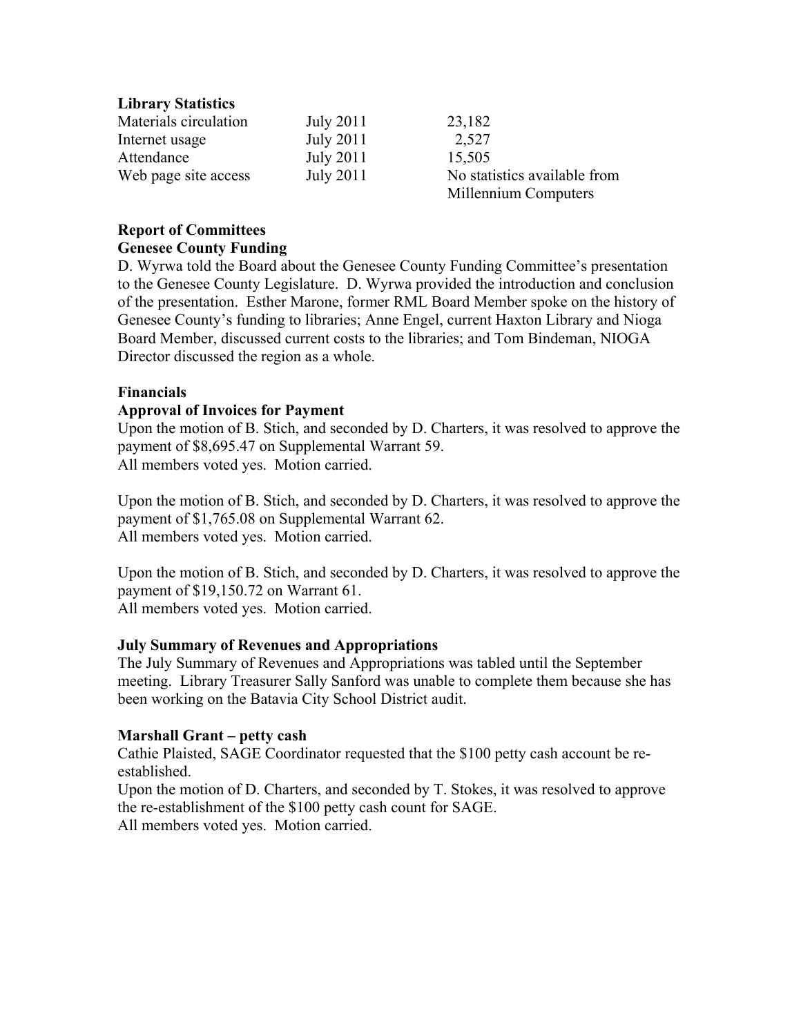**Library Statistics**

| | | |
|---|---|---|
| Materials circulation | July 2011 | 23,182 |
| Internet usage | July 2011 | 2,527 |
| Attendance | July 2011 | 15,505 |
| Web page site access | July 2011 | No statistics available from Millennium Computers |

**Report of Committees**

**Genesee County Funding**

D. Wyrwa told the Board about the Genesee County Funding Committee's presentation to the Genesee County Legislature. D. Wyrwa provided the introduction and conclusion of the presentation. Esther Marone, former RML Board Member spoke on the history of Genesee County's funding to libraries; Anne Engel, current Haxton Library and Nioga Board Member, discussed current costs to the libraries; and Tom Bindeman, NIOGA Director discussed the region as a whole.

**Financials**

**Approval of Invoices for Payment**

Upon the motion of B. Stich, and seconded by D. Charters, it was resolved to approve the payment of $8,695.47 on Supplemental Warrant 59.
All members voted yes. Motion carried.

Upon the motion of B. Stich, and seconded by D. Charters, it was resolved to approve the payment of $1,765.08 on Supplemental Warrant 62.
All members voted yes. Motion carried.

Upon the motion of B. Stich, and seconded by D. Charters, it was resolved to approve the payment of $19,150.72 on Warrant 61.
All members voted yes. Motion carried.

**July Summary of Revenues and Appropriations**

The July Summary of Revenues and Appropriations was tabled until the September meeting. Library Treasurer Sally Sanford was unable to complete them because she has been working on the Batavia City School District audit.

**Marshall Grant – petty cash**

Cathie Plaisted, SAGE Coordinator requested that the $100 petty cash account be re-established.
Upon the motion of D. Charters, and seconded by T. Stokes, it was resolved to approve the re-establishment of the $100 petty cash count for SAGE.
All members voted yes. Motion carried.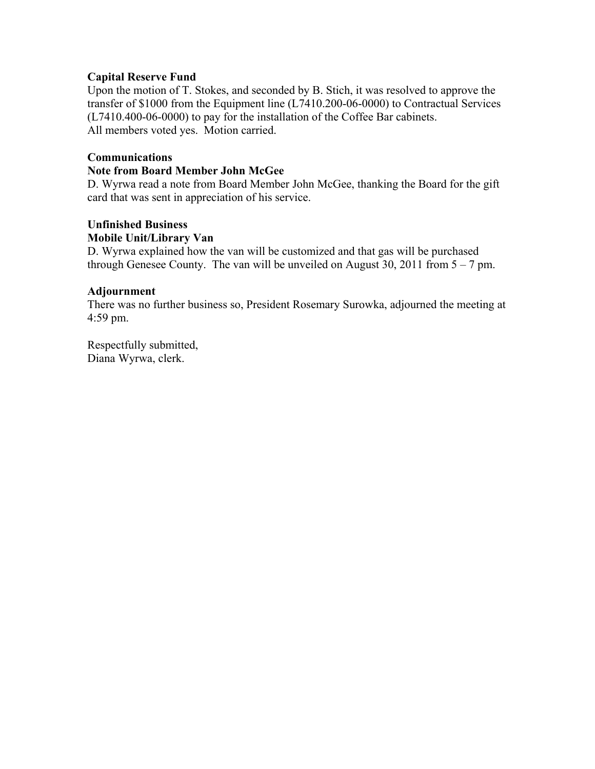**Capital Reserve Fund**
Upon the motion of T. Stokes, and seconded by B. Stich, it was resolved to approve the transfer of $1000 from the Equipment line (L7410.200-06-0000) to Contractual Services (L7410.400-06-0000) to pay for the installation of the Coffee Bar cabinets.
All members voted yes. Motion carried.

**Communications**
**Note from Board Member John McGee**
D. Wyrwa read a note from Board Member John McGee, thanking the Board for the gift card that was sent in appreciation of his service.

**Unfinished Business**
**Mobile Unit/Library Van**
D. Wyrwa explained how the van will be customized and that gas will be purchased through Genesee County. The van will be unveiled on August 30, 2011 from 5 – 7 pm.

**Adjournment**
There was no further business so, President Rosemary Surowka, adjourned the meeting at 4:59 pm.

Respectfully submitted,
Diana Wyrwa, clerk.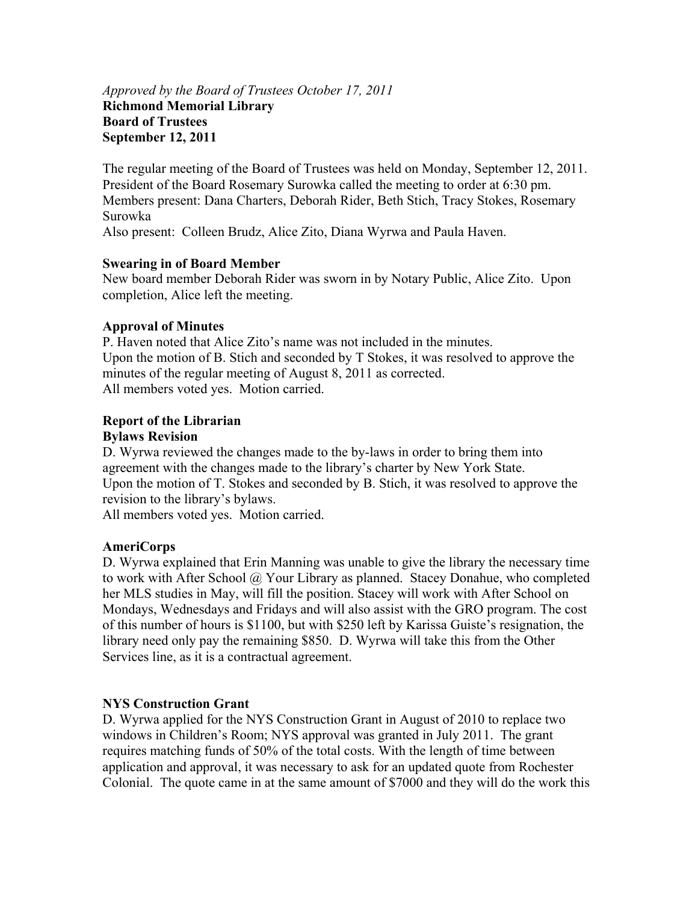*Approved by the Board of Trustees October 17, 2011*
**Richmond Memorial Library**
**Board of Trustees**
**September 12, 2011**

The regular meeting of the Board of Trustees was held on Monday, September 12, 2011. President of the Board Rosemary Surowka called the meeting to order at 6:30 pm. Members present: Dana Charters, Deborah Rider, Beth Stich, Tracy Stokes, Rosemary Surowka
Also present: Colleen Brudz, Alice Zito, Diana Wyrwa and Paula Haven.

**Swearing in of Board Member**
New board member Deborah Rider was sworn in by Notary Public, Alice Zito. Upon completion, Alice left the meeting.

**Approval of Minutes**
P. Haven noted that Alice Zito's name was not included in the minutes.
Upon the motion of B. Stich and seconded by T Stokes, it was resolved to approve the minutes of the regular meeting of August 8, 2011 as corrected.
All members voted yes. Motion carried.

**Report of the Librarian**
**Bylaws Revision**
D. Wyrwa reviewed the changes made to the by-laws in order to bring them into agreement with the changes made to the library's charter by New York State.
Upon the motion of T. Stokes and seconded by B. Stich, it was resolved to approve the revision to the library's bylaws.
All members voted yes. Motion carried.

**AmeriCorps**
D. Wyrwa explained that Erin Manning was unable to give the library the necessary time to work with After School @ Your Library as planned. Stacey Donahue, who completed her MLS studies in May, will fill the position. Stacey will work with After School on Mondays, Wednesdays and Fridays and will also assist with the GRO program. The cost of this number of hours is $1100, but with $250 left by Karissa Guiste's resignation, the library need only pay the remaining $850. D. Wyrwa will take this from the Other Services line, as it is a contractual agreement.

**NYS Construction Grant**
D. Wyrwa applied for the NYS Construction Grant in August of 2010 to replace two windows in Children's Room; NYS approval was granted in July 2011. The grant requires matching funds of 50% of the total costs. With the length of time between application and approval, it was necessary to ask for an updated quote from Rochester Colonial. The quote came in at the same amount of $7000 and they will do the work this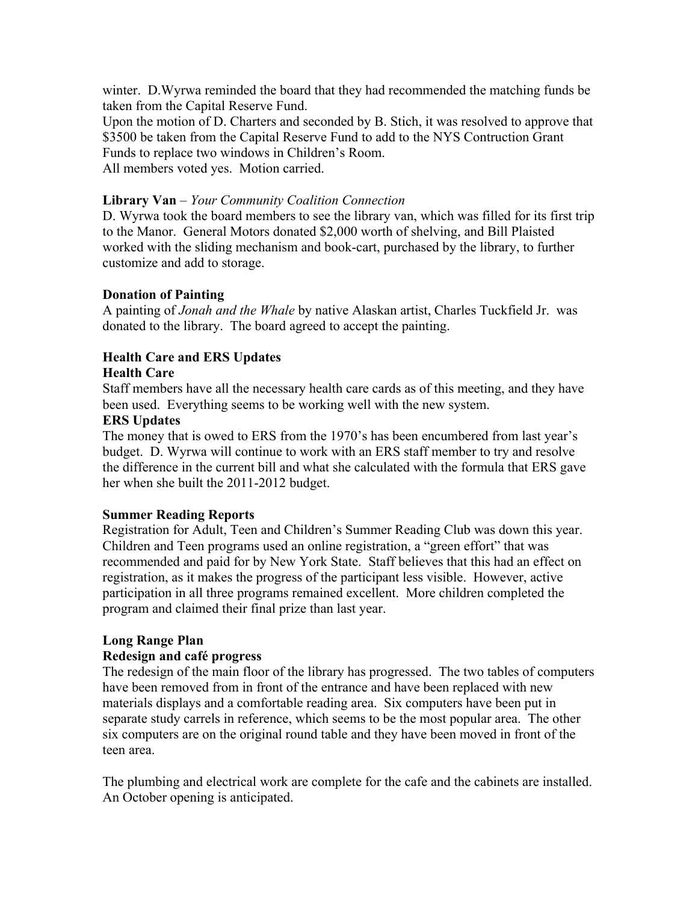winter. D.Wyrwa reminded the board that they had recommended the matching funds be taken from the Capital Reserve Fund.
Upon the motion of D. Charters and seconded by B. Stich, it was resolved to approve that $3500 be taken from the Capital Reserve Fund to add to the NYS Contruction Grant Funds to replace two windows in Children's Room.
All members voted yes. Motion carried.

**Library Van** – *Your Community Coalition Connection*
D. Wyrwa took the board members to see the library van, which was filled for its first trip to the Manor. General Motors donated $2,000 worth of shelving, and Bill Plaisted worked with the sliding mechanism and book-cart, purchased by the library, to further customize and add to storage.

**Donation of Painting**
A painting of *Jonah and the Whale* by native Alaskan artist, Charles Tuckfield Jr. was donated to the library. The board agreed to accept the painting.

**Health Care and ERS Updates**
**Health Care**
Staff members have all the necessary health care cards as of this meeting, and they have been used. Everything seems to be working well with the new system.
**ERS Updates**
The money that is owed to ERS from the 1970's has been encumbered from last year's budget. D. Wyrwa will continue to work with an ERS staff member to try and resolve the difference in the current bill and what she calculated with the formula that ERS gave her when she built the 2011-2012 budget.

**Summer Reading Reports**
Registration for Adult, Teen and Children's Summer Reading Club was down this year. Children and Teen programs used an online registration, a "green effort" that was recommended and paid for by New York State. Staff believes that this had an effect on registration, as it makes the progress of the participant less visible. However, active participation in all three programs remained excellent. More children completed the program and claimed their final prize than last year.

**Long Range Plan**
**Redesign and café progress**
The redesign of the main floor of the library has progressed. The two tables of computers have been removed from in front of the entrance and have been replaced with new materials displays and a comfortable reading area. Six computers have been put in separate study carrels in reference, which seems to be the most popular area. The other six computers are on the original round table and they have been moved in front of the teen area.

The plumbing and electrical work are complete for the cafe and the cabinets are installed. An October opening is anticipated.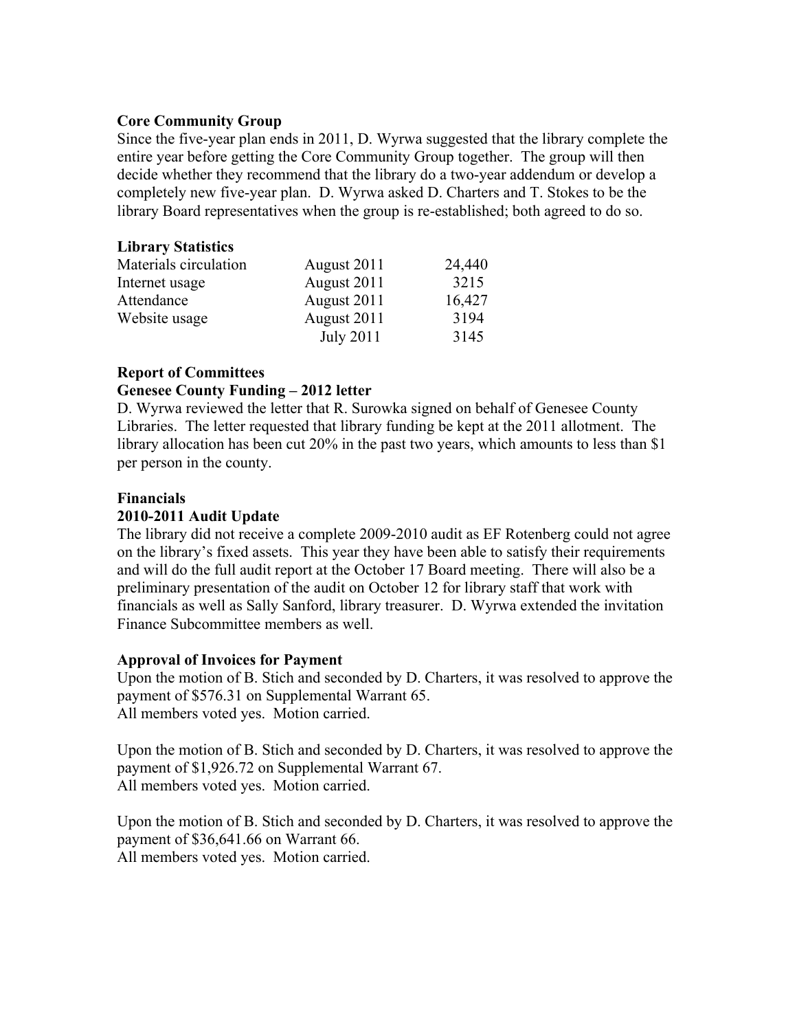**Core Community Group**

Since the five-year plan ends in 2011, D. Wyrwa suggested that the library complete the entire year before getting the Core Community Group together. The group will then decide whether they recommend that the library do a two-year addendum or develop a completely new five-year plan. D. Wyrwa asked D. Charters and T. Stokes to be the library Board representatives when the group is re-established; both agreed to do so.

**Library Statistics**

| | | |
|---|---|---|
| Materials circulation | August 2011 | 24,440 |
| Internet usage | August 2011 | 3215 |
| Attendance | August 2011 | 16,427 |
| Website usage | August 2011 | 3194 |
| | July 2011 | 3145 |

**Report of Committees**

**Genesee County Funding – 2012 letter**

D. Wyrwa reviewed the letter that R. Surowka signed on behalf of Genesee County Libraries. The letter requested that library funding be kept at the 2011 allotment. The library allocation has been cut 20% in the past two years, which amounts to less than $1 per person in the county.

**Financials**

**2010-2011 Audit Update**

The library did not receive a complete 2009-2010 audit as EF Rotenberg could not agree on the library's fixed assets. This year they have been able to satisfy their requirements and will do the full audit report at the October 17 Board meeting. There will also be a preliminary presentation of the audit on October 12 for library staff that work with financials as well as Sally Sanford, library treasurer. D. Wyrwa extended the invitation Finance Subcommittee members as well.

**Approval of Invoices for Payment**

Upon the motion of B. Stich and seconded by D. Charters, it was resolved to approve the payment of $576.31 on Supplemental Warrant 65.
All members voted yes. Motion carried.

Upon the motion of B. Stich and seconded by D. Charters, it was resolved to approve the payment of $1,926.72 on Supplemental Warrant 67.
All members voted yes. Motion carried.

Upon the motion of B. Stich and seconded by D. Charters, it was resolved to approve the payment of $36,641.66 on Warrant 66.
All members voted yes. Motion carried.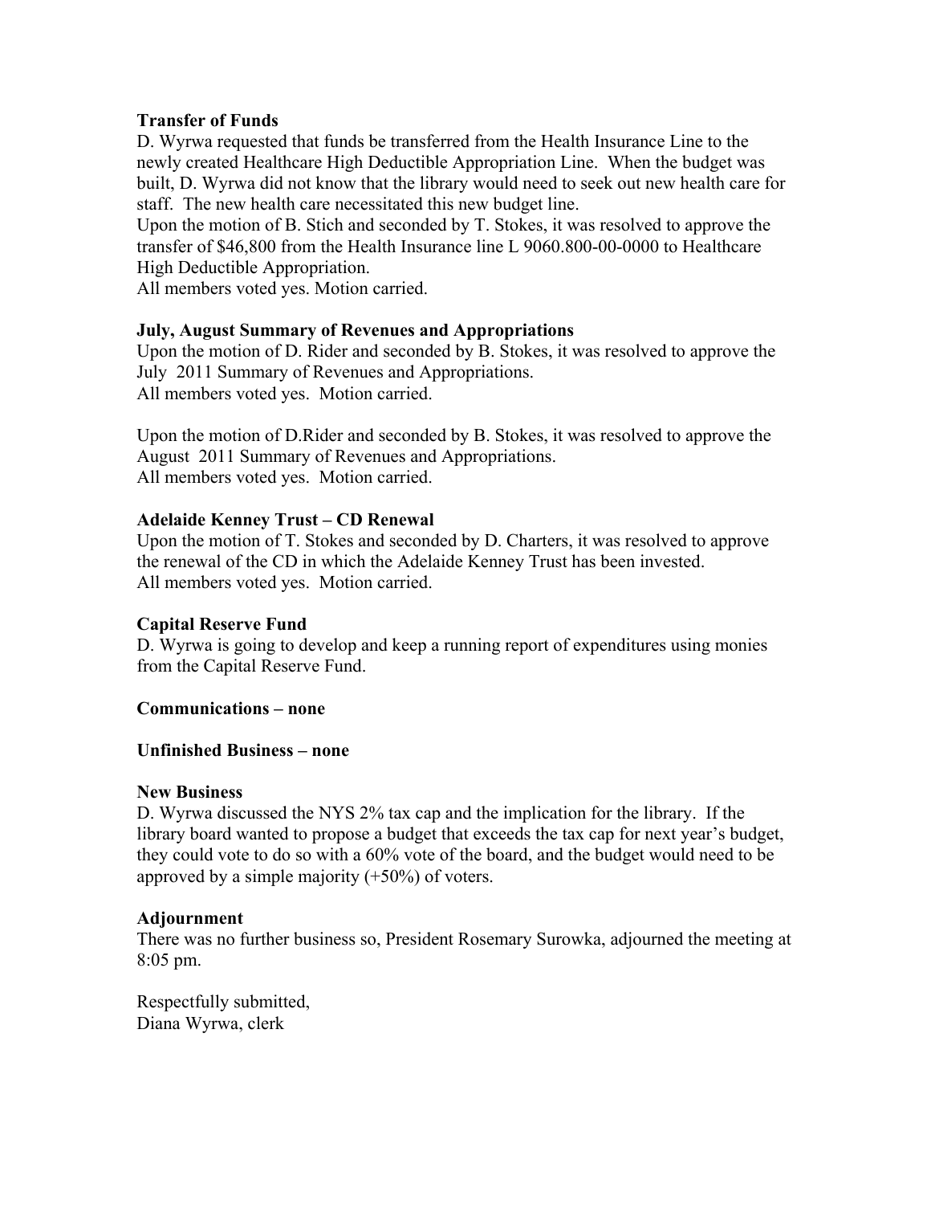**Transfer of Funds**

D. Wyrwa requested that funds be transferred from the Health Insurance Line to the newly created Healthcare High Deductible Appropriation Line. When the budget was built, D. Wyrwa did not know that the library would need to seek out new health care for staff. The new health care necessitated this new budget line.

Upon the motion of B. Stich and seconded by T. Stokes, it was resolved to approve the transfer of $46,800 from the Health Insurance line L 9060.800-00-0000 to Healthcare High Deductible Appropriation.

All members voted yes. Motion carried.

**July, August Summary of Revenues and Appropriations**

Upon the motion of D. Rider and seconded by B. Stokes, it was resolved to approve the July 2011 Summary of Revenues and Appropriations.

All members voted yes. Motion carried.

Upon the motion of D.Rider and seconded by B. Stokes, it was resolved to approve the August 2011 Summary of Revenues and Appropriations.

All members voted yes. Motion carried.

**Adelaide Kenney Trust – CD Renewal**

Upon the motion of T. Stokes and seconded by D. Charters, it was resolved to approve the renewal of the CD in which the Adelaide Kenney Trust has been invested.

All members voted yes. Motion carried.

**Capital Reserve Fund**

D. Wyrwa is going to develop and keep a running report of expenditures using monies from the Capital Reserve Fund.

**Communications – none**

**Unfinished Business – none**

**New Business**

D. Wyrwa discussed the NYS 2% tax cap and the implication for the library. If the library board wanted to propose a budget that exceeds the tax cap for next year's budget, they could vote to do so with a 60% vote of the board, and the budget would need to be approved by a simple majority (+50%) of voters.

**Adjournment**

There was no further business so, President Rosemary Surowka, adjourned the meeting at 8:05 pm.

Respectfully submitted,
Diana Wyrwa, clerk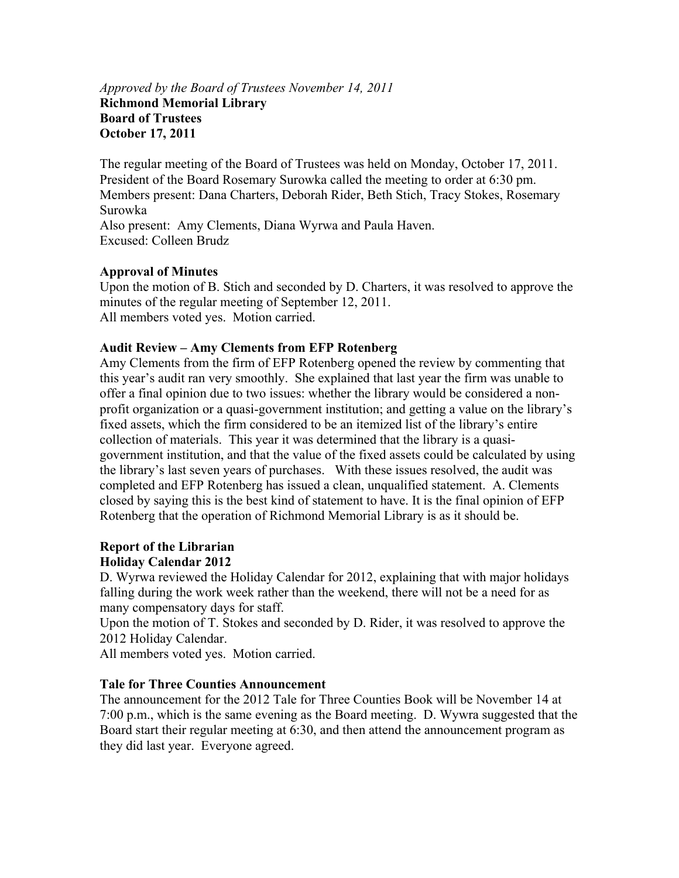*Approved by the Board of Trustees November 14, 2011*
**Richmond Memorial Library**
**Board of Trustees**
**October 17, 2011**

The regular meeting of the Board of Trustees was held on Monday, October 17, 2011. President of the Board Rosemary Surowka called the meeting to order at 6:30 pm.
Members present: Dana Charters, Deborah Rider, Beth Stich, Tracy Stokes, Rosemary Surowka
Also present: Amy Clements, Diana Wyrwa and Paula Haven.
Excused: Colleen Brudz

**Approval of Minutes**
Upon the motion of B. Stich and seconded by D. Charters, it was resolved to approve the minutes of the regular meeting of September 12, 2011.
All members voted yes. Motion carried.

**Audit Review – Amy Clements from EFP Rotenberg**
Amy Clements from the firm of EFP Rotenberg opened the review by commenting that this year's audit ran very smoothly. She explained that last year the firm was unable to offer a final opinion due to two issues: whether the library would be considered a non-profit organization or a quasi-government institution; and getting a value on the library's fixed assets, which the firm considered to be an itemized list of the library's entire collection of materials. This year it was determined that the library is a quasi-government institution, and that the value of the fixed assets could be calculated by using the library's last seven years of purchases. With these issues resolved, the audit was completed and EFP Rotenberg has issued a clean, unqualified statement. A. Clements closed by saying this is the best kind of statement to have. It is the final opinion of EFP Rotenberg that the operation of Richmond Memorial Library is as it should be.

**Report of the Librarian**
**Holiday Calendar 2012**
D. Wyrwa reviewed the Holiday Calendar for 2012, explaining that with major holidays falling during the work week rather than the weekend, there will not be a need for as many compensatory days for staff.
Upon the motion of T. Stokes and seconded by D. Rider, it was resolved to approve the 2012 Holiday Calendar.
All members voted yes. Motion carried.

**Tale for Three Counties Announcement**
The announcement for the 2012 Tale for Three Counties Book will be November 14 at 7:00 p.m., which is the same evening as the Board meeting. D. Wywra suggested that the Board start their regular meeting at 6:30, and then attend the announcement program as they did last year. Everyone agreed.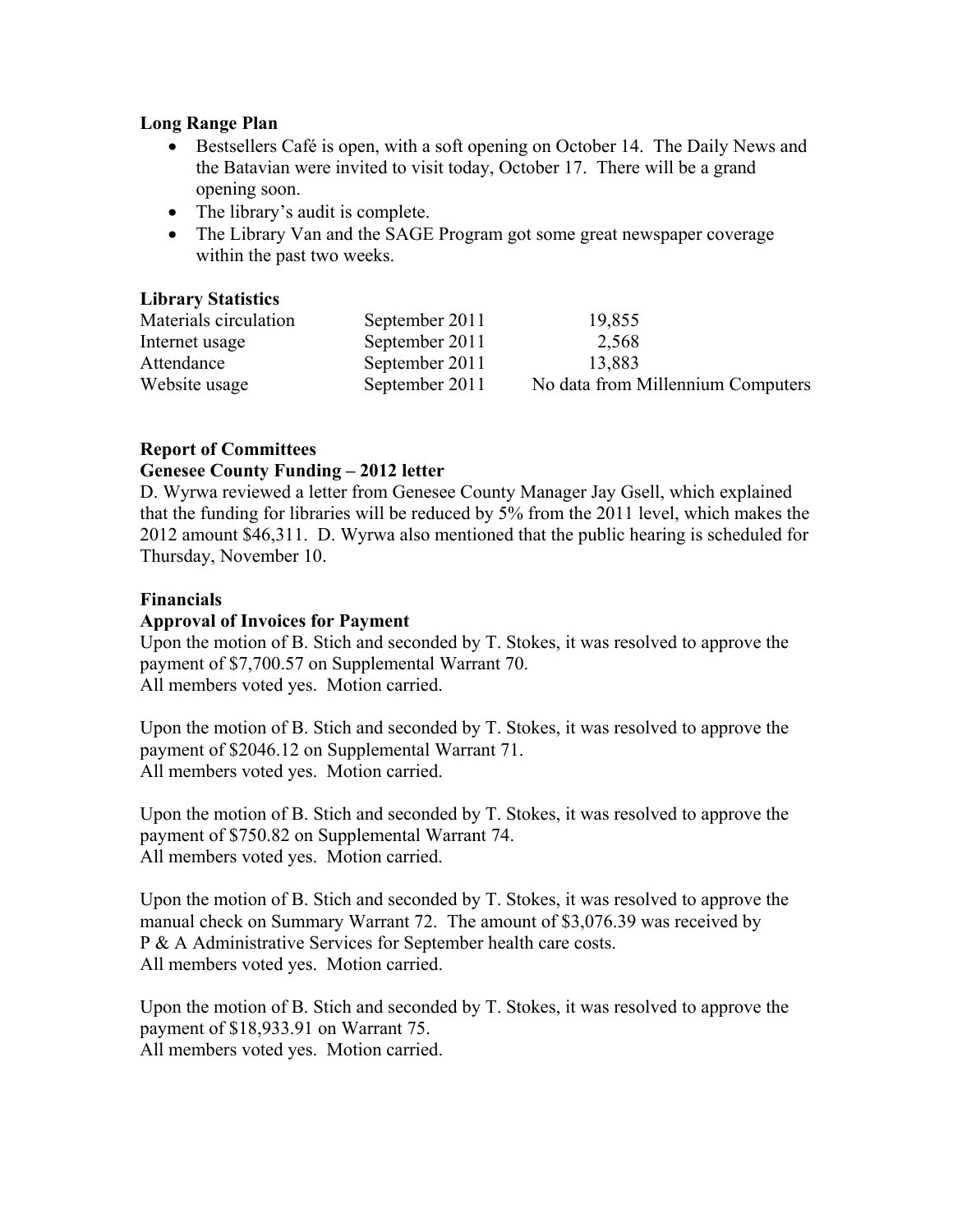**Long Range Plan**

- Bestsellers Café is open, with a soft opening on October 14. The Daily News and the Batavian were invited to visit today, October 17. There will be a grand opening soon.
- The library's audit is complete.
- The Library Van and the SAGE Program got some great newspaper coverage within the past two weeks.

**Library Statistics**

| | | |
|---|---|---|
| Materials circulation | September 2011 | 19,855 |
| Internet usage | September 2011 | 2,568 |
| Attendance | September 2011 | 13,883 |
| Website usage | September 2011 | No data from Millennium Computers |

**Report of Committees**

**Genesee County Funding – 2012 letter**

D. Wyrwa reviewed a letter from Genesee County Manager Jay Gsell, which explained that the funding for libraries will be reduced by 5% from the 2011 level, which makes the 2012 amount $46,311. D. Wyrwa also mentioned that the public hearing is scheduled for Thursday, November 10.

**Financials**

**Approval of Invoices for Payment**

Upon the motion of B. Stich and seconded by T. Stokes, it was resolved to approve the payment of $7,700.57 on Supplemental Warrant 70.
All members voted yes. Motion carried.

Upon the motion of B. Stich and seconded by T. Stokes, it was resolved to approve the payment of $2046.12 on Supplemental Warrant 71.
All members voted yes. Motion carried.

Upon the motion of B. Stich and seconded by T. Stokes, it was resolved to approve the payment of $750.82 on Supplemental Warrant 74.
All members voted yes. Motion carried.

Upon the motion of B. Stich and seconded by T. Stokes, it was resolved to approve the manual check on Summary Warrant 72. The amount of $3,076.39 was received by P & A Administrative Services for September health care costs.
All members voted yes. Motion carried.

Upon the motion of B. Stich and seconded by T. Stokes, it was resolved to approve the payment of $18,933.91 on Warrant 75.
All members voted yes. Motion carried.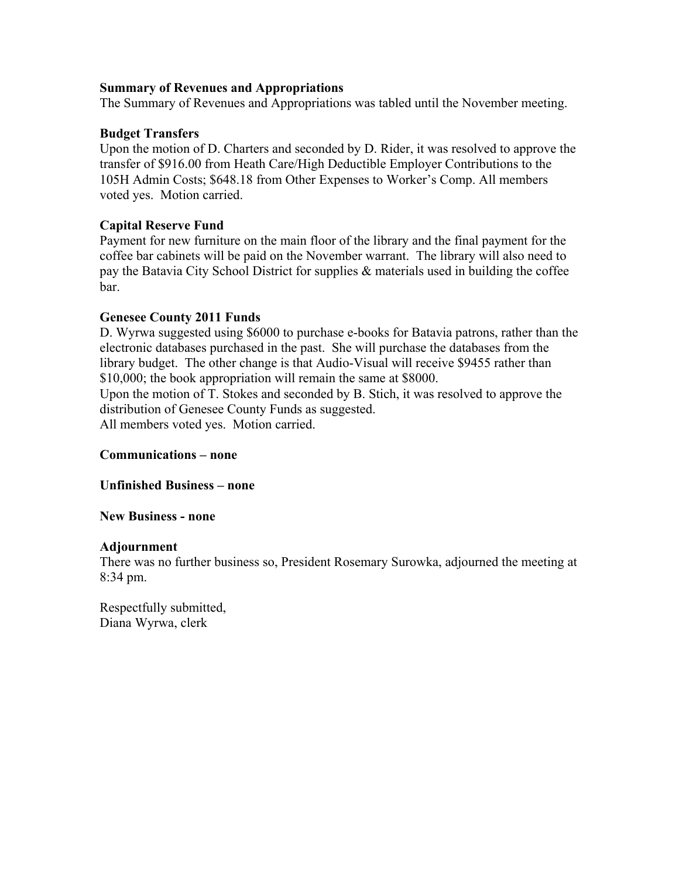**Summary of Revenues and Appropriations**
The Summary of Revenues and Appropriations was tabled until the November meeting.

**Budget Transfers**
Upon the motion of D. Charters and seconded by D. Rider, it was resolved to approve the transfer of $916.00 from Heath Care/High Deductible Employer Contributions to the 105H Admin Costs; $648.18 from Other Expenses to Worker's Comp. All members voted yes. Motion carried.

**Capital Reserve Fund**
Payment for new furniture on the main floor of the library and the final payment for the coffee bar cabinets will be paid on the November warrant. The library will also need to pay the Batavia City School District for supplies & materials used in building the coffee bar.

**Genesee County 2011 Funds**
D. Wyrwa suggested using $6000 to purchase e-books for Batavia patrons, rather than the electronic databases purchased in the past. She will purchase the databases from the library budget. The other change is that Audio-Visual will receive $9455 rather than $10,000; the book appropriation will remain the same at $8000.
Upon the motion of T. Stokes and seconded by B. Stich, it was resolved to approve the distribution of Genesee County Funds as suggested.
All members voted yes. Motion carried.

**Communications – none**

**Unfinished Business – none**

**New Business - none**

**Adjournment**
There was no further business so, President Rosemary Surowka, adjourned the meeting at 8:34 pm.

Respectfully submitted,
Diana Wyrwa, clerk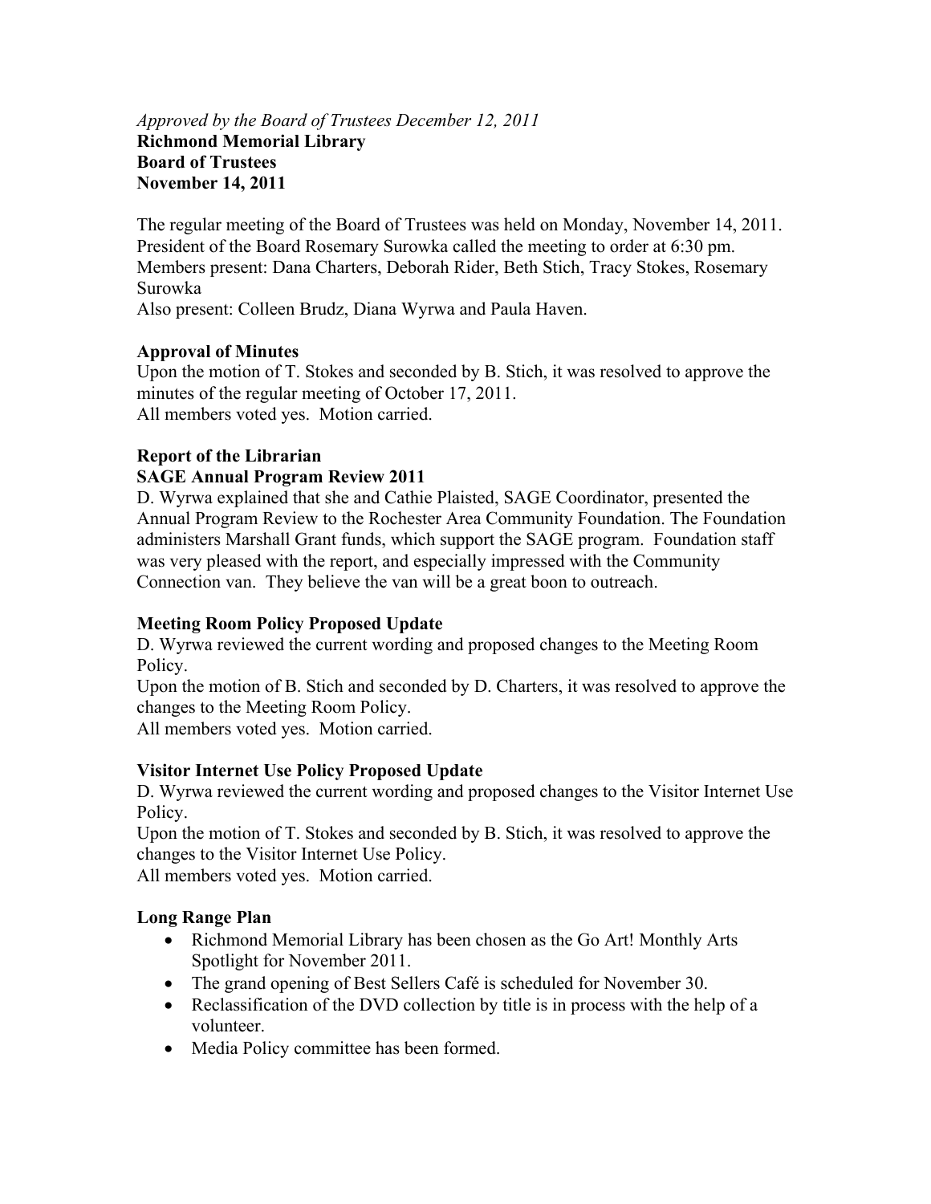*Approved by the Board of Trustees December 12, 2011*
**Richmond Memorial Library**
**Board of Trustees**
**November 14, 2011**

The regular meeting of the Board of Trustees was held on Monday, November 14, 2011. President of the Board Rosemary Surowka called the meeting to order at 6:30 pm.
Members present: Dana Charters, Deborah Rider, Beth Stich, Tracy Stokes, Rosemary Surowka
Also present: Colleen Brudz, Diana Wyrwa and Paula Haven.

**Approval of Minutes**
Upon the motion of T. Stokes and seconded by B. Stich, it was resolved to approve the minutes of the regular meeting of October 17, 2011.
All members voted yes. Motion carried.

**Report of the Librarian**
**SAGE Annual Program Review 2011**
D. Wyrwa explained that she and Cathie Plaisted, SAGE Coordinator, presented the Annual Program Review to the Rochester Area Community Foundation. The Foundation administers Marshall Grant funds, which support the SAGE program. Foundation staff was very pleased with the report, and especially impressed with the Community Connection van. They believe the van will be a great boon to outreach.

**Meeting Room Policy Proposed Update**
D. Wyrwa reviewed the current wording and proposed changes to the Meeting Room Policy.
Upon the motion of B. Stich and seconded by D. Charters, it was resolved to approve the changes to the Meeting Room Policy.
All members voted yes. Motion carried.

**Visitor Internet Use Policy Proposed Update**
D. Wyrwa reviewed the current wording and proposed changes to the Visitor Internet Use Policy.
Upon the motion of T. Stokes and seconded by B. Stich, it was resolved to approve the changes to the Visitor Internet Use Policy.
All members voted yes. Motion carried.

**Long Range Plan**

- Richmond Memorial Library has been chosen as the Go Art! Monthly Arts Spotlight for November 2011.
- The grand opening of Best Sellers Café is scheduled for November 30.
- Reclassification of the DVD collection by title is in process with the help of a volunteer.
- Media Policy committee has been formed.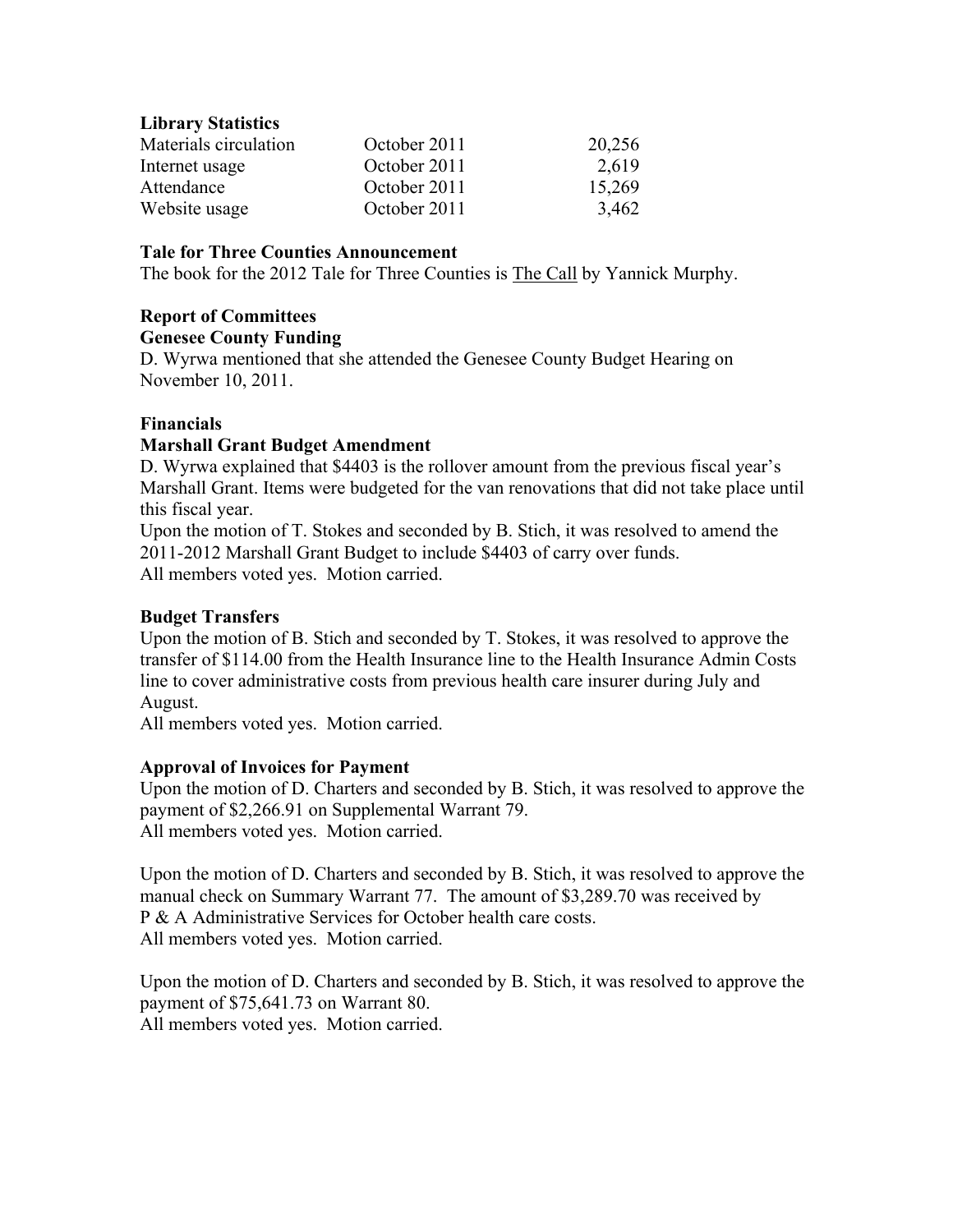**Library Statistics**

| | | |
|---|---|---|
| Materials circulation | October 2011 | 20,256 |
| Internet usage | October 2011 | 2,619 |
| Attendance | October 2011 | 15,269 |
| Website usage | October 2011 | 3,462 |

**Tale for Three Counties Announcement**

The book for the 2012 Tale for Three Counties is The Call by Yannick Murphy.

**Report of Committees**

**Genesee County Funding**

D. Wyrwa mentioned that she attended the Genesee County Budget Hearing on November 10, 2011.

**Financials**

**Marshall Grant Budget Amendment**

D. Wyrwa explained that $4403 is the rollover amount from the previous fiscal year's Marshall Grant. Items were budgeted for the van renovations that did not take place until this fiscal year.

Upon the motion of T. Stokes and seconded by B. Stich, it was resolved to amend the 2011-2012 Marshall Grant Budget to include $4403 of carry over funds.

All members voted yes. Motion carried.

**Budget Transfers**

Upon the motion of B. Stich and seconded by T. Stokes, it was resolved to approve the transfer of $114.00 from the Health Insurance line to the Health Insurance Admin Costs line to cover administrative costs from previous health care insurer during July and August.

All members voted yes. Motion carried.

**Approval of Invoices for Payment**

Upon the motion of D. Charters and seconded by B. Stich, it was resolved to approve the payment of $2,266.91 on Supplemental Warrant 79.

All members voted yes. Motion carried.

Upon the motion of D. Charters and seconded by B. Stich, it was resolved to approve the manual check on Summary Warrant 77. The amount of $3,289.70 was received by P & A Administrative Services for October health care costs.

All members voted yes. Motion carried.

Upon the motion of D. Charters and seconded by B. Stich, it was resolved to approve the payment of $75,641.73 on Warrant 80.

All members voted yes. Motion carried.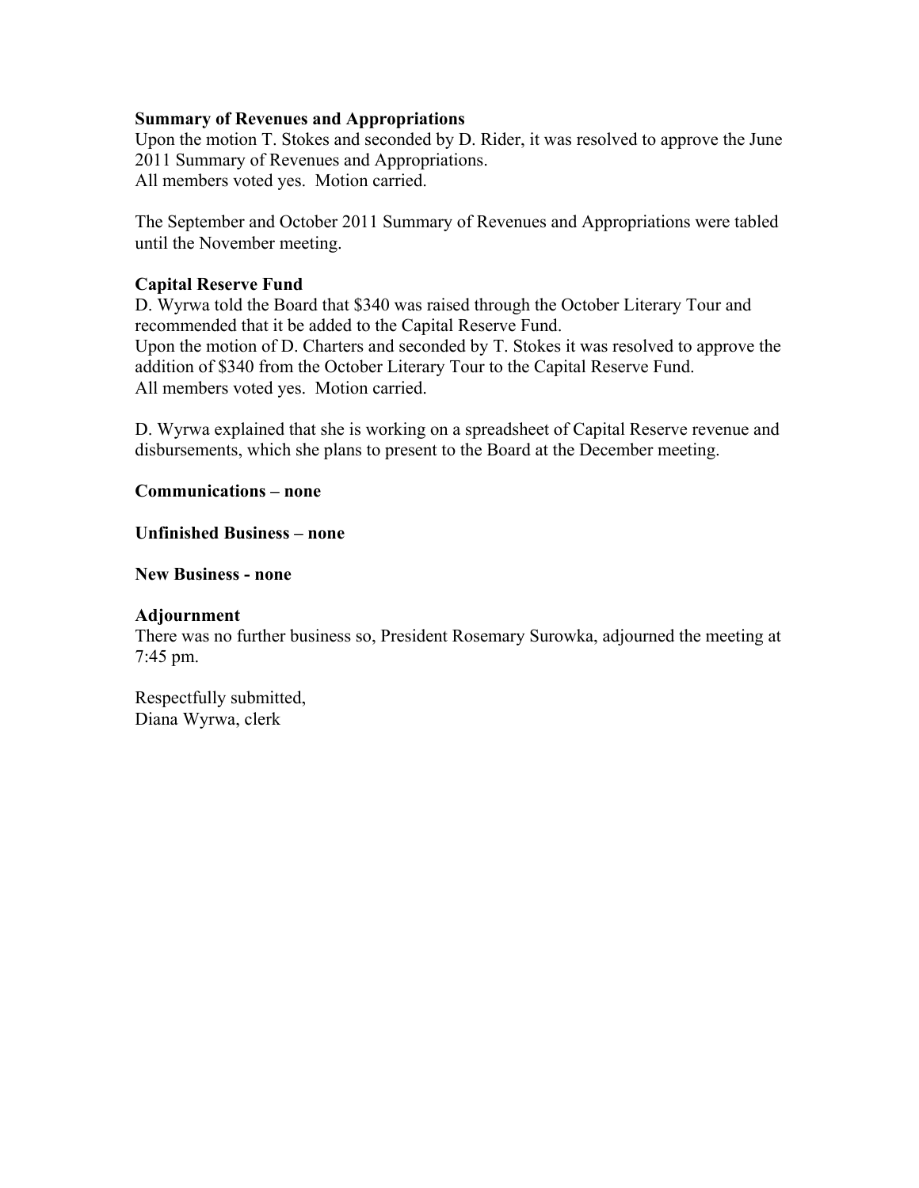**Summary of Revenues and Appropriations**

Upon the motion T. Stokes and seconded by D. Rider, it was resolved to approve the June 2011 Summary of Revenues and Appropriations.
All members voted yes. Motion carried.

The September and October 2011 Summary of Revenues and Appropriations were tabled until the November meeting.

**Capital Reserve Fund**

D. Wyrwa told the Board that $340 was raised through the October Literary Tour and recommended that it be added to the Capital Reserve Fund.
Upon the motion of D. Charters and seconded by T. Stokes it was resolved to approve the addition of $340 from the October Literary Tour to the Capital Reserve Fund.
All members voted yes. Motion carried.

D. Wyrwa explained that she is working on a spreadsheet of Capital Reserve revenue and disbursements, which she plans to present to the Board at the December meeting.

**Communications – none**

**Unfinished Business – none**

**New Business - none**

**Adjournment**

There was no further business so, President Rosemary Surowka, adjourned the meeting at 7:45 pm.

Respectfully submitted,
Diana Wyrwa, clerk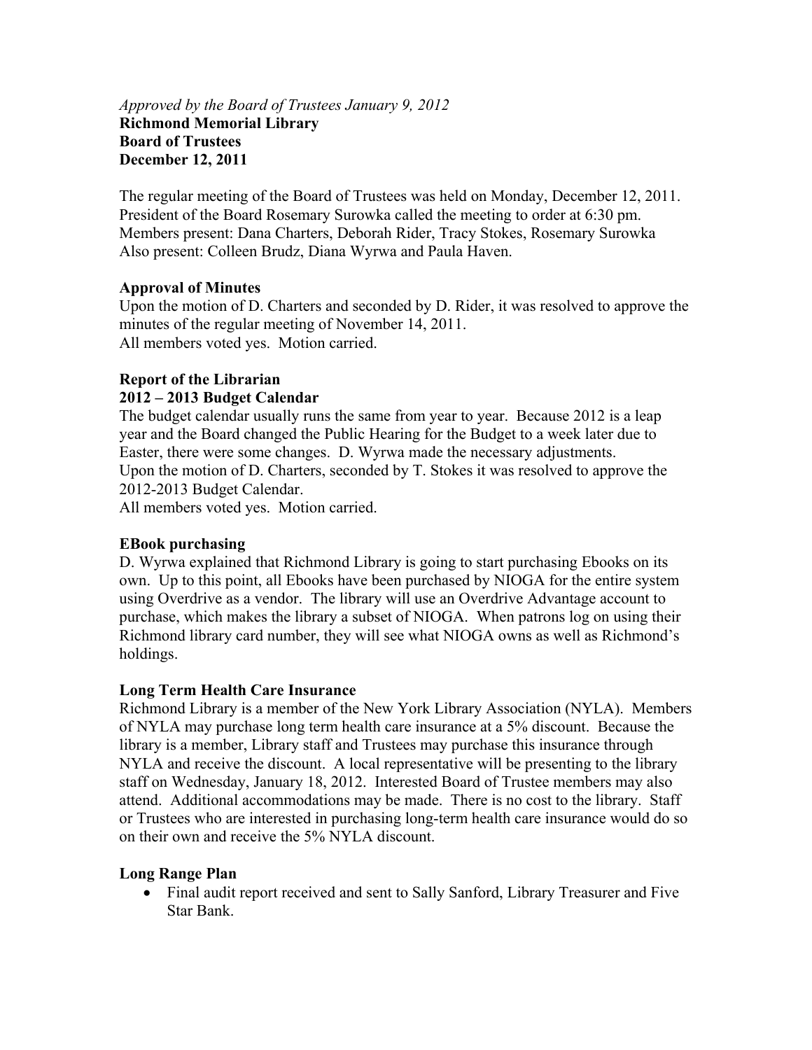*Approved by the Board of Trustees January 9, 2012*

**Richmond Memorial Library**
**Board of Trustees**
**December 12, 2011**

The regular meeting of the Board of Trustees was held on Monday, December 12, 2011. President of the Board Rosemary Surowka called the meeting to order at 6:30 pm.
Members present: Dana Charters, Deborah Rider, Tracy Stokes, Rosemary Surowka
Also present: Colleen Brudz, Diana Wyrwa and Paula Haven.

**Approval of Minutes**

Upon the motion of D. Charters and seconded by D. Rider, it was resolved to approve the minutes of the regular meeting of November 14, 2011.
All members voted yes. Motion carried.

**Report of the Librarian**

**2012 – 2013 Budget Calendar**

The budget calendar usually runs the same from year to year. Because 2012 is a leap year and the Board changed the Public Hearing for the Budget to a week later due to Easter, there were some changes. D. Wyrwa made the necessary adjustments.
Upon the motion of D. Charters, seconded by T. Stokes it was resolved to approve the 2012-2013 Budget Calendar.
All members voted yes. Motion carried.

**EBook purchasing**

D. Wyrwa explained that Richmond Library is going to start purchasing Ebooks on its own. Up to this point, all Ebooks have been purchased by NIOGA for the entire system using Overdrive as a vendor. The library will use an Overdrive Advantage account to purchase, which makes the library a subset of NIOGA. When patrons log on using their Richmond library card number, they will see what NIOGA owns as well as Richmond's holdings.

**Long Term Health Care Insurance**

Richmond Library is a member of the New York Library Association (NYLA). Members of NYLA may purchase long term health care insurance at a 5% discount. Because the library is a member, Library staff and Trustees may purchase this insurance through NYLA and receive the discount. A local representative will be presenting to the library staff on Wednesday, January 18, 2012. Interested Board of Trustee members may also attend. Additional accommodations may be made. There is no cost to the library. Staff or Trustees who are interested in purchasing long-term health care insurance would do so on their own and receive the 5% NYLA discount.

**Long Range Plan**

- Final audit report received and sent to Sally Sanford, Library Treasurer and Five Star Bank.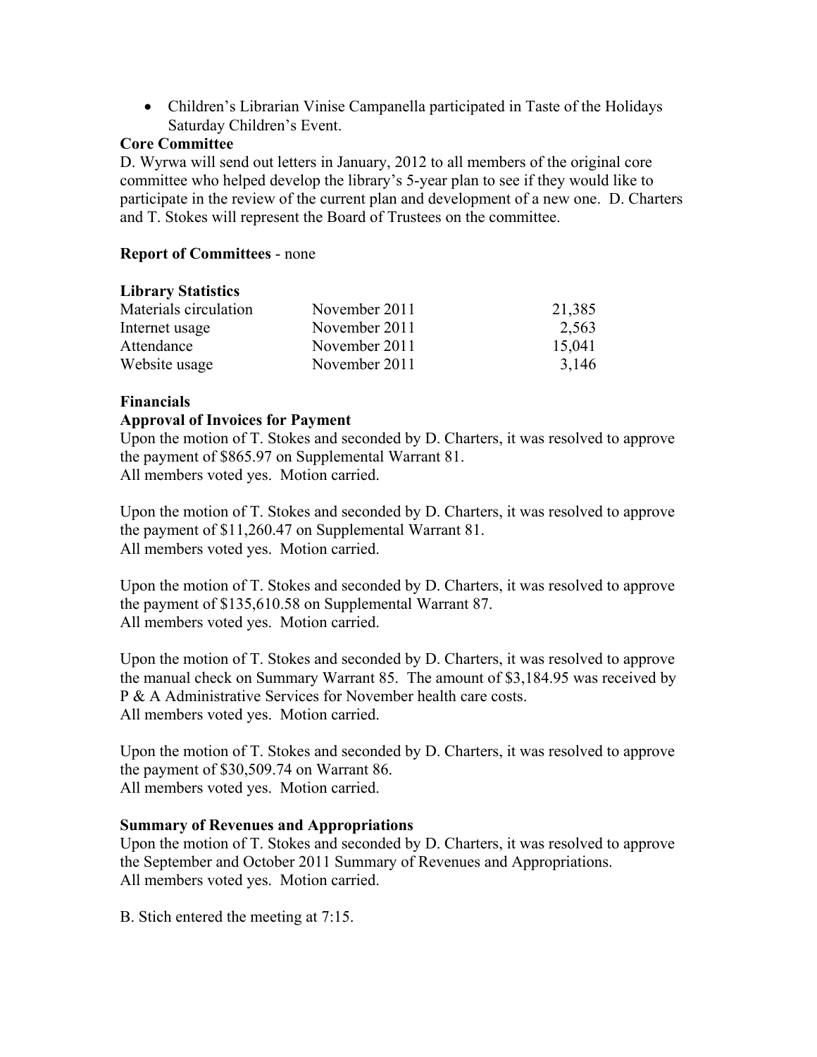- Children's Librarian Vinise Campanella participated in Taste of the Holidays Saturday Children's Event.

**Core Committee**

D. Wyrwa will send out letters in January, 2012 to all members of the original core committee who helped develop the library's 5-year plan to see if they would like to participate in the review of the current plan and development of a new one. D. Charters and T. Stokes will represent the Board of Trustees on the committee.

**Report of Committees** - none

**Library Statistics**

| | | |
|---|---|---|
| Materials circulation | November 2011 | 21,385 |
| Internet usage | November 2011 | 2,563 |
| Attendance | November 2011 | 15,041 |
| Website usage | November 2011 | 3,146 |

**Financials**

**Approval of Invoices for Payment**

Upon the motion of T. Stokes and seconded by D. Charters, it was resolved to approve the payment of $865.97 on Supplemental Warrant 81.
All members voted yes. Motion carried.

Upon the motion of T. Stokes and seconded by D. Charters, it was resolved to approve the payment of $11,260.47 on Supplemental Warrant 81.
All members voted yes. Motion carried.

Upon the motion of T. Stokes and seconded by D. Charters, it was resolved to approve the payment of $135,610.58 on Supplemental Warrant 87.
All members voted yes. Motion carried.

Upon the motion of T. Stokes and seconded by D. Charters, it was resolved to approve the manual check on Summary Warrant 85. The amount of $3,184.95 was received by P & A Administrative Services for November health care costs.
All members voted yes. Motion carried.

Upon the motion of T. Stokes and seconded by D. Charters, it was resolved to approve the payment of $30,509.74 on Warrant 86.
All members voted yes. Motion carried.

**Summary of Revenues and Appropriations**

Upon the motion of T. Stokes and seconded by D. Charters, it was resolved to approve the September and October 2011 Summary of Revenues and Appropriations.
All members voted yes. Motion carried.

B. Stich entered the meeting at 7:15.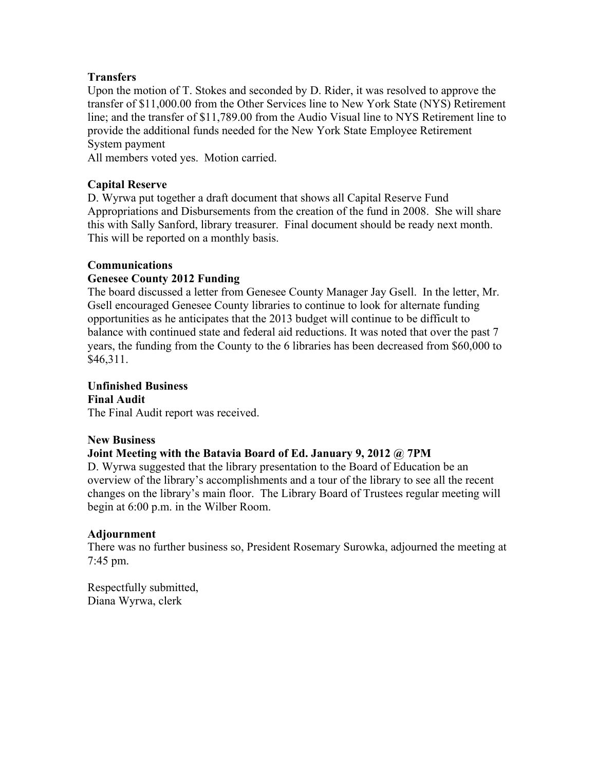**Transfers**

Upon the motion of T. Stokes and seconded by D. Rider, it was resolved to approve the transfer of $11,000.00 from the Other Services line to New York State (NYS) Retirement line; and the transfer of $11,789.00 from the Audio Visual line to NYS Retirement line to provide the additional funds needed for the New York State Employee Retirement System payment

All members voted yes. Motion carried.

**Capital Reserve**

D. Wyrwa put together a draft document that shows all Capital Reserve Fund Appropriations and Disbursements from the creation of the fund in 2008. She will share this with Sally Sanford, library treasurer. Final document should be ready next month. This will be reported on a monthly basis.

**Communications**

**Genesee County 2012 Funding**

The board discussed a letter from Genesee County Manager Jay Gsell. In the letter, Mr. Gsell encouraged Genesee County libraries to continue to look for alternate funding opportunities as he anticipates that the 2013 budget will continue to be difficult to balance with continued state and federal aid reductions. It was noted that over the past 7 years, the funding from the County to the 6 libraries has been decreased from $60,000 to $46,311.

**Unfinished Business**

**Final Audit**

The Final Audit report was received.

**New Business**

**Joint Meeting with the Batavia Board of Ed. January 9, 2012 @ 7PM**

D. Wyrwa suggested that the library presentation to the Board of Education be an overview of the library's accomplishments and a tour of the library to see all the recent changes on the library's main floor. The Library Board of Trustees regular meeting will begin at 6:00 p.m. in the Wilber Room.

**Adjournment**

There was no further business so, President Rosemary Surowka, adjourned the meeting at 7:45 pm.

Respectfully submitted,
Diana Wyrwa, clerk